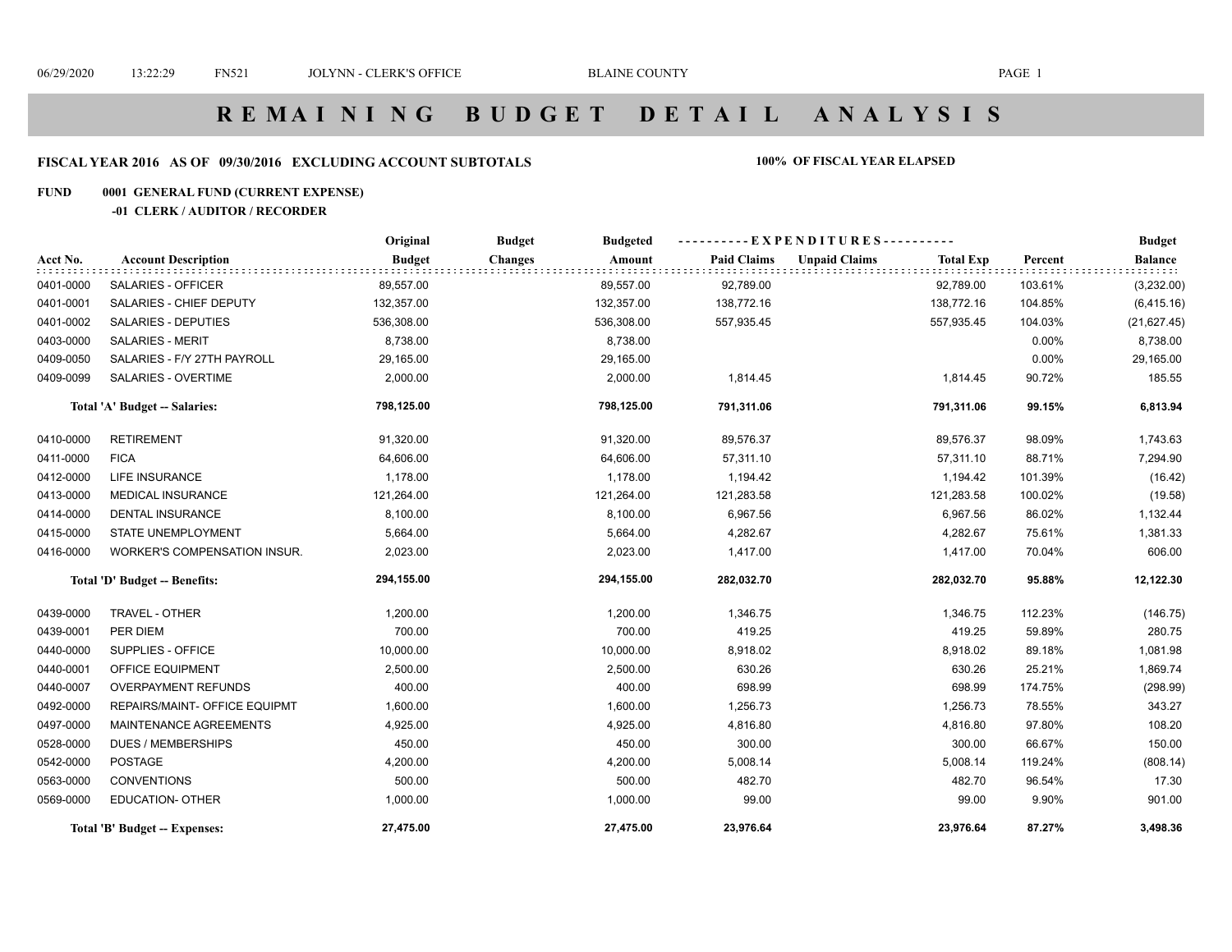# R E M A I N I N G   B U D G E T   D E T A I L   A N A L Y S I S

**FISCAL YEAR 2016 AS OF 09/30/2016 EXCLUDING ACCOUNT SUBTOTALS** **100% OF FISCAL YEAR ELAPSED**

**FUND 0001 GENERAL FUND (CURRENT EXPENSE)**

**-01 CLERK / AUDITOR / RECORDER**

| Acct No. | Account Description | Original Budget | Budget Changes | Budgeted Amount | Paid Claims | Unpaid Claims | Total Exp | Percent | Budget Balance |
|---|---|---|---|---|---|---|---|---|---|
| 0401-0000 | SALARIES - OFFICER | 89,557.00 | | 89,557.00 | 92,789.00 | | 92,789.00 | 103.61% | (3,232.00) |
| 0401-0001 | SALARIES - CHIEF DEPUTY | 132,357.00 | | 132,357.00 | 138,772.16 | | 138,772.16 | 104.85% | (6,415.16) |
| 0401-0002 | SALARIES - DEPUTIES | 536,308.00 | | 536,308.00 | 557,935.45 | | 557,935.45 | 104.03% | (21,627.45) |
| 0403-0000 | SALARIES - MERIT | 8,738.00 | | 8,738.00 | | | | 0.00% | 8,738.00 |
| 0409-0050 | SALARIES - F/Y 27TH PAYROLL | 29,165.00 | | 29,165.00 | | | | 0.00% | 29,165.00 |
| 0409-0099 | SALARIES - OVERTIME | 2,000.00 | | 2,000.00 | 1,814.45 | | 1,814.45 | 90.72% | 185.55 |
| | **Total 'A' Budget -- Salaries:** | **798,125.00** | | **798,125.00** | **791,311.06** | | **791,311.06** | **99.15%** | **6,813.94** |
| 0410-0000 | RETIREMENT | 91,320.00 | | 91,320.00 | 89,576.37 | | 89,576.37 | 98.09% | 1,743.63 |
| 0411-0000 | FICA | 64,606.00 | | 64,606.00 | 57,311.10 | | 57,311.10 | 88.71% | 7,294.90 |
| 0412-0000 | LIFE INSURANCE | 1,178.00 | | 1,178.00 | 1,194.42 | | 1,194.42 | 101.39% | (16.42) |
| 0413-0000 | MEDICAL INSURANCE | 121,264.00 | | 121,264.00 | 121,283.58 | | 121,283.58 | 100.02% | (19.58) |
| 0414-0000 | DENTAL INSURANCE | 8,100.00 | | 8,100.00 | 6,967.56 | | 6,967.56 | 86.02% | 1,132.44 |
| 0415-0000 | STATE UNEMPLOYMENT | 5,664.00 | | 5,664.00 | 4,282.67 | | 4,282.67 | 75.61% | 1,381.33 |
| 0416-0000 | WORKER'S COMPENSATION INSUR. | 2,023.00 | | 2,023.00 | 1,417.00 | | 1,417.00 | 70.04% | 606.00 |
| | **Total 'D' Budget -- Benefits:** | **294,155.00** | | **294,155.00** | **282,032.70** | | **282,032.70** | **95.88%** | **12,122.30** |
| 0439-0000 | TRAVEL - OTHER | 1,200.00 | | 1,200.00 | 1,346.75 | | 1,346.75 | 112.23% | (146.75) |
| 0439-0001 | PER DIEM | 700.00 | | 700.00 | 419.25 | | 419.25 | 59.89% | 280.75 |
| 0440-0000 | SUPPLIES - OFFICE | 10,000.00 | | 10,000.00 | 8,918.02 | | 8,918.02 | 89.18% | 1,081.98 |
| 0440-0001 | OFFICE EQUIPMENT | 2,500.00 | | 2,500.00 | 630.26 | | 630.26 | 25.21% | 1,869.74 |
| 0440-0007 | OVERPAYMENT REFUNDS | 400.00 | | 400.00 | 698.99 | | 698.99 | 174.75% | (298.99) |
| 0492-0000 | REPAIRS/MAINT- OFFICE EQUIPMT | 1,600.00 | | 1,600.00 | 1,256.73 | | 1,256.73 | 78.55% | 343.27 |
| 0497-0000 | MAINTENANCE AGREEMENTS | 4,925.00 | | 4,925.00 | 4,816.80 | | 4,816.80 | 97.80% | 108.20 |
| 0528-0000 | DUES / MEMBERSHIPS | 450.00 | | 450.00 | 300.00 | | 300.00 | 66.67% | 150.00 |
| 0542-0000 | POSTAGE | 4,200.00 | | 4,200.00 | 5,008.14 | | 5,008.14 | 119.24% | (808.14) |
| 0563-0000 | CONVENTIONS | 500.00 | | 500.00 | 482.70 | | 482.70 | 96.54% | 17.30 |
| 0569-0000 | EDUCATION- OTHER | 1,000.00 | | 1,000.00 | 99.00 | | 99.00 | 9.90% | 901.00 |
| | **Total 'B' Budget -- Expenses:** | **27,475.00** | | **27,475.00** | **23,976.64** | | **23,976.64** | **87.27%** | **3,498.36** |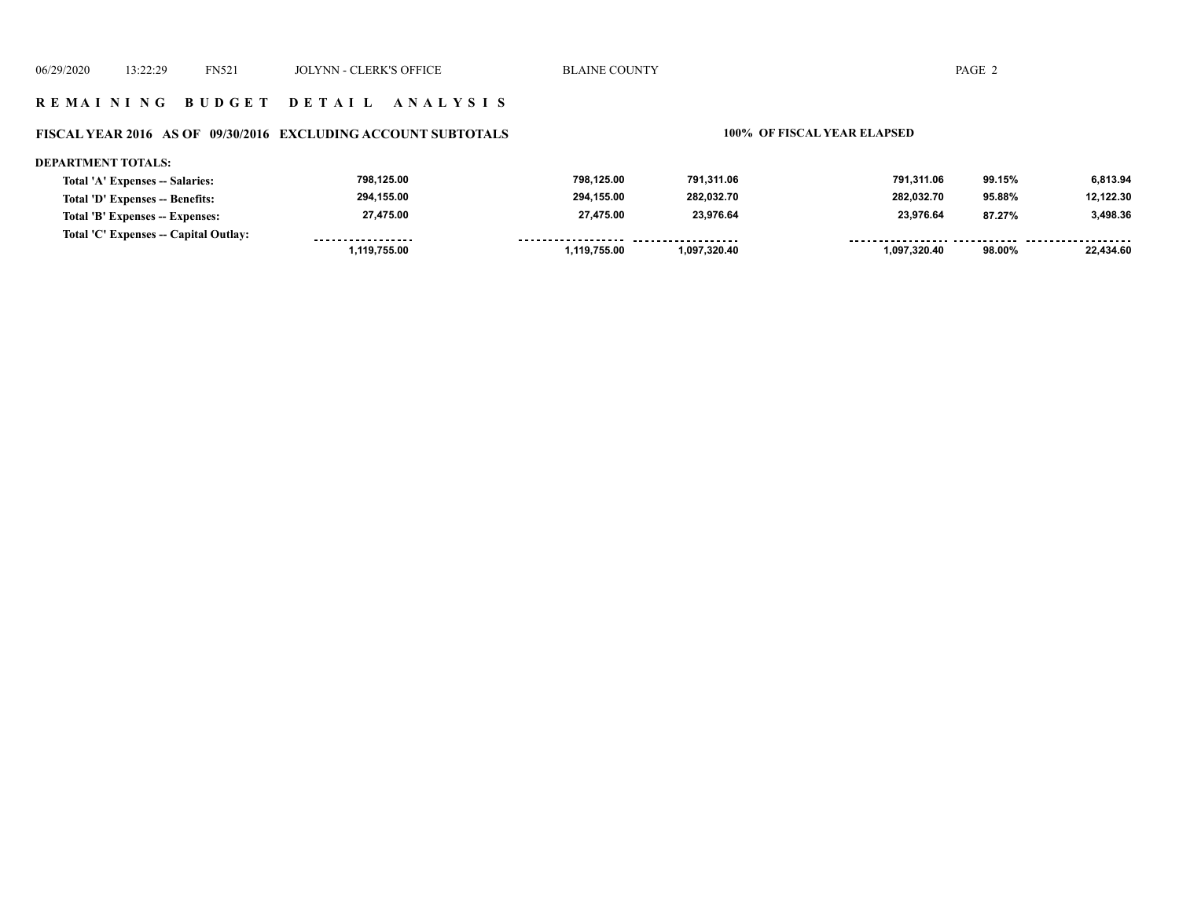## R E M A I N I N G   B U D G E T   D E T A I L   A N A L Y S I S

**FISCAL YEAR 2016 AS OF 09/30/2016 EXCLUDING ACCOUNT SUBTOTALS** — **100% OF FISCAL YEAR ELAPSED**

**DEPARTMENT TOTALS:**

| | | | | | | |
|---|---|---|---|---|---|---|
| **Total 'A' Expenses -- Salaries:** | 798,125.00 | 798,125.00 | 791,311.06 | 791,311.06 | 99.15% | 6,813.94 |
| **Total 'D' Expenses -- Benefits:** | 294,155.00 | 294,155.00 | 282,032.70 | 282,032.70 | 95.88% | 12,122.30 |
| **Total 'B' Expenses -- Expenses:** | 27,475.00 | 27,475.00 | 23,976.64 | 23,976.64 | 87.27% | 3,498.36 |
| **Total 'C' Expenses -- Capital Outlay:** | | | | | | |
| | 1,119,755.00 | 1,119,755.00 | 1,097,320.40 | 1,097,320.40 | 98.00% | 22,434.60 |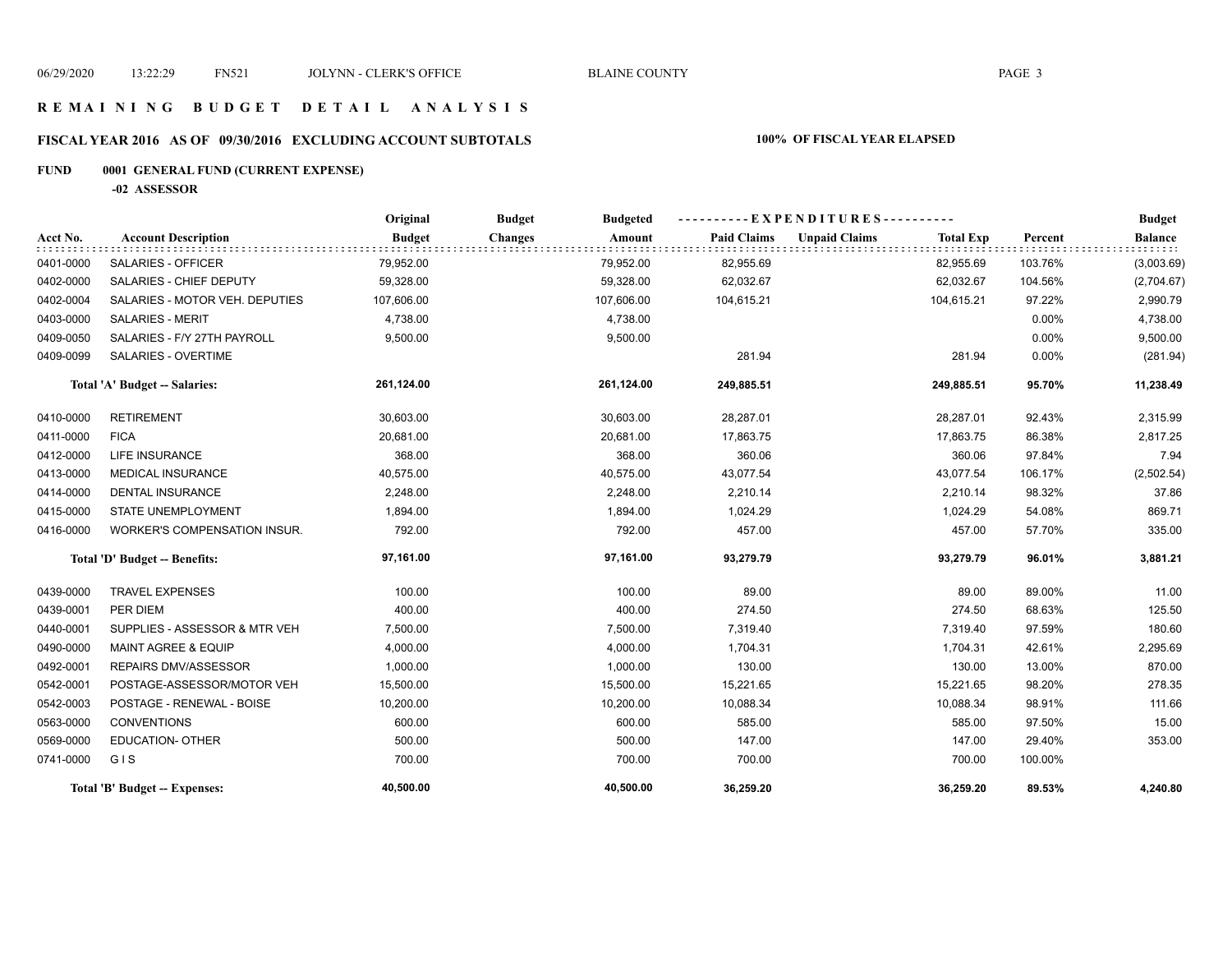# R E M A I N I N G B U D G E T D E T A I L A N A L Y S I S

## FISCAL YEAR 2016 AS OF 09/30/2016 EXCLUDING ACCOUNT SUBTOTALS

**100% OF FISCAL YEAR ELAPSED**

**FUND 0001 GENERAL FUND (CURRENT EXPENSE)**

**-02 ASSESSOR**

| Acct No. | Account Description | Original Budget | Budget Changes | Budgeted Amount | Paid Claims | Unpaid Claims | Total Exp | Percent | Budget Balance |
|---|---|---|---|---|---|---|---|---|---|
| 0401-0000 | SALARIES - OFFICER | 79,952.00 | | 79,952.00 | 82,955.69 | | 82,955.69 | 103.76% | (3,003.69) |
| 0402-0000 | SALARIES - CHIEF DEPUTY | 59,328.00 | | 59,328.00 | 62,032.67 | | 62,032.67 | 104.56% | (2,704.67) |
| 0402-0004 | SALARIES - MOTOR VEH. DEPUTIES | 107,606.00 | | 107,606.00 | 104,615.21 | | 104,615.21 | 97.22% | 2,990.79 |
| 0403-0000 | SALARIES - MERIT | 4,738.00 | | 4,738.00 | | | | 0.00% | 4,738.00 |
| 0409-0050 | SALARIES - F/Y 27TH PAYROLL | 9,500.00 | | 9,500.00 | | | | 0.00% | 9,500.00 |
| 0409-0099 | SALARIES - OVERTIME | | | | 281.94 | | 281.94 | 0.00% | (281.94) |
| | **Total 'A' Budget -- Salaries:** | **261,124.00** | | **261,124.00** | **249,885.51** | | **249,885.51** | **95.70%** | **11,238.49** |
| 0410-0000 | RETIREMENT | 30,603.00 | | 30,603.00 | 28,287.01 | | 28,287.01 | 92.43% | 2,315.99 |
| 0411-0000 | FICA | 20,681.00 | | 20,681.00 | 17,863.75 | | 17,863.75 | 86.38% | 2,817.25 |
| 0412-0000 | LIFE INSURANCE | 368.00 | | 368.00 | 360.06 | | 360.06 | 97.84% | 7.94 |
| 0413-0000 | MEDICAL INSURANCE | 40,575.00 | | 40,575.00 | 43,077.54 | | 43,077.54 | 106.17% | (2,502.54) |
| 0414-0000 | DENTAL INSURANCE | 2,248.00 | | 2,248.00 | 2,210.14 | | 2,210.14 | 98.32% | 37.86 |
| 0415-0000 | STATE UNEMPLOYMENT | 1,894.00 | | 1,894.00 | 1,024.29 | | 1,024.29 | 54.08% | 869.71 |
| 0416-0000 | WORKER'S COMPENSATION INSUR. | 792.00 | | 792.00 | 457.00 | | 457.00 | 57.70% | 335.00 |
| | **Total 'D' Budget -- Benefits:** | **97,161.00** | | **97,161.00** | **93,279.79** | | **93,279.79** | **96.01%** | **3,881.21** |
| 0439-0000 | TRAVEL EXPENSES | 100.00 | | 100.00 | 89.00 | | 89.00 | 89.00% | 11.00 |
| 0439-0001 | PER DIEM | 400.00 | | 400.00 | 274.50 | | 274.50 | 68.63% | 125.50 |
| 0440-0001 | SUPPLIES - ASSESSOR & MTR VEH | 7,500.00 | | 7,500.00 | 7,319.40 | | 7,319.40 | 97.59% | 180.60 |
| 0490-0000 | MAINT AGREE & EQUIP | 4,000.00 | | 4,000.00 | 1,704.31 | | 1,704.31 | 42.61% | 2,295.69 |
| 0492-0001 | REPAIRS DMV/ASSESSOR | 1,000.00 | | 1,000.00 | 130.00 | | 130.00 | 13.00% | 870.00 |
| 0542-0001 | POSTAGE-ASSESSOR/MOTOR VEH | 15,500.00 | | 15,500.00 | 15,221.65 | | 15,221.65 | 98.20% | 278.35 |
| 0542-0003 | POSTAGE - RENEWAL - BOISE | 10,200.00 | | 10,200.00 | 10,088.34 | | 10,088.34 | 98.91% | 111.66 |
| 0563-0000 | CONVENTIONS | 600.00 | | 600.00 | 585.00 | | 585.00 | 97.50% | 15.00 |
| 0569-0000 | EDUCATION- OTHER | 500.00 | | 500.00 | 147.00 | | 147.00 | 29.40% | 353.00 |
| 0741-0000 | G I S | 700.00 | | 700.00 | 700.00 | | 700.00 | 100.00% | |
| | **Total 'B' Budget -- Expenses:** | **40,500.00** | | **40,500.00** | **36,259.20** | | **36,259.20** | **89.53%** | **4,240.80** |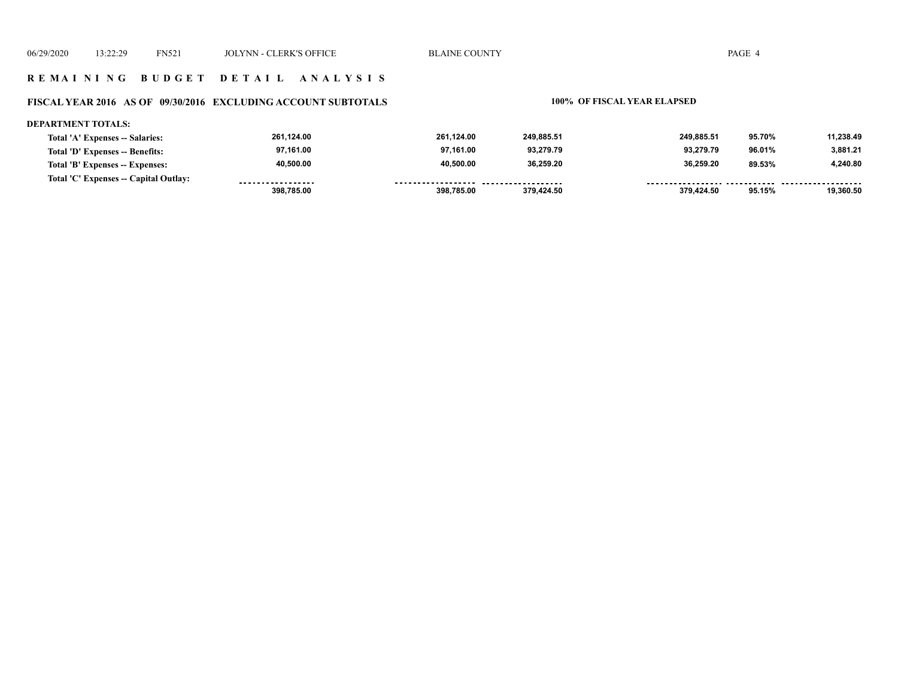## R E M A I N I N G   B U D G E T   D E T A I L   A N A L Y S I S

**FISCAL YEAR 2016   AS OF   09/30/2016   EXCLUDING ACCOUNT SUBTOTALS**   **100% OF FISCAL YEAR ELAPSED**

**DEPARTMENT TOTALS:**

| | | | | | | |
|---|---|---|---|---|---|---|
| **Total 'A' Expenses -- Salaries:** | 261,124.00 | 261,124.00 | 249,885.51 | 249,885.51 | 95.70% | 11,238.49 |
| **Total 'D' Expenses -- Benefits:** | 97,161.00 | 97,161.00 | 93,279.79 | 93,279.79 | 96.01% | 3,881.21 |
| **Total 'B' Expenses -- Expenses:** | 40,500.00 | 40,500.00 | 36,259.20 | 36,259.20 | 89.53% | 4,240.80 |
| **Total 'C' Expenses -- Capital Outlay:** | | | | | | |
| | 398,785.00 | 398,785.00 | 379,424.50 | 379,424.50 | 95.15% | 19,360.50 |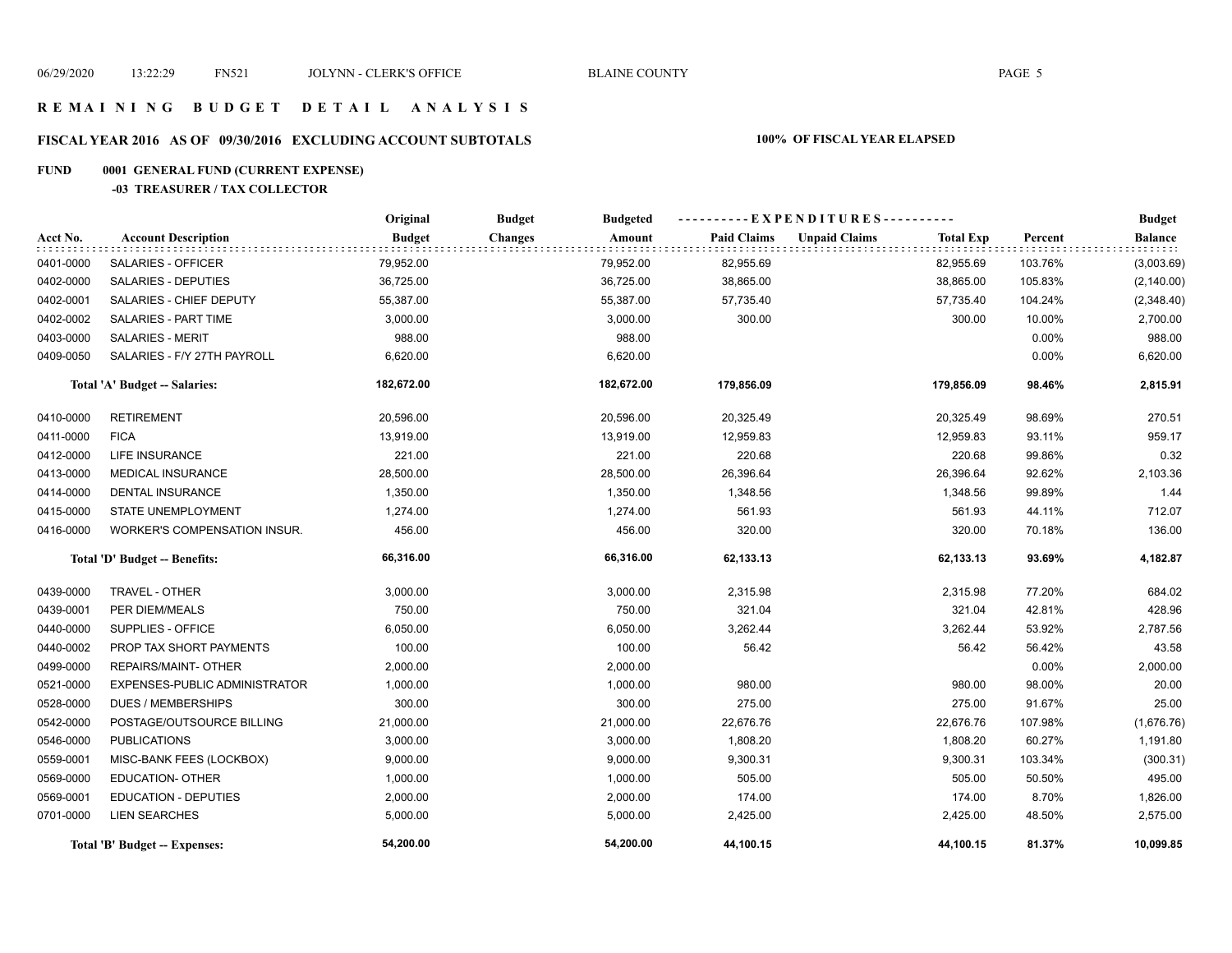# REMAINING BUDGET DETAIL ANALYSIS

## FISCAL YEAR 2016 AS OF 09/30/2016 EXCLUDING ACCOUNT SUBTOTALS

**100% OF FISCAL YEAR ELAPSED**

### FUND 0001 GENERAL FUND (CURRENT EXPENSE)

#### -03 TREASURER / TAX COLLECTOR

| Acct No. | Account Description | Original Budget | Budget Changes | Budgeted Amount | Paid Claims | Unpaid Claims | Total Exp | Percent | Budget Balance |
|---|---|---|---|---|---|---|---|---|---|
| 0401-0000 | SALARIES - OFFICER | 79,952.00 | | 79,952.00 | 82,955.69 | | 82,955.69 | 103.76% | (3,003.69) |
| 0402-0000 | SALARIES - DEPUTIES | 36,725.00 | | 36,725.00 | 38,865.00 | | 38,865.00 | 105.83% | (2,140.00) |
| 0402-0001 | SALARIES - CHIEF DEPUTY | 55,387.00 | | 55,387.00 | 57,735.40 | | 57,735.40 | 104.24% | (2,348.40) |
| 0402-0002 | SALARIES - PART TIME | 3,000.00 | | 3,000.00 | 300.00 | | 300.00 | 10.00% | 2,700.00 |
| 0403-0000 | SALARIES - MERIT | 988.00 | | 988.00 | | | | 0.00% | 988.00 |
| 0409-0050 | SALARIES - F/Y 27TH PAYROLL | 6,620.00 | | 6,620.00 | | | | 0.00% | 6,620.00 |
| | **Total 'A' Budget -- Salaries:** | **182,672.00** | | **182,672.00** | **179,856.09** | | **179,856.09** | **98.46%** | **2,815.91** |
| 0410-0000 | RETIREMENT | 20,596.00 | | 20,596.00 | 20,325.49 | | 20,325.49 | 98.69% | 270.51 |
| 0411-0000 | FICA | 13,919.00 | | 13,919.00 | 12,959.83 | | 12,959.83 | 93.11% | 959.17 |
| 0412-0000 | LIFE INSURANCE | 221.00 | | 221.00 | 220.68 | | 220.68 | 99.86% | 0.32 |
| 0413-0000 | MEDICAL INSURANCE | 28,500.00 | | 28,500.00 | 26,396.64 | | 26,396.64 | 92.62% | 2,103.36 |
| 0414-0000 | DENTAL INSURANCE | 1,350.00 | | 1,350.00 | 1,348.56 | | 1,348.56 | 99.89% | 1.44 |
| 0415-0000 | STATE UNEMPLOYMENT | 1,274.00 | | 1,274.00 | 561.93 | | 561.93 | 44.11% | 712.07 |
| 0416-0000 | WORKER'S COMPENSATION INSUR. | 456.00 | | 456.00 | 320.00 | | 320.00 | 70.18% | 136.00 |
| | **Total 'D' Budget -- Benefits:** | **66,316.00** | | **66,316.00** | **62,133.13** | | **62,133.13** | **93.69%** | **4,182.87** |
| 0439-0000 | TRAVEL - OTHER | 3,000.00 | | 3,000.00 | 2,315.98 | | 2,315.98 | 77.20% | 684.02 |
| 0439-0001 | PER DIEM/MEALS | 750.00 | | 750.00 | 321.04 | | 321.04 | 42.81% | 428.96 |
| 0440-0000 | SUPPLIES - OFFICE | 6,050.00 | | 6,050.00 | 3,262.44 | | 3,262.44 | 53.92% | 2,787.56 |
| 0440-0002 | PROP TAX SHORT PAYMENTS | 100.00 | | 100.00 | 56.42 | | 56.42 | 56.42% | 43.58 |
| 0499-0000 | REPAIRS/MAINT- OTHER | 2,000.00 | | 2,000.00 | | | | 0.00% | 2,000.00 |
| 0521-0000 | EXPENSES-PUBLIC ADMINISTRATOR | 1,000.00 | | 1,000.00 | 980.00 | | 980.00 | 98.00% | 20.00 |
| 0528-0000 | DUES / MEMBERSHIPS | 300.00 | | 300.00 | 275.00 | | 275.00 | 91.67% | 25.00 |
| 0542-0000 | POSTAGE/OUTSOURCE BILLING | 21,000.00 | | 21,000.00 | 22,676.76 | | 22,676.76 | 107.98% | (1,676.76) |
| 0546-0000 | PUBLICATIONS | 3,000.00 | | 3,000.00 | 1,808.20 | | 1,808.20 | 60.27% | 1,191.80 |
| 0559-0001 | MISC-BANK FEES (LOCKBOX) | 9,000.00 | | 9,000.00 | 9,300.31 | | 9,300.31 | 103.34% | (300.31) |
| 0569-0000 | EDUCATION- OTHER | 1,000.00 | | 1,000.00 | 505.00 | | 505.00 | 50.50% | 495.00 |
| 0569-0001 | EDUCATION - DEPUTIES | 2,000.00 | | 2,000.00 | 174.00 | | 174.00 | 8.70% | 1,826.00 |
| 0701-0000 | LIEN SEARCHES | 5,000.00 | | 5,000.00 | 2,425.00 | | 2,425.00 | 48.50% | 2,575.00 |
| | **Total 'B' Budget -- Expenses:** | **54,200.00** | | **54,200.00** | **44,100.15** | | **44,100.15** | **81.37%** | **10,099.85** |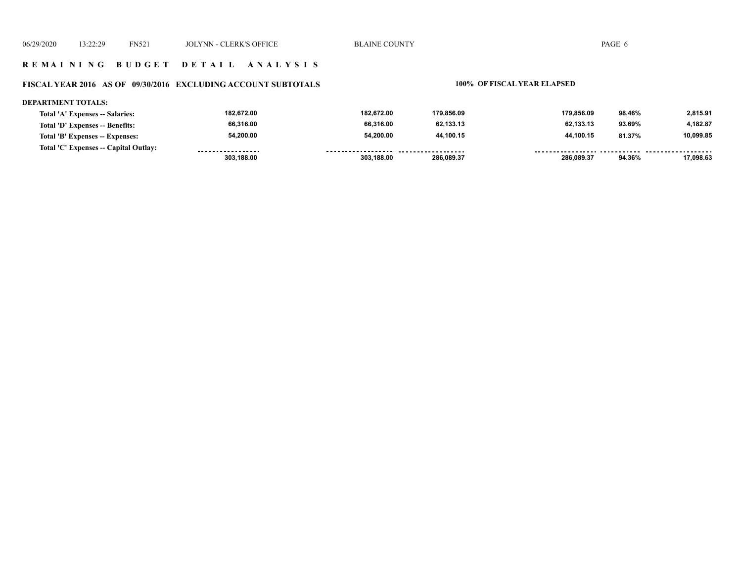## R E M A I N I N G   B U D G E T   D E T A I L   A N A L Y S I S

### FISCAL YEAR 2016 AS OF 09/30/2016 EXCLUDING ACCOUNT SUBTOTALS

**100% OF FISCAL YEAR ELAPSED**

**DEPARTMENT TOTALS:**

| | | | | | | |
|---|---|---|---|---|---|---|
| **Total 'A' Expenses -- Salaries:** | 182,672.00 | 182,672.00 | 179,856.09 | 179,856.09 | 98.46% | 2,815.91 |
| **Total 'D' Expenses -- Benefits:** | 66,316.00 | 66,316.00 | 62,133.13 | 62,133.13 | 93.69% | 4,182.87 |
| **Total 'B' Expenses -- Expenses:** | 54,200.00 | 54,200.00 | 44,100.15 | 44,100.15 | 81.37% | 10,099.85 |
| **Total 'C' Expenses -- Capital Outlay:** | | | | | | |
| | 303,188.00 | 303,188.00 | 286,089.37 | 286,089.37 | 94.36% | 17,098.63 |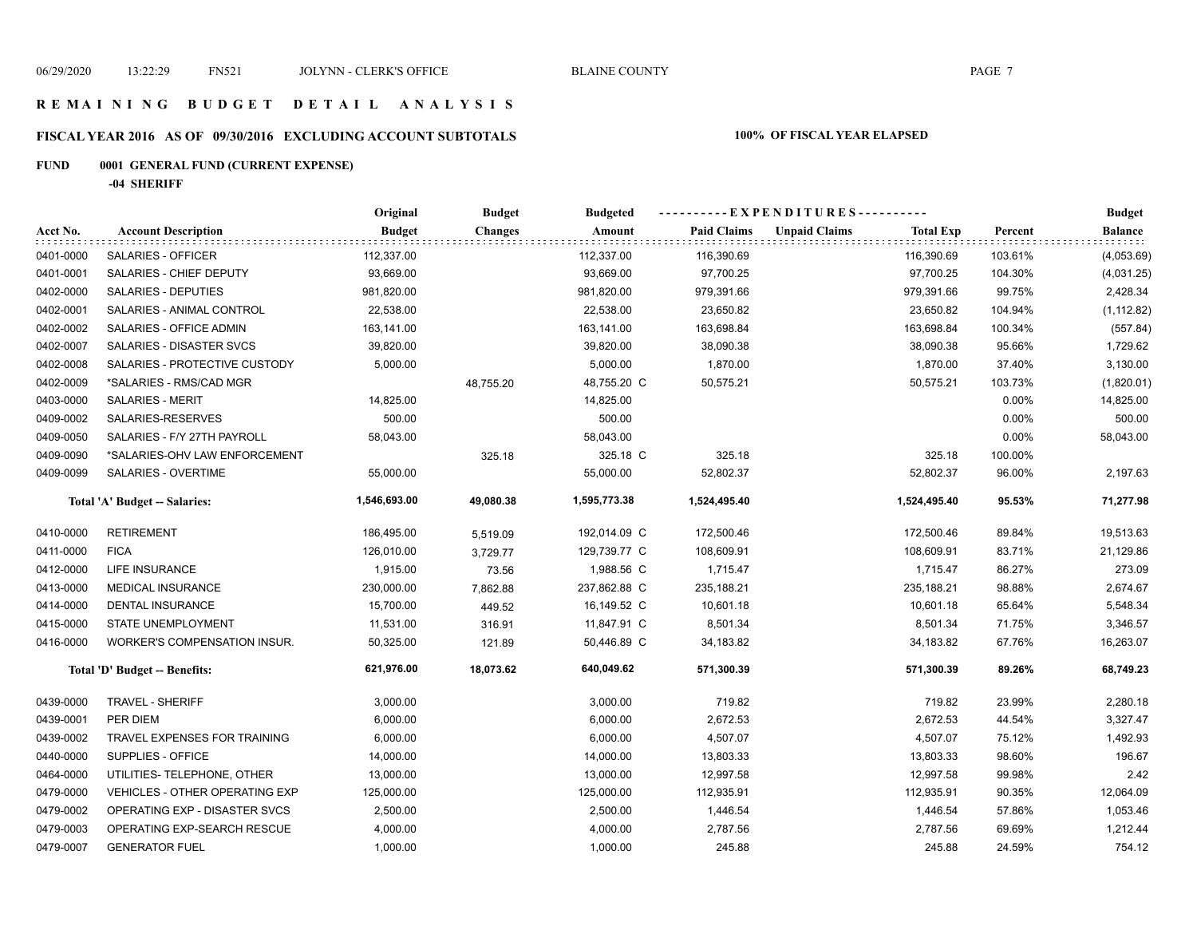# REMAINING BUDGET DETAIL ANALYSIS

## FISCAL YEAR 2016 AS OF 09/30/2016 EXCLUDING ACCOUNT SUBTOTALS

**100% OF FISCAL YEAR ELAPSED**

**FUND 0001 GENERAL FUND (CURRENT EXPENSE)**

**-04 SHERIFF**

| Acct No. | Account Description | Original Budget | Budget Changes | Budgeted Amount | Paid Claims | Unpaid Claims | Total Exp | Percent | Budget Balance |
|---|---|---|---|---|---|---|---|---|---|
| 0401-0000 | SALARIES - OFFICER | 112,337.00 | | 112,337.00 | 116,390.69 | | 116,390.69 | 103.61% | (4,053.69) |
| 0401-0001 | SALARIES - CHIEF DEPUTY | 93,669.00 | | 93,669.00 | 97,700.25 | | 97,700.25 | 104.30% | (4,031.25) |
| 0402-0000 | SALARIES - DEPUTIES | 981,820.00 | | 981,820.00 | 979,391.66 | | 979,391.66 | 99.75% | 2,428.34 |
| 0402-0001 | SALARIES - ANIMAL CONTROL | 22,538.00 | | 22,538.00 | 23,650.82 | | 23,650.82 | 104.94% | (1,112.82) |
| 0402-0002 | SALARIES - OFFICE ADMIN | 163,141.00 | | 163,141.00 | 163,698.84 | | 163,698.84 | 100.34% | (557.84) |
| 0402-0007 | SALARIES - DISASTER SVCS | 39,820.00 | | 39,820.00 | 38,090.38 | | 38,090.38 | 95.66% | 1,729.62 |
| 0402-0008 | SALARIES - PROTECTIVE CUSTODY | 5,000.00 | | 5,000.00 | 1,870.00 | | 1,870.00 | 37.40% | 3,130.00 |
| 0402-0009 | *SALARIES - RMS/CAD MGR | | 48,755.20 | 48,755.20 C | 50,575.21 | | 50,575.21 | 103.73% | (1,820.01) |
| 0403-0000 | SALARIES - MERIT | 14,825.00 | | 14,825.00 | | | | 0.00% | 14,825.00 |
| 0409-0002 | SALARIES-RESERVES | 500.00 | | 500.00 | | | | 0.00% | 500.00 |
| 0409-0050 | SALARIES - F/Y 27TH PAYROLL | 58,043.00 | | 58,043.00 | | | | 0.00% | 58,043.00 |
| 0409-0090 | *SALARIES-OHV LAW ENFORCEMENT | | 325.18 | 325.18 C | 325.18 | | 325.18 | 100.00% | |
| 0409-0099 | SALARIES - OVERTIME | 55,000.00 | | 55,000.00 | 52,802.37 | | 52,802.37 | 96.00% | 2,197.63 |
| | **Total 'A' Budget -- Salaries:** | **1,546,693.00** | **49,080.38** | **1,595,773.38** | **1,524,495.40** | | **1,524,495.40** | **95.53%** | **71,277.98** |
| 0410-0000 | RETIREMENT | 186,495.00 | 5,519.09 | 192,014.09 C | 172,500.46 | | 172,500.46 | 89.84% | 19,513.63 |
| 0411-0000 | FICA | 126,010.00 | 3,729.77 | 129,739.77 C | 108,609.91 | | 108,609.91 | 83.71% | 21,129.86 |
| 0412-0000 | LIFE INSURANCE | 1,915.00 | 73.56 | 1,988.56 C | 1,715.47 | | 1,715.47 | 86.27% | 273.09 |
| 0413-0000 | MEDICAL INSURANCE | 230,000.00 | 7,862.88 | 237,862.88 C | 235,188.21 | | 235,188.21 | 98.88% | 2,674.67 |
| 0414-0000 | DENTAL INSURANCE | 15,700.00 | 449.52 | 16,149.52 C | 10,601.18 | | 10,601.18 | 65.64% | 5,548.34 |
| 0415-0000 | STATE UNEMPLOYMENT | 11,531.00 | 316.91 | 11,847.91 C | 8,501.34 | | 8,501.34 | 71.75% | 3,346.57 |
| 0416-0000 | WORKER'S COMPENSATION INSUR. | 50,325.00 | 121.89 | 50,446.89 C | 34,183.82 | | 34,183.82 | 67.76% | 16,263.07 |
| | **Total 'D' Budget -- Benefits:** | **621,976.00** | **18,073.62** | **640,049.62** | **571,300.39** | | **571,300.39** | **89.26%** | **68,749.23** |
| 0439-0000 | TRAVEL - SHERIFF | 3,000.00 | | 3,000.00 | 719.82 | | 719.82 | 23.99% | 2,280.18 |
| 0439-0001 | PER DIEM | 6,000.00 | | 6,000.00 | 2,672.53 | | 2,672.53 | 44.54% | 3,327.47 |
| 0439-0002 | TRAVEL EXPENSES FOR TRAINING | 6,000.00 | | 6,000.00 | 4,507.07 | | 4,507.07 | 75.12% | 1,492.93 |
| 0440-0000 | SUPPLIES - OFFICE | 14,000.00 | | 14,000.00 | 13,803.33 | | 13,803.33 | 98.60% | 196.67 |
| 0464-0000 | UTILITIES- TELEPHONE, OTHER | 13,000.00 | | 13,000.00 | 12,997.58 | | 12,997.58 | 99.98% | 2.42 |
| 0479-0000 | VEHICLES - OTHER OPERATING EXP | 125,000.00 | | 125,000.00 | 112,935.91 | | 112,935.91 | 90.35% | 12,064.09 |
| 0479-0002 | OPERATING EXP - DISASTER SVCS | 2,500.00 | | 2,500.00 | 1,446.54 | | 1,446.54 | 57.86% | 1,053.46 |
| 0479-0003 | OPERATING EXP-SEARCH RESCUE | 4,000.00 | | 4,000.00 | 2,787.56 | | 2,787.56 | 69.69% | 1,212.44 |
| 0479-0007 | GENERATOR FUEL | 1,000.00 | | 1,000.00 | 245.88 | | 245.88 | 24.59% | 754.12 |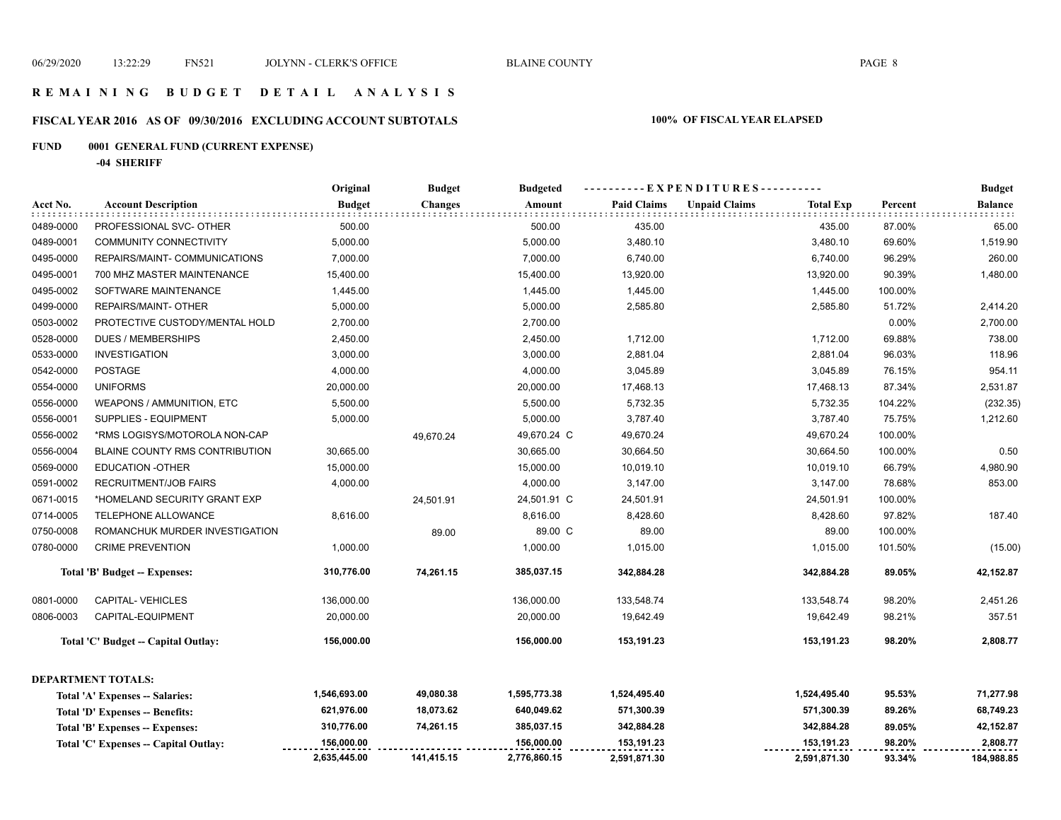# REMAINING BUDGET DETAIL ANALYSIS

## FISCAL YEAR 2016 AS OF 09/30/2016 EXCLUDING ACCOUNT SUBTOTALS

**100% OF FISCAL YEAR ELAPSED**

**FUND 0001 GENERAL FUND (CURRENT EXPENSE)**

**-04 SHERIFF**

| Acct No. | Account Description | Original Budget | Budget Changes | Budgeted Amount | Paid Claims | Unpaid Claims | Total Exp | Percent | Budget Balance |
|---|---|---|---|---|---|---|---|---|---|
| 0489-0000 | PROFESSIONAL SVC- OTHER | 500.00 | | 500.00 | 435.00 | | 435.00 | 87.00% | 65.00 |
| 0489-0001 | COMMUNITY CONNECTIVITY | 5,000.00 | | 5,000.00 | 3,480.10 | | 3,480.10 | 69.60% | 1,519.90 |
| 0495-0000 | REPAIRS/MAINT- COMMUNICATIONS | 7,000.00 | | 7,000.00 | 6,740.00 | | 6,740.00 | 96.29% | 260.00 |
| 0495-0001 | 700 MHZ MASTER MAINTENANCE | 15,400.00 | | 15,400.00 | 13,920.00 | | 13,920.00 | 90.39% | 1,480.00 |
| 0495-0002 | SOFTWARE MAINTENANCE | 1,445.00 | | 1,445.00 | 1,445.00 | | 1,445.00 | 100.00% | |
| 0499-0000 | REPAIRS/MAINT- OTHER | 5,000.00 | | 5,000.00 | 2,585.80 | | 2,585.80 | 51.72% | 2,414.20 |
| 0503-0002 | PROTECTIVE CUSTODY/MENTAL HOLD | 2,700.00 | | 2,700.00 | | | | 0.00% | 2,700.00 |
| 0528-0000 | DUES / MEMBERSHIPS | 2,450.00 | | 2,450.00 | 1,712.00 | | 1,712.00 | 69.88% | 738.00 |
| 0533-0000 | INVESTIGATION | 3,000.00 | | 3,000.00 | 2,881.04 | | 2,881.04 | 96.03% | 118.96 |
| 0542-0000 | POSTAGE | 4,000.00 | | 4,000.00 | 3,045.89 | | 3,045.89 | 76.15% | 954.11 |
| 0554-0000 | UNIFORMS | 20,000.00 | | 20,000.00 | 17,468.13 | | 17,468.13 | 87.34% | 2,531.87 |
| 0556-0000 | WEAPONS / AMMUNITION, ETC | 5,500.00 | | 5,500.00 | 5,732.35 | | 5,732.35 | 104.22% | (232.35) |
| 0556-0001 | SUPPLIES - EQUIPMENT | 5,000.00 | | 5,000.00 | 3,787.40 | | 3,787.40 | 75.75% | 1,212.60 |
| 0556-0002 | *RMS LOGISYS/MOTOROLA NON-CAP | | 49,670.24 | 49,670.24 C | 49,670.24 | | 49,670.24 | 100.00% | |
| 0556-0004 | BLAINE COUNTY RMS CONTRIBUTION | 30,665.00 | | 30,665.00 | 30,664.50 | | 30,664.50 | 100.00% | 0.50 |
| 0569-0000 | EDUCATION -OTHER | 15,000.00 | | 15,000.00 | 10,019.10 | | 10,019.10 | 66.79% | 4,980.90 |
| 0591-0002 | RECRUITMENT/JOB FAIRS | 4,000.00 | | 4,000.00 | 3,147.00 | | 3,147.00 | 78.68% | 853.00 |
| 0671-0015 | *HOMELAND SECURITY GRANT EXP | | 24,501.91 | 24,501.91 C | 24,501.91 | | 24,501.91 | 100.00% | |
| 0714-0005 | TELEPHONE ALLOWANCE | 8,616.00 | | 8,616.00 | 8,428.60 | | 8,428.60 | 97.82% | 187.40 |
| 0750-0008 | ROMANCHUK MURDER INVESTIGATION | | 89.00 | 89.00 C | 89.00 | | 89.00 | 100.00% | |
| 0780-0000 | CRIME PREVENTION | 1,000.00 | | 1,000.00 | 1,015.00 | | 1,015.00 | 101.50% | (15.00) |
| | **Total 'B' Budget -- Expenses:** | **310,776.00** | **74,261.15** | **385,037.15** | **342,884.28** | | **342,884.28** | **89.05%** | **42,152.87** |
| 0801-0000 | CAPITAL- VEHICLES | 136,000.00 | | 136,000.00 | 133,548.74 | | 133,548.74 | 98.20% | 2,451.26 |
| 0806-0003 | CAPITAL-EQUIPMENT | 20,000.00 | | 20,000.00 | 19,642.49 | | 19,642.49 | 98.21% | 357.51 |
| | **Total 'C' Budget -- Capital Outlay:** | **156,000.00** | | **156,000.00** | **153,191.23** | | **153,191.23** | **98.20%** | **2,808.77** |
| | **DEPARTMENT TOTALS:** | | | | | | | | |
| | **Total 'A' Expenses -- Salaries:** | **1,546,693.00** | **49,080.38** | **1,595,773.38** | **1,524,495.40** | | **1,524,495.40** | **95.53%** | **71,277.98** |
| | **Total 'D' Expenses -- Benefits:** | **621,976.00** | **18,073.62** | **640,049.62** | **571,300.39** | | **571,300.39** | **89.26%** | **68,749.23** |
| | **Total 'B' Expenses -- Expenses:** | **310,776.00** | **74,261.15** | **385,037.15** | **342,884.28** | | **342,884.28** | **89.05%** | **42,152.87** |
| | **Total 'C' Expenses -- Capital Outlay:** | **156,000.00** | | **156,000.00** | **153,191.23** | | **153,191.23** | **98.20%** | **2,808.77** |
| | | **2,635,445.00** | **141,415.15** | **2,776,860.15** | **2,591,871.30** | | **2,591,871.30** | **93.34%** | **184,988.85** |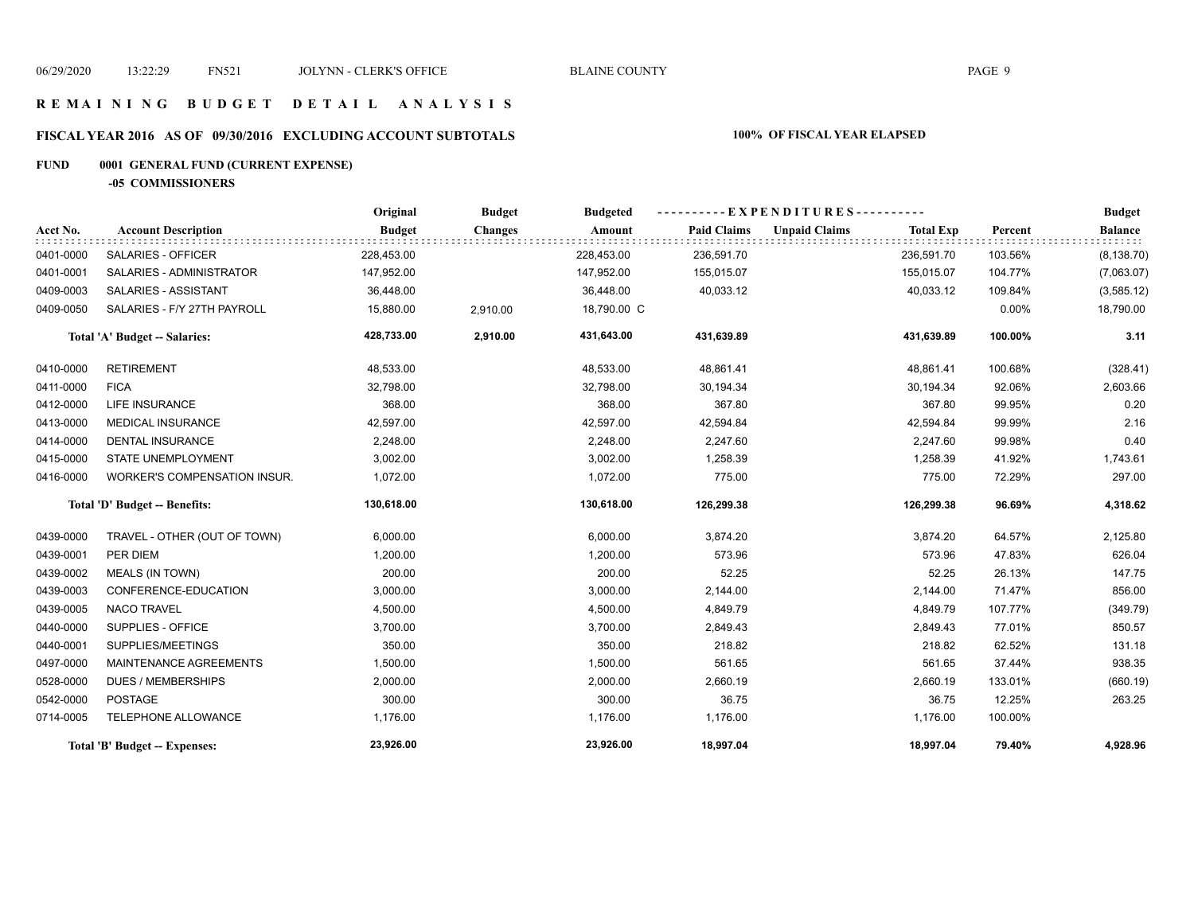# R E M A I N I N G   B U D G E T   D E T A I L   A N A L Y S I S

## FISCAL YEAR 2016 AS OF 09/30/2016 EXCLUDING ACCOUNT SUBTOTALS — 100% OF FISCAL YEAR ELAPSED

### FUND 0001 GENERAL FUND (CURRENT EXPENSE)

#### -05 COMMISSIONERS

| Acct No. | Account Description | Original Budget | Budget Changes | Budgeted Amount | Paid Claims | Unpaid Claims | Total Exp | Percent | Budget Balance |
|---|---|---|---|---|---|---|---|---|---|
| 0401-0000 | SALARIES - OFFICER | 228,453.00 | | 228,453.00 | 236,591.70 | | 236,591.70 | 103.56% | (8,138.70) |
| 0401-0001 | SALARIES - ADMINISTRATOR | 147,952.00 | | 147,952.00 | 155,015.07 | | 155,015.07 | 104.77% | (7,063.07) |
| 0409-0003 | SALARIES - ASSISTANT | 36,448.00 | | 36,448.00 | 40,033.12 | | 40,033.12 | 109.84% | (3,585.12) |
| 0409-0050 | SALARIES - F/Y 27TH PAYROLL | 15,880.00 | 2,910.00 | 18,790.00 C | | | | 0.00% | 18,790.00 |
| | **Total 'A' Budget -- Salaries:** | **428,733.00** | **2,910.00** | **431,643.00** | **431,639.89** | | **431,639.89** | **100.00%** | **3.11** |
| 0410-0000 | RETIREMENT | 48,533.00 | | 48,533.00 | 48,861.41 | | 48,861.41 | 100.68% | (328.41) |
| 0411-0000 | FICA | 32,798.00 | | 32,798.00 | 30,194.34 | | 30,194.34 | 92.06% | 2,603.66 |
| 0412-0000 | LIFE INSURANCE | 368.00 | | 368.00 | 367.80 | | 367.80 | 99.95% | 0.20 |
| 0413-0000 | MEDICAL INSURANCE | 42,597.00 | | 42,597.00 | 42,594.84 | | 42,594.84 | 99.99% | 2.16 |
| 0414-0000 | DENTAL INSURANCE | 2,248.00 | | 2,248.00 | 2,247.60 | | 2,247.60 | 99.98% | 0.40 |
| 0415-0000 | STATE UNEMPLOYMENT | 3,002.00 | | 3,002.00 | 1,258.39 | | 1,258.39 | 41.92% | 1,743.61 |
| 0416-0000 | WORKER'S COMPENSATION INSUR. | 1,072.00 | | 1,072.00 | 775.00 | | 775.00 | 72.29% | 297.00 |
| | **Total 'D' Budget -- Benefits:** | **130,618.00** | | **130,618.00** | **126,299.38** | | **126,299.38** | **96.69%** | **4,318.62** |
| 0439-0000 | TRAVEL - OTHER (OUT OF TOWN) | 6,000.00 | | 6,000.00 | 3,874.20 | | 3,874.20 | 64.57% | 2,125.80 |
| 0439-0001 | PER DIEM | 1,200.00 | | 1,200.00 | 573.96 | | 573.96 | 47.83% | 626.04 |
| 0439-0002 | MEALS (IN TOWN) | 200.00 | | 200.00 | 52.25 | | 52.25 | 26.13% | 147.75 |
| 0439-0003 | CONFERENCE-EDUCATION | 3,000.00 | | 3,000.00 | 2,144.00 | | 2,144.00 | 71.47% | 856.00 |
| 0439-0005 | NACO TRAVEL | 4,500.00 | | 4,500.00 | 4,849.79 | | 4,849.79 | 107.77% | (349.79) |
| 0440-0000 | SUPPLIES - OFFICE | 3,700.00 | | 3,700.00 | 2,849.43 | | 2,849.43 | 77.01% | 850.57 |
| 0440-0001 | SUPPLIES/MEETINGS | 350.00 | | 350.00 | 218.82 | | 218.82 | 62.52% | 131.18 |
| 0497-0000 | MAINTENANCE AGREEMENTS | 1,500.00 | | 1,500.00 | 561.65 | | 561.65 | 37.44% | 938.35 |
| 0528-0000 | DUES / MEMBERSHIPS | 2,000.00 | | 2,000.00 | 2,660.19 | | 2,660.19 | 133.01% | (660.19) |
| 0542-0000 | POSTAGE | 300.00 | | 300.00 | 36.75 | | 36.75 | 12.25% | 263.25 |
| 0714-0005 | TELEPHONE ALLOWANCE | 1,176.00 | | 1,176.00 | 1,176.00 | | 1,176.00 | 100.00% | |
| | **Total 'B' Budget -- Expenses:** | **23,926.00** | | **23,926.00** | **18,997.04** | | **18,997.04** | **79.40%** | **4,928.96** |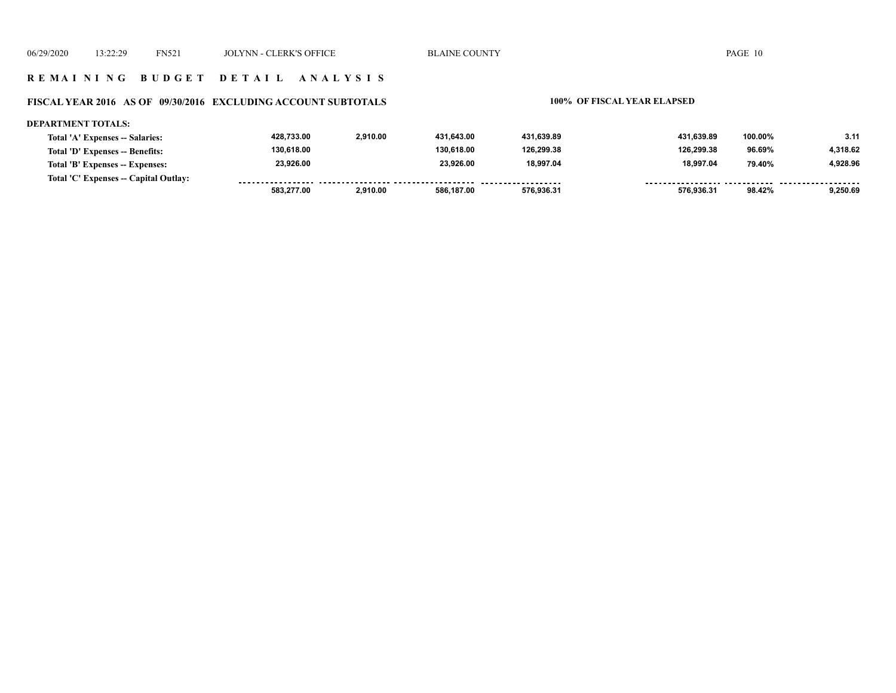**REMAINING BUDGET DETAIL ANALYSIS**

**FISCAL YEAR 2016 AS OF 09/30/2016 EXCLUDING ACCOUNT SUBTOTALS** — **100% OF FISCAL YEAR ELAPSED**

**DEPARTMENT TOTALS:**

| | | | | | | | |
|---|---|---|---|---|---|---|---|
| **Total 'A' Expenses -- Salaries:** | 428,733.00 | 2,910.00 | 431,643.00 | 431,639.89 | 431,639.89 | 100.00% | 3.11 |
| **Total 'D' Expenses -- Benefits:** | 130,618.00 | | 130,618.00 | 126,299.38 | 126,299.38 | 96.69% | 4,318.62 |
| **Total 'B' Expenses -- Expenses:** | 23,926.00 | | 23,926.00 | 18,997.04 | 18,997.04 | 79.40% | 4,928.96 |
| **Total 'C' Expenses -- Capital Outlay:** | | | | | | | |
| | 583,277.00 | 2,910.00 | 586,187.00 | 576,936.31 | 576,936.31 | 98.42% | 9,250.69 |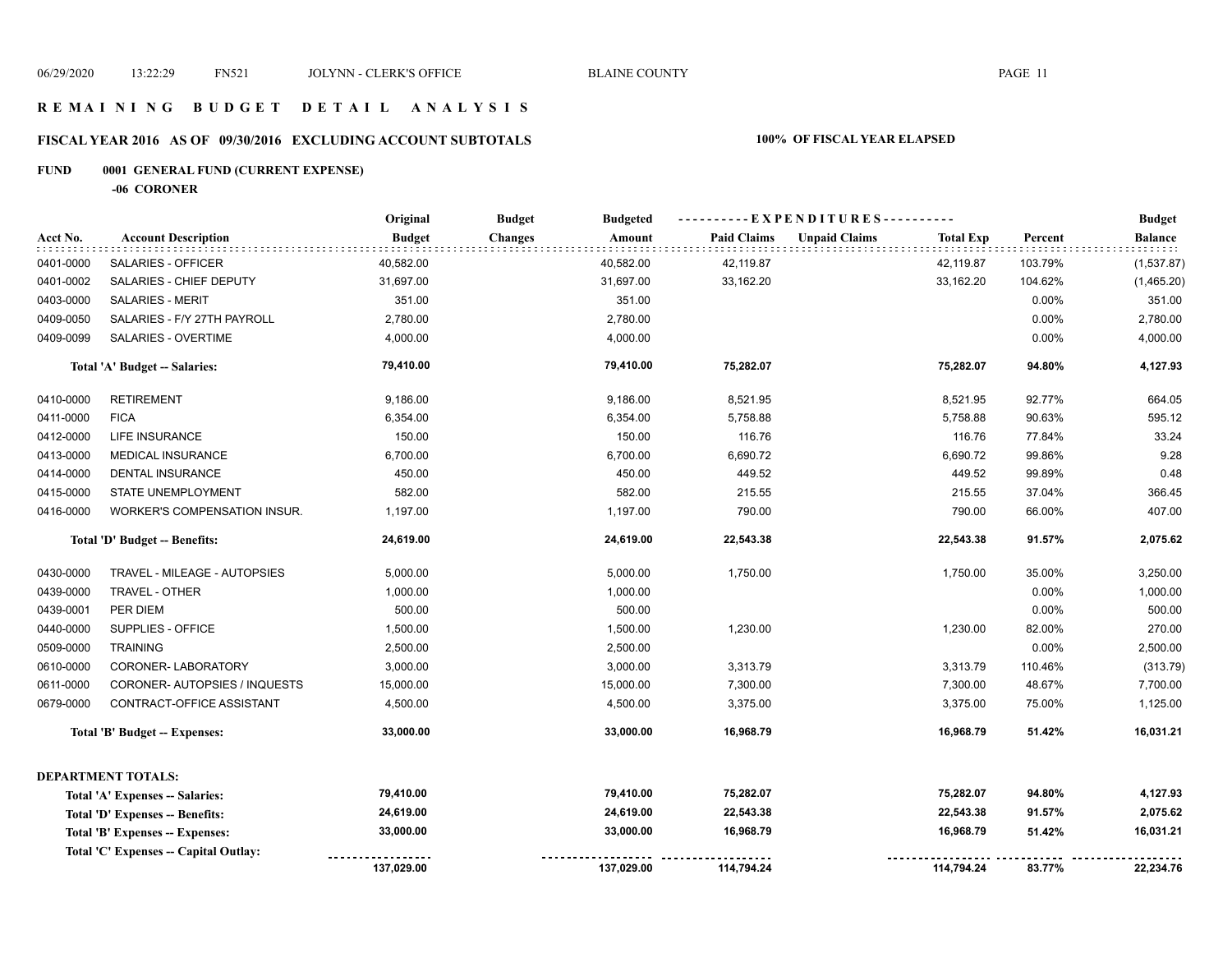# REMAINING BUDGET DETAIL ANALYSIS

## FISCAL YEAR 2016 AS OF 09/30/2016 EXCLUDING ACCOUNT SUBTOTALS

**100% OF FISCAL YEAR ELAPSED**

**FUND 0001 GENERAL FUND (CURRENT EXPENSE)**

**-06 CORONER**

| Acct No. | Account Description | Original Budget | Budget Changes | Budgeted Amount | Paid Claims | Unpaid Claims | Total Exp | Percent | Budget Balance |
|---|---|---|---|---|---|---|---|---|---|
| 0401-0000 | SALARIES - OFFICER | 40,582.00 | | 40,582.00 | 42,119.87 | | 42,119.87 | 103.79% | (1,537.87) |
| 0401-0002 | SALARIES - CHIEF DEPUTY | 31,697.00 | | 31,697.00 | 33,162.20 | | 33,162.20 | 104.62% | (1,465.20) |
| 0403-0000 | SALARIES - MERIT | 351.00 | | 351.00 | | | | 0.00% | 351.00 |
| 0409-0050 | SALARIES - F/Y 27TH PAYROLL | 2,780.00 | | 2,780.00 | | | | 0.00% | 2,780.00 |
| 0409-0099 | SALARIES - OVERTIME | 4,000.00 | | 4,000.00 | | | | 0.00% | 4,000.00 |
| | **Total 'A' Budget -- Salaries:** | **79,410.00** | | **79,410.00** | **75,282.07** | | **75,282.07** | **94.80%** | **4,127.93** |
| 0410-0000 | RETIREMENT | 9,186.00 | | 9,186.00 | 8,521.95 | | 8,521.95 | 92.77% | 664.05 |
| 0411-0000 | FICA | 6,354.00 | | 6,354.00 | 5,758.88 | | 5,758.88 | 90.63% | 595.12 |
| 0412-0000 | LIFE INSURANCE | 150.00 | | 150.00 | 116.76 | | 116.76 | 77.84% | 33.24 |
| 0413-0000 | MEDICAL INSURANCE | 6,700.00 | | 6,700.00 | 6,690.72 | | 6,690.72 | 99.86% | 9.28 |
| 0414-0000 | DENTAL INSURANCE | 450.00 | | 450.00 | 449.52 | | 449.52 | 99.89% | 0.48 |
| 0415-0000 | STATE UNEMPLOYMENT | 582.00 | | 582.00 | 215.55 | | 215.55 | 37.04% | 366.45 |
| 0416-0000 | WORKER'S COMPENSATION INSUR. | 1,197.00 | | 1,197.00 | 790.00 | | 790.00 | 66.00% | 407.00 |
| | **Total 'D' Budget -- Benefits:** | **24,619.00** | | **24,619.00** | **22,543.38** | | **22,543.38** | **91.57%** | **2,075.62** |
| 0430-0000 | TRAVEL - MILEAGE - AUTOPSIES | 5,000.00 | | 5,000.00 | 1,750.00 | | 1,750.00 | 35.00% | 3,250.00 |
| 0439-0000 | TRAVEL - OTHER | 1,000.00 | | 1,000.00 | | | | 0.00% | 1,000.00 |
| 0439-0001 | PER DIEM | 500.00 | | 500.00 | | | | 0.00% | 500.00 |
| 0440-0000 | SUPPLIES - OFFICE | 1,500.00 | | 1,500.00 | 1,230.00 | | 1,230.00 | 82.00% | 270.00 |
| 0509-0000 | TRAINING | 2,500.00 | | 2,500.00 | | | | 0.00% | 2,500.00 |
| 0610-0000 | CORONER- LABORATORY | 3,000.00 | | 3,000.00 | 3,313.79 | | 3,313.79 | 110.46% | (313.79) |
| 0611-0000 | CORONER- AUTOPSIES / INQUESTS | 15,000.00 | | 15,000.00 | 7,300.00 | | 7,300.00 | 48.67% | 7,700.00 |
| 0679-0000 | CONTRACT-OFFICE ASSISTANT | 4,500.00 | | 4,500.00 | 3,375.00 | | 3,375.00 | 75.00% | 1,125.00 |
| | **Total 'B' Budget -- Expenses:** | **33,000.00** | | **33,000.00** | **16,968.79** | | **16,968.79** | **51.42%** | **16,031.21** |

**DEPARTMENT TOTALS:**

| | Original Budget | Budget Changes | Budgeted Amount | Paid Claims | Unpaid Claims | Total Exp | Percent | Budget Balance |
|---|---|---|---|---|---|---|---|---|
| **Total 'A' Expenses -- Salaries:** | **79,410.00** | | **79,410.00** | **75,282.07** | | **75,282.07** | **94.80%** | **4,127.93** |
| **Total 'D' Expenses -- Benefits:** | **24,619.00** | | **24,619.00** | **22,543.38** | | **22,543.38** | **91.57%** | **2,075.62** |
| **Total 'B' Expenses -- Expenses:** | **33,000.00** | | **33,000.00** | **16,968.79** | | **16,968.79** | **51.42%** | **16,031.21** |
| **Total 'C' Expenses -- Capital Outlay:** | | | | | | | | |
| | **137,029.00** | | **137,029.00** | **114,794.24** | | **114,794.24** | **83.77%** | **22,234.76** |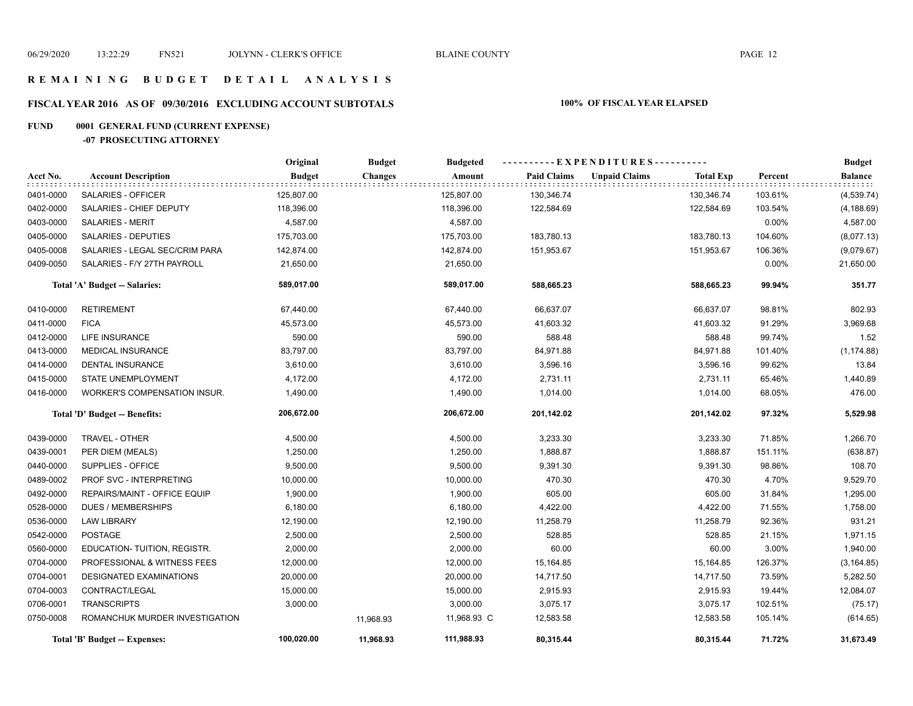# REMAINING BUDGET DETAIL ANALYSIS

## FISCAL YEAR 2016 AS OF 09/30/2016 EXCLUDING ACCOUNT SUBTOTALS — 100% OF FISCAL YEAR ELAPSED

### FUND 0001 GENERAL FUND (CURRENT EXPENSE)

#### -07 PROSECUTING ATTORNEY

| Acct No. | Account Description | Original Budget | Budget Changes | Budgeted Amount | Paid Claims | Unpaid Claims | Total Exp | Percent | Budget Balance |
|---|---|---|---|---|---|---|---|---|---|
| 0401-0000 | SALARIES - OFFICER | 125,807.00 | | 125,807.00 | 130,346.74 | | 130,346.74 | 103.61% | (4,539.74) |
| 0402-0000 | SALARIES - CHIEF DEPUTY | 118,396.00 | | 118,396.00 | 122,584.69 | | 122,584.69 | 103.54% | (4,188.69) |
| 0403-0000 | SALARIES - MERIT | 4,587.00 | | 4,587.00 | | | | 0.00% | 4,587.00 |
| 0405-0000 | SALARIES - DEPUTIES | 175,703.00 | | 175,703.00 | 183,780.13 | | 183,780.13 | 104.60% | (8,077.13) |
| 0405-0008 | SALARIES - LEGAL SEC/CRIM PARA | 142,874.00 | | 142,874.00 | 151,953.67 | | 151,953.67 | 106.36% | (9,079.67) |
| 0409-0050 | SALARIES - F/Y 27TH PAYROLL | 21,650.00 | | 21,650.00 | | | | 0.00% | 21,650.00 |
| | **Total 'A' Budget -- Salaries:** | **589,017.00** | | **589,017.00** | **588,665.23** | | **588,665.23** | **99.94%** | **351.77** |
| 0410-0000 | RETIREMENT | 67,440.00 | | 67,440.00 | 66,637.07 | | 66,637.07 | 98.81% | 802.93 |
| 0411-0000 | FICA | 45,573.00 | | 45,573.00 | 41,603.32 | | 41,603.32 | 91.29% | 3,969.68 |
| 0412-0000 | LIFE INSURANCE | 590.00 | | 590.00 | 588.48 | | 588.48 | 99.74% | 1.52 |
| 0413-0000 | MEDICAL INSURANCE | 83,797.00 | | 83,797.00 | 84,971.88 | | 84,971.88 | 101.40% | (1,174.88) |
| 0414-0000 | DENTAL INSURANCE | 3,610.00 | | 3,610.00 | 3,596.16 | | 3,596.16 | 99.62% | 13.84 |
| 0415-0000 | STATE UNEMPLOYMENT | 4,172.00 | | 4,172.00 | 2,731.11 | | 2,731.11 | 65.46% | 1,440.89 |
| 0416-0000 | WORKER'S COMPENSATION INSUR. | 1,490.00 | | 1,490.00 | 1,014.00 | | 1,014.00 | 68.05% | 476.00 |
| | **Total 'D' Budget -- Benefits:** | **206,672.00** | | **206,672.00** | **201,142.02** | | **201,142.02** | **97.32%** | **5,529.98** |
| 0439-0000 | TRAVEL - OTHER | 4,500.00 | | 4,500.00 | 3,233.30 | | 3,233.30 | 71.85% | 1,266.70 |
| 0439-0001 | PER DIEM (MEALS) | 1,250.00 | | 1,250.00 | 1,888.87 | | 1,888.87 | 151.11% | (638.87) |
| 0440-0000 | SUPPLIES - OFFICE | 9,500.00 | | 9,500.00 | 9,391.30 | | 9,391.30 | 98.86% | 108.70 |
| 0489-0002 | PROF SVC - INTERPRETING | 10,000.00 | | 10,000.00 | 470.30 | | 470.30 | 4.70% | 9,529.70 |
| 0492-0000 | REPAIRS/MAINT - OFFICE EQUIP | 1,900.00 | | 1,900.00 | 605.00 | | 605.00 | 31.84% | 1,295.00 |
| 0528-0000 | DUES / MEMBERSHIPS | 6,180.00 | | 6,180.00 | 4,422.00 | | 4,422.00 | 71.55% | 1,758.00 |
| 0536-0000 | LAW LIBRARY | 12,190.00 | | 12,190.00 | 11,258.79 | | 11,258.79 | 92.36% | 931.21 |
| 0542-0000 | POSTAGE | 2,500.00 | | 2,500.00 | 528.85 | | 528.85 | 21.15% | 1,971.15 |
| 0560-0000 | EDUCATION- TUITION, REGISTR. | 2,000.00 | | 2,000.00 | 60.00 | | 60.00 | 3.00% | 1,940.00 |
| 0704-0000 | PROFESSIONAL & WITNESS FEES | 12,000.00 | | 12,000.00 | 15,164.85 | | 15,164.85 | 126.37% | (3,164.85) |
| 0704-0001 | DESIGNATED EXAMINATIONS | 20,000.00 | | 20,000.00 | 14,717.50 | | 14,717.50 | 73.59% | 5,282.50 |
| 0704-0003 | CONTRACT/LEGAL | 15,000.00 | | 15,000.00 | 2,915.93 | | 2,915.93 | 19.44% | 12,084.07 |
| 0706-0001 | TRANSCRIPTS | 3,000.00 | | 3,000.00 | 3,075.17 | | 3,075.17 | 102.51% | (75.17) |
| 0750-0008 | ROMANCHUK MURDER INVESTIGATION | | 11,968.93 | 11,968.93 C | 12,583.58 | | 12,583.58 | 105.14% | (614.65) |
| | **Total 'B' Budget -- Expenses:** | **100,020.00** | **11,968.93** | **111,988.93** | **80,315.44** | | **80,315.44** | **71.72%** | **31,673.49** |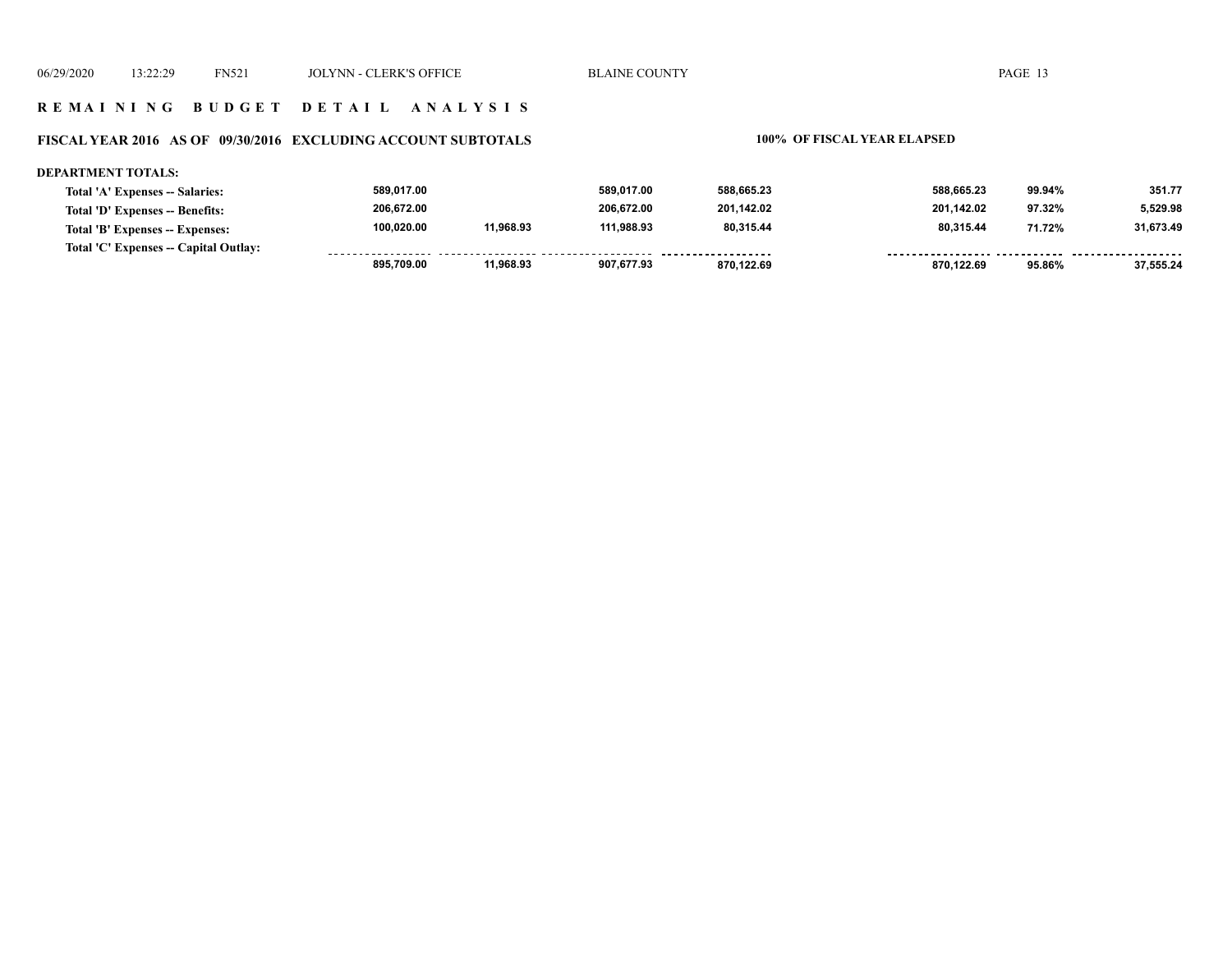## REMAINING BUDGET DETAIL ANALYSIS

### FISCAL YEAR 2016 AS OF 09/30/2016 EXCLUDING ACCOUNT SUBTOTALS

100% OF FISCAL YEAR ELAPSED

**DEPARTMENT TOTALS:**

| | | | | | | | |
|---|---|---|---|---|---|---|---|
| **Total 'A' Expenses -- Salaries:** | 589,017.00 | | 589,017.00 | 588,665.23 | 588,665.23 | 99.94% | 351.77 |
| **Total 'D' Expenses -- Benefits:** | 206,672.00 | | 206,672.00 | 201,142.02 | 201,142.02 | 97.32% | 5,529.98 |
| **Total 'B' Expenses -- Expenses:** | 100,020.00 | 11,968.93 | 111,988.93 | 80,315.44 | 80,315.44 | 71.72% | 31,673.49 |
| **Total 'C' Expenses -- Capital Outlay:** | | | | | | | |
| | 895,709.00 | 11,968.93 | 907,677.93 | 870,122.69 | 870,122.69 | 95.86% | 37,555.24 |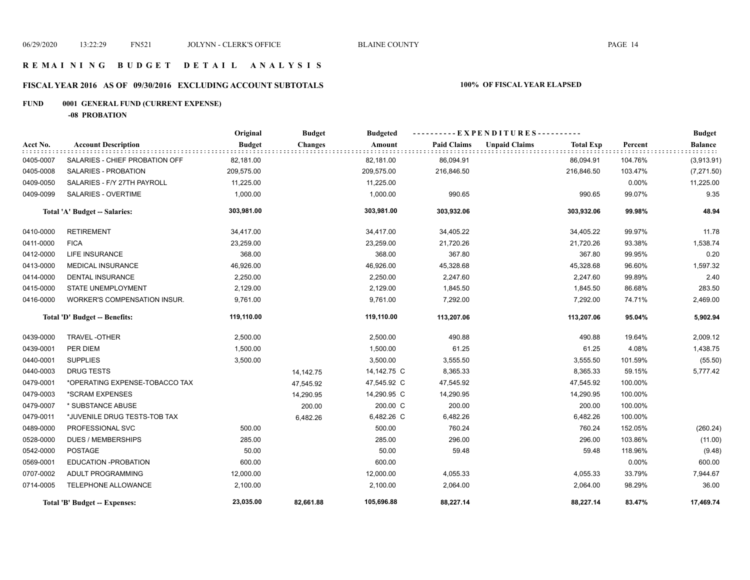# REMAINING BUDGET DETAIL ANALYSIS

## FISCAL YEAR 2016 AS OF 09/30/2016 EXCLUDING ACCOUNT SUBTOTALS — 100% OF FISCAL YEAR ELAPSED

### FUND 0001 GENERAL FUND (CURRENT EXPENSE)

**-08 PROBATION**

| Acct No. | Account Description | Original Budget | Budget Changes | Budgeted Amount | Paid Claims | Unpaid Claims | Total Exp | Percent | Budget Balance |
|---|---|---|---|---|---|---|---|---|---|
| 0405-0007 | SALARIES - CHIEF PROBATION OFF | 82,181.00 | | 82,181.00 | 86,094.91 | | 86,094.91 | 104.76% | (3,913.91) |
| 0405-0008 | SALARIES - PROBATION | 209,575.00 | | 209,575.00 | 216,846.50 | | 216,846.50 | 103.47% | (7,271.50) |
| 0409-0050 | SALARIES - F/Y 27TH PAYROLL | 11,225.00 | | 11,225.00 | | | | 0.00% | 11,225.00 |
| 0409-0099 | SALARIES - OVERTIME | 1,000.00 | | 1,000.00 | 990.65 | | 990.65 | 99.07% | 9.35 |
| | **Total 'A' Budget -- Salaries:** | **303,981.00** | | **303,981.00** | **303,932.06** | | **303,932.06** | **99.98%** | **48.94** |
| 0410-0000 | RETIREMENT | 34,417.00 | | 34,417.00 | 34,405.22 | | 34,405.22 | 99.97% | 11.78 |
| 0411-0000 | FICA | 23,259.00 | | 23,259.00 | 21,720.26 | | 21,720.26 | 93.38% | 1,538.74 |
| 0412-0000 | LIFE INSURANCE | 368.00 | | 368.00 | 367.80 | | 367.80 | 99.95% | 0.20 |
| 0413-0000 | MEDICAL INSURANCE | 46,926.00 | | 46,926.00 | 45,328.68 | | 45,328.68 | 96.60% | 1,597.32 |
| 0414-0000 | DENTAL INSURANCE | 2,250.00 | | 2,250.00 | 2,247.60 | | 2,247.60 | 99.89% | 2.40 |
| 0415-0000 | STATE UNEMPLOYMENT | 2,129.00 | | 2,129.00 | 1,845.50 | | 1,845.50 | 86.68% | 283.50 |
| 0416-0000 | WORKER'S COMPENSATION INSUR. | 9,761.00 | | 9,761.00 | 7,292.00 | | 7,292.00 | 74.71% | 2,469.00 |
| | **Total 'D' Budget -- Benefits:** | **119,110.00** | | **119,110.00** | **113,207.06** | | **113,207.06** | **95.04%** | **5,902.94** |
| 0439-0000 | TRAVEL -OTHER | 2,500.00 | | 2,500.00 | 490.88 | | 490.88 | 19.64% | 2,009.12 |
| 0439-0001 | PER DIEM | 1,500.00 | | 1,500.00 | 61.25 | | 61.25 | 4.08% | 1,438.75 |
| 0440-0001 | SUPPLIES | 3,500.00 | | 3,500.00 | 3,555.50 | | 3,555.50 | 101.59% | (55.50) |
| 0440-0003 | DRUG TESTS | | 14,142.75 | 14,142.75 C | 8,365.33 | | 8,365.33 | 59.15% | 5,777.42 |
| 0479-0001 | *OPERATING EXPENSE-TOBACCO TAX | | 47,545.92 | 47,545.92 C | 47,545.92 | | 47,545.92 | 100.00% | |
| 0479-0003 | *SCRAM EXPENSES | | 14,290.95 | 14,290.95 C | 14,290.95 | | 14,290.95 | 100.00% | |
| 0479-0007 | * SUBSTANCE ABUSE | | 200.00 | 200.00 C | 200.00 | | 200.00 | 100.00% | |
| 0479-0011 | *JUVENILE DRUG TESTS-TOB TAX | | 6,482.26 | 6,482.26 C | 6,482.26 | | 6,482.26 | 100.00% | |
| 0489-0000 | PROFESSIONAL SVC | 500.00 | | 500.00 | 760.24 | | 760.24 | 152.05% | (260.24) |
| 0528-0000 | DUES / MEMBERSHIPS | 285.00 | | 285.00 | 296.00 | | 296.00 | 103.86% | (11.00) |
| 0542-0000 | POSTAGE | 50.00 | | 50.00 | 59.48 | | 59.48 | 118.96% | (9.48) |
| 0569-0001 | EDUCATION -PROBATION | 600.00 | | 600.00 | | | | 0.00% | 600.00 |
| 0707-0002 | ADULT PROGRAMMING | 12,000.00 | | 12,000.00 | 4,055.33 | | 4,055.33 | 33.79% | 7,944.67 |
| 0714-0005 | TELEPHONE ALLOWANCE | 2,100.00 | | 2,100.00 | 2,064.00 | | 2,064.00 | 98.29% | 36.00 |
| | **Total 'B' Budget -- Expenses:** | **23,035.00** | **82,661.88** | **105,696.88** | **88,227.14** | | **88,227.14** | **83.47%** | **17,469.74** |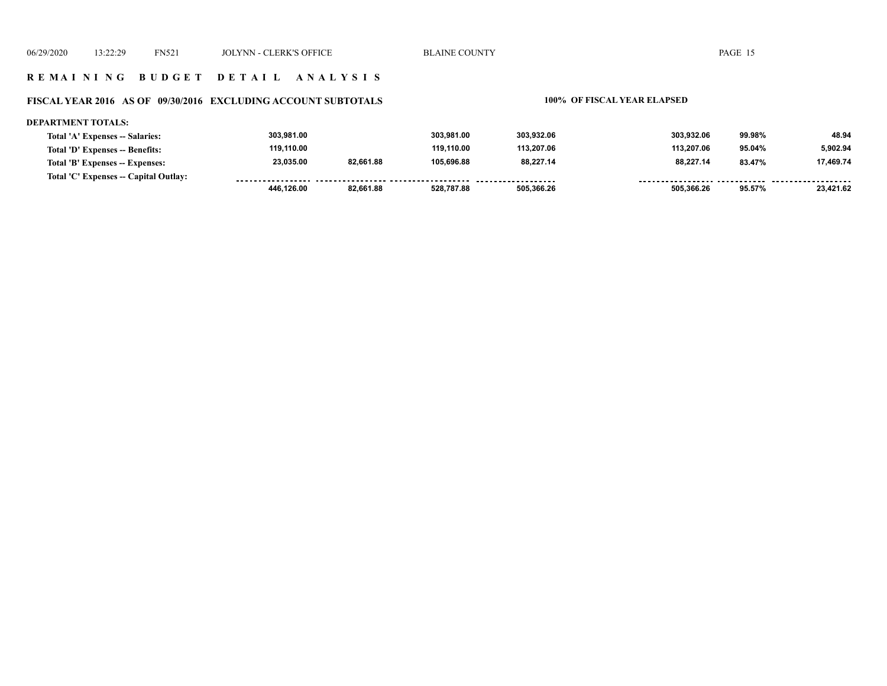## R E M A I N I N G   B U D G E T   D E T A I L   A N A L Y S I S

### FISCAL YEAR 2016 AS OF 09/30/2016 EXCLUDING ACCOUNT SUBTOTALS

**100% OF FISCAL YEAR ELAPSED**

**DEPARTMENT TOTALS:**

| | | | | | | | |
|---|---|---|---|---|---|---|---|
| Total 'A' Expenses -- Salaries: | 303,981.00 | | 303,981.00 | 303,932.06 | 303,932.06 | 99.98% | 48.94 |
| Total 'D' Expenses -- Benefits: | 119,110.00 | | 119,110.00 | 113,207.06 | 113,207.06 | 95.04% | 5,902.94 |
| Total 'B' Expenses -- Expenses: | 23,035.00 | 82,661.88 | 105,696.88 | 88,227.14 | 88,227.14 | 83.47% | 17,469.74 |
| Total 'C' Expenses -- Capital Outlay: | | | | | | | |
| | 446,126.00 | 82,661.88 | 528,787.88 | 505,366.26 | 505,366.26 | 95.57% | 23,421.62 |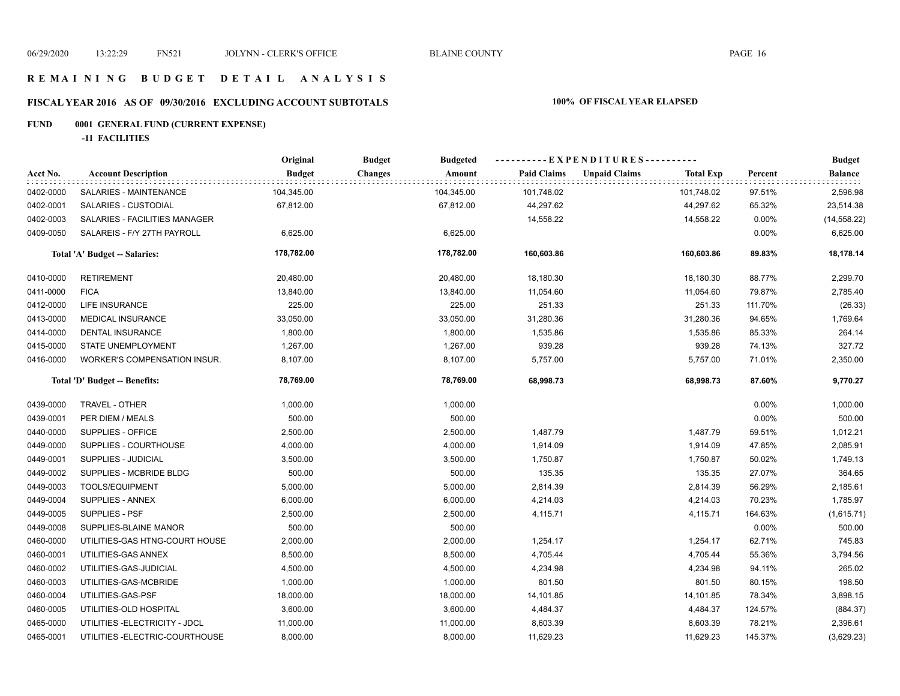# REMAINING BUDGET DETAIL ANALYSIS

## FISCAL YEAR 2016 AS OF 09/30/2016 EXCLUDING ACCOUNT SUBTOTALS

**100% OF FISCAL YEAR ELAPSED**

### FUND 0001 GENERAL FUND (CURRENT EXPENSE)

**-11 FACILITIES**

| Acct No. | Account Description | Original Budget | Budget Changes | Budgeted Amount | Paid Claims | Unpaid Claims | Total Exp | Percent | Budget Balance |
|---|---|---|---|---|---|---|---|---|---|
| 0402-0000 | SALARIES - MAINTENANCE | 104,345.00 | | 104,345.00 | 101,748.02 | | 101,748.02 | 97.51% | 2,596.98 |
| 0402-0001 | SALARIES - CUSTODIAL | 67,812.00 | | 67,812.00 | 44,297.62 | | 44,297.62 | 65.32% | 23,514.38 |
| 0402-0003 | SALARIES - FACILITIES MANAGER | | | | 14,558.22 | | 14,558.22 | 0.00% | (14,558.22) |
| 0409-0050 | SALAREIS - F/Y 27TH PAYROLL | 6,625.00 | | 6,625.00 | | | | 0.00% | 6,625.00 |
| | **Total 'A' Budget -- Salaries:** | **178,782.00** | | **178,782.00** | **160,603.86** | | **160,603.86** | **89.83%** | **18,178.14** |
| 0410-0000 | RETIREMENT | 20,480.00 | | 20,480.00 | 18,180.30 | | 18,180.30 | 88.77% | 2,299.70 |
| 0411-0000 | FICA | 13,840.00 | | 13,840.00 | 11,054.60 | | 11,054.60 | 79.87% | 2,785.40 |
| 0412-0000 | LIFE INSURANCE | 225.00 | | 225.00 | 251.33 | | 251.33 | 111.70% | (26.33) |
| 0413-0000 | MEDICAL INSURANCE | 33,050.00 | | 33,050.00 | 31,280.36 | | 31,280.36 | 94.65% | 1,769.64 |
| 0414-0000 | DENTAL INSURANCE | 1,800.00 | | 1,800.00 | 1,535.86 | | 1,535.86 | 85.33% | 264.14 |
| 0415-0000 | STATE UNEMPLOYMENT | 1,267.00 | | 1,267.00 | 939.28 | | 939.28 | 74.13% | 327.72 |
| 0416-0000 | WORKER'S COMPENSATION INSUR. | 8,107.00 | | 8,107.00 | 5,757.00 | | 5,757.00 | 71.01% | 2,350.00 |
| | **Total 'D' Budget -- Benefits:** | **78,769.00** | | **78,769.00** | **68,998.73** | | **68,998.73** | **87.60%** | **9,770.27** |
| 0439-0000 | TRAVEL - OTHER | 1,000.00 | | 1,000.00 | | | | 0.00% | 1,000.00 |
| 0439-0001 | PER DIEM / MEALS | 500.00 | | 500.00 | | | | 0.00% | 500.00 |
| 0440-0000 | SUPPLIES - OFFICE | 2,500.00 | | 2,500.00 | 1,487.79 | | 1,487.79 | 59.51% | 1,012.21 |
| 0449-0000 | SUPPLIES - COURTHOUSE | 4,000.00 | | 4,000.00 | 1,914.09 | | 1,914.09 | 47.85% | 2,085.91 |
| 0449-0001 | SUPPLIES - JUDICIAL | 3,500.00 | | 3,500.00 | 1,750.87 | | 1,750.87 | 50.02% | 1,749.13 |
| 0449-0002 | SUPPLIES - MCBRIDE BLDG | 500.00 | | 500.00 | 135.35 | | 135.35 | 27.07% | 364.65 |
| 0449-0003 | TOOLS/EQUIPMENT | 5,000.00 | | 5,000.00 | 2,814.39 | | 2,814.39 | 56.29% | 2,185.61 |
| 0449-0004 | SUPPLIES - ANNEX | 6,000.00 | | 6,000.00 | 4,214.03 | | 4,214.03 | 70.23% | 1,785.97 |
| 0449-0005 | SUPPLIES - PSF | 2,500.00 | | 2,500.00 | 4,115.71 | | 4,115.71 | 164.63% | (1,615.71) |
| 0449-0008 | SUPPLIES-BLAINE MANOR | 500.00 | | 500.00 | | | | 0.00% | 500.00 |
| 0460-0000 | UTILITIES-GAS HTNG-COURT HOUSE | 2,000.00 | | 2,000.00 | 1,254.17 | | 1,254.17 | 62.71% | 745.83 |
| 0460-0001 | UTILITIES-GAS ANNEX | 8,500.00 | | 8,500.00 | 4,705.44 | | 4,705.44 | 55.36% | 3,794.56 |
| 0460-0002 | UTILITIES-GAS-JUDICIAL | 4,500.00 | | 4,500.00 | 4,234.98 | | 4,234.98 | 94.11% | 265.02 |
| 0460-0003 | UTILITIES-GAS-MCBRIDE | 1,000.00 | | 1,000.00 | 801.50 | | 801.50 | 80.15% | 198.50 |
| 0460-0004 | UTILITIES-GAS-PSF | 18,000.00 | | 18,000.00 | 14,101.85 | | 14,101.85 | 78.34% | 3,898.15 |
| 0460-0005 | UTILITIES-OLD HOSPITAL | 3,600.00 | | 3,600.00 | 4,484.37 | | 4,484.37 | 124.57% | (884.37) |
| 0465-0000 | UTILITIES -ELECTRICITY - JDCL | 11,000.00 | | 11,000.00 | 8,603.39 | | 8,603.39 | 78.21% | 2,396.61 |
| 0465-0001 | UTILITIES -ELECTRIC-COURTHOUSE | 8,000.00 | | 8,000.00 | 11,629.23 | | 11,629.23 | 145.37% | (3,629.23) |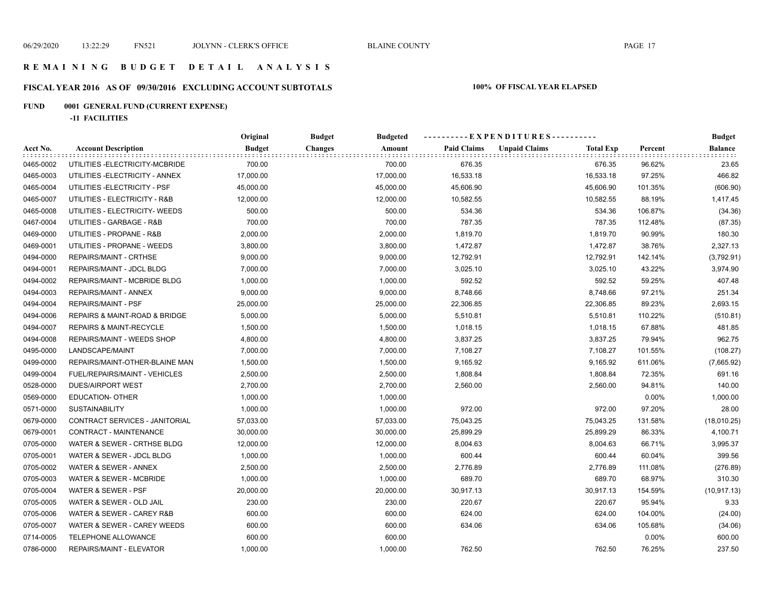# REMAINING BUDGET DETAIL ANALYSIS

## FISCAL YEAR 2016 AS OF 09/30/2016 EXCLUDING ACCOUNT SUBTOTALS

**100% OF FISCAL YEAR ELAPSED**

**FUND 0001 GENERAL FUND (CURRENT EXPENSE)**

**-11 FACILITIES**

| Acct No. | Account Description | Original Budget | Budget Changes | Budgeted Amount | Paid Claims | Unpaid Claims | Total Exp | Percent | Budget Balance |
|---|---|---|---|---|---|---|---|---|---|
| 0465-0002 | UTILITIES -ELECTRICITY-MCBRIDE | 700.00 | | 700.00 | 676.35 | | 676.35 | 96.62% | 23.65 |
| 0465-0003 | UTILITIES -ELECTRICITY - ANNEX | 17,000.00 | | 17,000.00 | 16,533.18 | | 16,533.18 | 97.25% | 466.82 |
| 0465-0004 | UTILITIES -ELECTRICITY - PSF | 45,000.00 | | 45,000.00 | 45,606.90 | | 45,606.90 | 101.35% | (606.90) |
| 0465-0007 | UTILITIES - ELECTRICITY - R&B | 12,000.00 | | 12,000.00 | 10,582.55 | | 10,582.55 | 88.19% | 1,417.45 |
| 0465-0008 | UTILITIES - ELECTRICITY- WEEDS | 500.00 | | 500.00 | 534.36 | | 534.36 | 106.87% | (34.36) |
| 0467-0004 | UTILITIES - GARBAGE - R&B | 700.00 | | 700.00 | 787.35 | | 787.35 | 112.48% | (87.35) |
| 0469-0000 | UTILITIES - PROPANE - R&B | 2,000.00 | | 2,000.00 | 1,819.70 | | 1,819.70 | 90.99% | 180.30 |
| 0469-0001 | UTILITIES - PROPANE - WEEDS | 3,800.00 | | 3,800.00 | 1,472.87 | | 1,472.87 | 38.76% | 2,327.13 |
| 0494-0000 | REPAIRS/MAINT - CRTHSE | 9,000.00 | | 9,000.00 | 12,792.91 | | 12,792.91 | 142.14% | (3,792.91) |
| 0494-0001 | REPAIRS/MAINT - JDCL BLDG | 7,000.00 | | 7,000.00 | 3,025.10 | | 3,025.10 | 43.22% | 3,974.90 |
| 0494-0002 | REPAIRS/MAINT - MCBRIDE BLDG | 1,000.00 | | 1,000.00 | 592.52 | | 592.52 | 59.25% | 407.48 |
| 0494-0003 | REPAIRS/MAINT - ANNEX | 9,000.00 | | 9,000.00 | 8,748.66 | | 8,748.66 | 97.21% | 251.34 |
| 0494-0004 | REPAIRS/MAINT - PSF | 25,000.00 | | 25,000.00 | 22,306.85 | | 22,306.85 | 89.23% | 2,693.15 |
| 0494-0006 | REPAIRS & MAINT-ROAD & BRIDGE | 5,000.00 | | 5,000.00 | 5,510.81 | | 5,510.81 | 110.22% | (510.81) |
| 0494-0007 | REPAIRS & MAINT-RECYCLE | 1,500.00 | | 1,500.00 | 1,018.15 | | 1,018.15 | 67.88% | 481.85 |
| 0494-0008 | REPAIRS/MAINT - WEEDS SHOP | 4,800.00 | | 4,800.00 | 3,837.25 | | 3,837.25 | 79.94% | 962.75 |
| 0495-0000 | LANDSCAPE/MAINT | 7,000.00 | | 7,000.00 | 7,108.27 | | 7,108.27 | 101.55% | (108.27) |
| 0499-0000 | REPAIRS/MAINT-OTHER-BLAINE MAN | 1,500.00 | | 1,500.00 | 9,165.92 | | 9,165.92 | 611.06% | (7,665.92) |
| 0499-0004 | FUEL/REPAIRS/MAINT - VEHICLES | 2,500.00 | | 2,500.00 | 1,808.84 | | 1,808.84 | 72.35% | 691.16 |
| 0528-0000 | DUES/AIRPORT WEST | 2,700.00 | | 2,700.00 | 2,560.00 | | 2,560.00 | 94.81% | 140.00 |
| 0569-0000 | EDUCATION- OTHER | 1,000.00 | | 1,000.00 | | | | 0.00% | 1,000.00 |
| 0571-0000 | SUSTAINABILITY | 1,000.00 | | 1,000.00 | 972.00 | | 972.00 | 97.20% | 28.00 |
| 0679-0000 | CONTRACT SERVICES - JANITORIAL | 57,033.00 | | 57,033.00 | 75,043.25 | | 75,043.25 | 131.58% | (18,010.25) |
| 0679-0001 | CONTRACT - MAINTENANCE | 30,000.00 | | 30,000.00 | 25,899.29 | | 25,899.29 | 86.33% | 4,100.71 |
| 0705-0000 | WATER & SEWER - CRTHSE BLDG | 12,000.00 | | 12,000.00 | 8,004.63 | | 8,004.63 | 66.71% | 3,995.37 |
| 0705-0001 | WATER & SEWER - JDCL BLDG | 1,000.00 | | 1,000.00 | 600.44 | | 600.44 | 60.04% | 399.56 |
| 0705-0002 | WATER & SEWER - ANNEX | 2,500.00 | | 2,500.00 | 2,776.89 | | 2,776.89 | 111.08% | (276.89) |
| 0705-0003 | WATER & SEWER - MCBRIDE | 1,000.00 | | 1,000.00 | 689.70 | | 689.70 | 68.97% | 310.30 |
| 0705-0004 | WATER & SEWER - PSF | 20,000.00 | | 20,000.00 | 30,917.13 | | 30,917.13 | 154.59% | (10,917.13) |
| 0705-0005 | WATER & SEWER - OLD JAIL | 230.00 | | 230.00 | 220.67 | | 220.67 | 95.94% | 9.33 |
| 0705-0006 | WATER & SEWER - CAREY R&B | 600.00 | | 600.00 | 624.00 | | 624.00 | 104.00% | (24.00) |
| 0705-0007 | WATER & SEWER - CAREY WEEDS | 600.00 | | 600.00 | 634.06 | | 634.06 | 105.68% | (34.06) |
| 0714-0005 | TELEPHONE ALLOWANCE | 600.00 | | 600.00 | | | | 0.00% | 600.00 |
| 0786-0000 | REPAIRS/MAINT - ELEVATOR | 1,000.00 | | 1,000.00 | 762.50 | | 762.50 | 76.25% | 237.50 |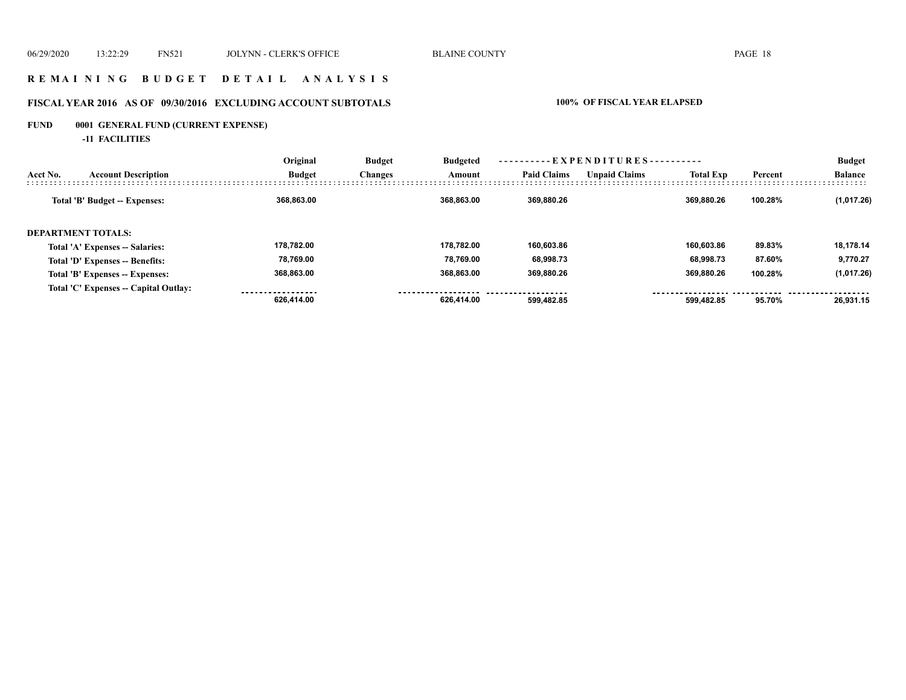## R E M A I N I N G   B U D G E T   D E T A I L   A N A L Y S I S

### FISCAL YEAR 2016 AS OF 09/30/2016 EXCLUDING ACCOUNT SUBTOTALS — 100% OF FISCAL YEAR ELAPSED

**FUND 0001 GENERAL FUND (CURRENT EXPENSE)**

**-11 FACILITIES**

| Acct No. | Account Description | Original Budget | Budget Changes | Budgeted Amount | Paid Claims | Unpaid Claims | Total Exp | Percent | Budget Balance |
|---|---|---|---|---|---|---|---|---|---|
| | **Total 'B' Budget -- Expenses:** | 368,863.00 | | 368,863.00 | 369,880.26 | | 369,880.26 | 100.28% | (1,017.26) |
| | **DEPARTMENT TOTALS:** | | | | | | | | |
| | Total 'A' Expenses -- Salaries: | 178,782.00 | | 178,782.00 | 160,603.86 | | 160,603.86 | 89.83% | 18,178.14 |
| | Total 'D' Expenses -- Benefits: | 78,769.00 | | 78,769.00 | 68,998.73 | | 68,998.73 | 87.60% | 9,770.27 |
| | Total 'B' Expenses -- Expenses: | 368,863.00 | | 368,863.00 | 369,880.26 | | 369,880.26 | 100.28% | (1,017.26) |
| | Total 'C' Expenses -- Capital Outlay: | | | | | | | | |
| | | 626,414.00 | | 626,414.00 | 599,482.85 | | 599,482.85 | 95.70% | 26,931.15 |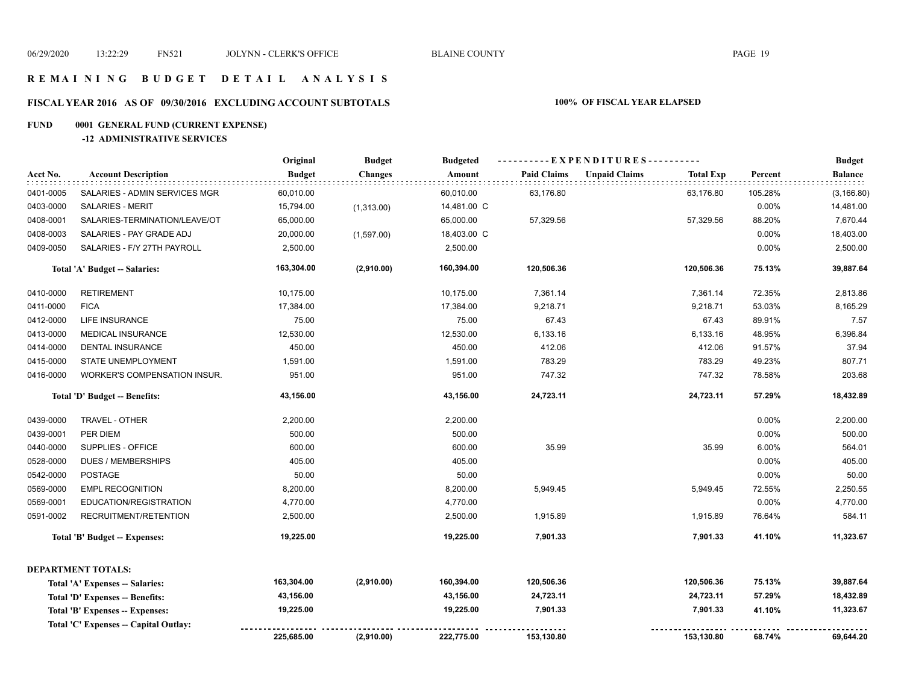# REMAINING BUDGET DETAIL ANALYSIS

## FISCAL YEAR 2016 AS OF 09/30/2016 EXCLUDING ACCOUNT SUBTOTALS

**100% OF FISCAL YEAR ELAPSED**

### FUND 0001 GENERAL FUND (CURRENT EXPENSE)

#### -12 ADMINISTRATIVE SERVICES

| Acct No. | Account Description | Original Budget | Budget Changes | Budgeted Amount | Paid Claims | Unpaid Claims | Total Exp | Percent | Budget Balance |
|---|---|---|---|---|---|---|---|---|---|
| 0401-0005 | SALARIES - ADMIN SERVICES MGR | 60,010.00 | | 60,010.00 | 63,176.80 | | 63,176.80 | 105.28% | (3,166.80) |
| 0403-0000 | SALARIES - MERIT | 15,794.00 | (1,313.00) | 14,481.00 C | | | | 0.00% | 14,481.00 |
| 0408-0001 | SALARIES-TERMINATION/LEAVE/OT | 65,000.00 | | 65,000.00 | 57,329.56 | | 57,329.56 | 88.20% | 7,670.44 |
| 0408-0003 | SALARIES - PAY GRADE ADJ | 20,000.00 | (1,597.00) | 18,403.00 C | | | | 0.00% | 18,403.00 |
| 0409-0050 | SALARIES - F/Y 27TH PAYROLL | 2,500.00 | | 2,500.00 | | | | 0.00% | 2,500.00 |
| | **Total 'A' Budget -- Salaries:** | **163,304.00** | **(2,910.00)** | **160,394.00** | **120,506.36** | | **120,506.36** | **75.13%** | **39,887.64** |
| 0410-0000 | RETIREMENT | 10,175.00 | | 10,175.00 | 7,361.14 | | 7,361.14 | 72.35% | 2,813.86 |
| 0411-0000 | FICA | 17,384.00 | | 17,384.00 | 9,218.71 | | 9,218.71 | 53.03% | 8,165.29 |
| 0412-0000 | LIFE INSURANCE | 75.00 | | 75.00 | 67.43 | | 67.43 | 89.91% | 7.57 |
| 0413-0000 | MEDICAL INSURANCE | 12,530.00 | | 12,530.00 | 6,133.16 | | 6,133.16 | 48.95% | 6,396.84 |
| 0414-0000 | DENTAL INSURANCE | 450.00 | | 450.00 | 412.06 | | 412.06 | 91.57% | 37.94 |
| 0415-0000 | STATE UNEMPLOYMENT | 1,591.00 | | 1,591.00 | 783.29 | | 783.29 | 49.23% | 807.71 |
| 0416-0000 | WORKER'S COMPENSATION INSUR. | 951.00 | | 951.00 | 747.32 | | 747.32 | 78.58% | 203.68 |
| | **Total 'D' Budget -- Benefits:** | **43,156.00** | | **43,156.00** | **24,723.11** | | **24,723.11** | **57.29%** | **18,432.89** |
| 0439-0000 | TRAVEL - OTHER | 2,200.00 | | 2,200.00 | | | | 0.00% | 2,200.00 |
| 0439-0001 | PER DIEM | 500.00 | | 500.00 | | | | 0.00% | 500.00 |
| 0440-0000 | SUPPLIES - OFFICE | 600.00 | | 600.00 | 35.99 | | 35.99 | 6.00% | 564.01 |
| 0528-0000 | DUES / MEMBERSHIPS | 405.00 | | 405.00 | | | | 0.00% | 405.00 |
| 0542-0000 | POSTAGE | 50.00 | | 50.00 | | | | 0.00% | 50.00 |
| 0569-0000 | EMPL RECOGNITION | 8,200.00 | | 8,200.00 | 5,949.45 | | 5,949.45 | 72.55% | 2,250.55 |
| 0569-0001 | EDUCATION/REGISTRATION | 4,770.00 | | 4,770.00 | | | | 0.00% | 4,770.00 |
| 0591-0002 | RECRUITMENT/RETENTION | 2,500.00 | | 2,500.00 | 1,915.89 | | 1,915.89 | 76.64% | 584.11 |
| | **Total 'B' Budget -- Expenses:** | **19,225.00** | | **19,225.00** | **7,901.33** | | **7,901.33** | **41.10%** | **11,323.67** |
| **DEPARTMENT TOTALS:** | | | | | | | | | |
| | **Total 'A' Expenses -- Salaries:** | **163,304.00** | **(2,910.00)** | **160,394.00** | **120,506.36** | | **120,506.36** | **75.13%** | **39,887.64** |
| | **Total 'D' Expenses -- Benefits:** | **43,156.00** | | **43,156.00** | **24,723.11** | | **24,723.11** | **57.29%** | **18,432.89** |
| | **Total 'B' Expenses -- Expenses:** | **19,225.00** | | **19,225.00** | **7,901.33** | | **7,901.33** | **41.10%** | **11,323.67** |
| | **Total 'C' Expenses -- Capital Outlay:** | | | | | | | | |
| | | **225,685.00** | **(2,910.00)** | **222,775.00** | **153,130.80** | | **153,130.80** | **68.74%** | **69,644.20** |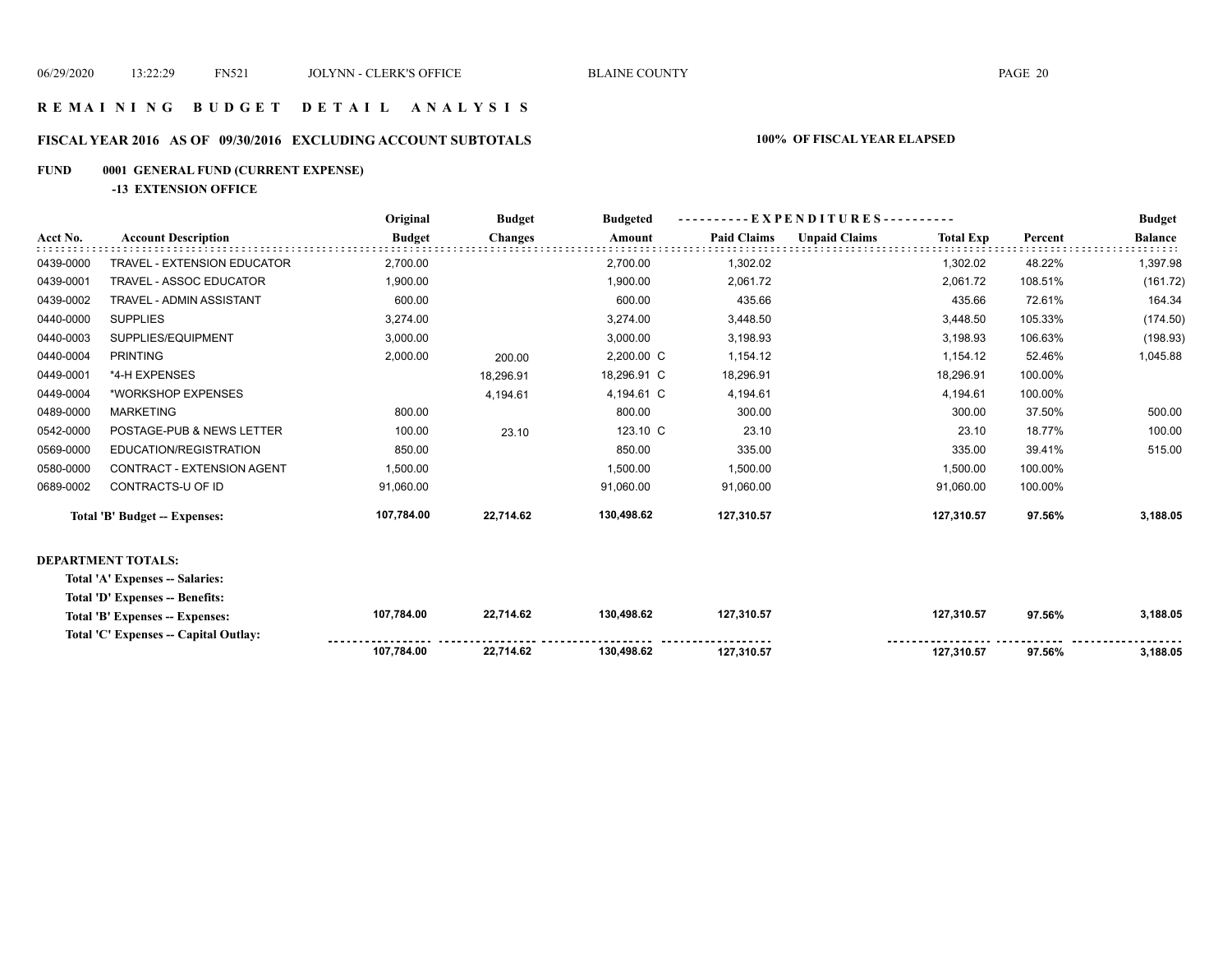# REMAINING BUDGET DETAIL ANALYSIS

## FISCAL YEAR 2016 AS OF 09/30/2016 EXCLUDING ACCOUNT SUBTOTALS — 100% OF FISCAL YEAR ELAPSED

### FUND 0001 GENERAL FUND (CURRENT EXPENSE)

**-13 EXTENSION OFFICE**

| Acct No. | Account Description | Original Budget | Budget Changes | Budgeted Amount | Paid Claims | Unpaid Claims | Total Exp | Percent | Budget Balance |
|---|---|---|---|---|---|---|---|---|---|
| 0439-0000 | TRAVEL - EXTENSION EDUCATOR | 2,700.00 | | 2,700.00 | 1,302.02 | | 1,302.02 | 48.22% | 1,397.98 |
| 0439-0001 | TRAVEL - ASSOC EDUCATOR | 1,900.00 | | 1,900.00 | 2,061.72 | | 2,061.72 | 108.51% | (161.72) |
| 0439-0002 | TRAVEL - ADMIN ASSISTANT | 600.00 | | 600.00 | 435.66 | | 435.66 | 72.61% | 164.34 |
| 0440-0000 | SUPPLIES | 3,274.00 | | 3,274.00 | 3,448.50 | | 3,448.50 | 105.33% | (174.50) |
| 0440-0003 | SUPPLIES/EQUIPMENT | 3,000.00 | | 3,000.00 | 3,198.93 | | 3,198.93 | 106.63% | (198.93) |
| 0440-0004 | PRINTING | 2,000.00 | 200.00 | 2,200.00 C | 1,154.12 | | 1,154.12 | 52.46% | 1,045.88 |
| 0449-0001 | *4-H EXPENSES | | 18,296.91 | 18,296.91 C | 18,296.91 | | 18,296.91 | 100.00% | |
| 0449-0004 | *WORKSHOP EXPENSES | | 4,194.61 | 4,194.61 C | 4,194.61 | | 4,194.61 | 100.00% | |
| 0489-0000 | MARKETING | 800.00 | | 800.00 | 300.00 | | 300.00 | 37.50% | 500.00 |
| 0542-0000 | POSTAGE-PUB & NEWS LETTER | 100.00 | 23.10 | 123.10 C | 23.10 | | 23.10 | 18.77% | 100.00 |
| 0569-0000 | EDUCATION/REGISTRATION | 850.00 | | 850.00 | 335.00 | | 335.00 | 39.41% | 515.00 |
| 0580-0000 | CONTRACT - EXTENSION AGENT | 1,500.00 | | 1,500.00 | 1,500.00 | | 1,500.00 | 100.00% | |
| 0689-0002 | CONTRACTS-U OF ID | 91,060.00 | | 91,060.00 | 91,060.00 | | 91,060.00 | 100.00% | |
| | **Total 'B' Budget -- Expenses:** | **107,784.00** | **22,714.62** | **130,498.62** | **127,310.57** | | **127,310.57** | **97.56%** | **3,188.05** |

**DEPARTMENT TOTALS:**

| | Original Budget | Budget Changes | Budgeted Amount | Paid Claims | Unpaid Claims | Total Exp | Percent | Budget Balance |
|---|---|---|---|---|---|---|---|---|
| **Total 'A' Expenses -- Salaries:** | | | | | | | | |
| **Total 'D' Expenses -- Benefits:** | | | | | | | | |
| **Total 'B' Expenses -- Expenses:** | **107,784.00** | **22,714.62** | **130,498.62** | **127,310.57** | | **127,310.57** | **97.56%** | **3,188.05** |
| **Total 'C' Expenses -- Capital Outlay:** | | | | | | | | |
| | **107,784.00** | **22,714.62** | **130,498.62** | **127,310.57** | | **127,310.57** | **97.56%** | **3,188.05** |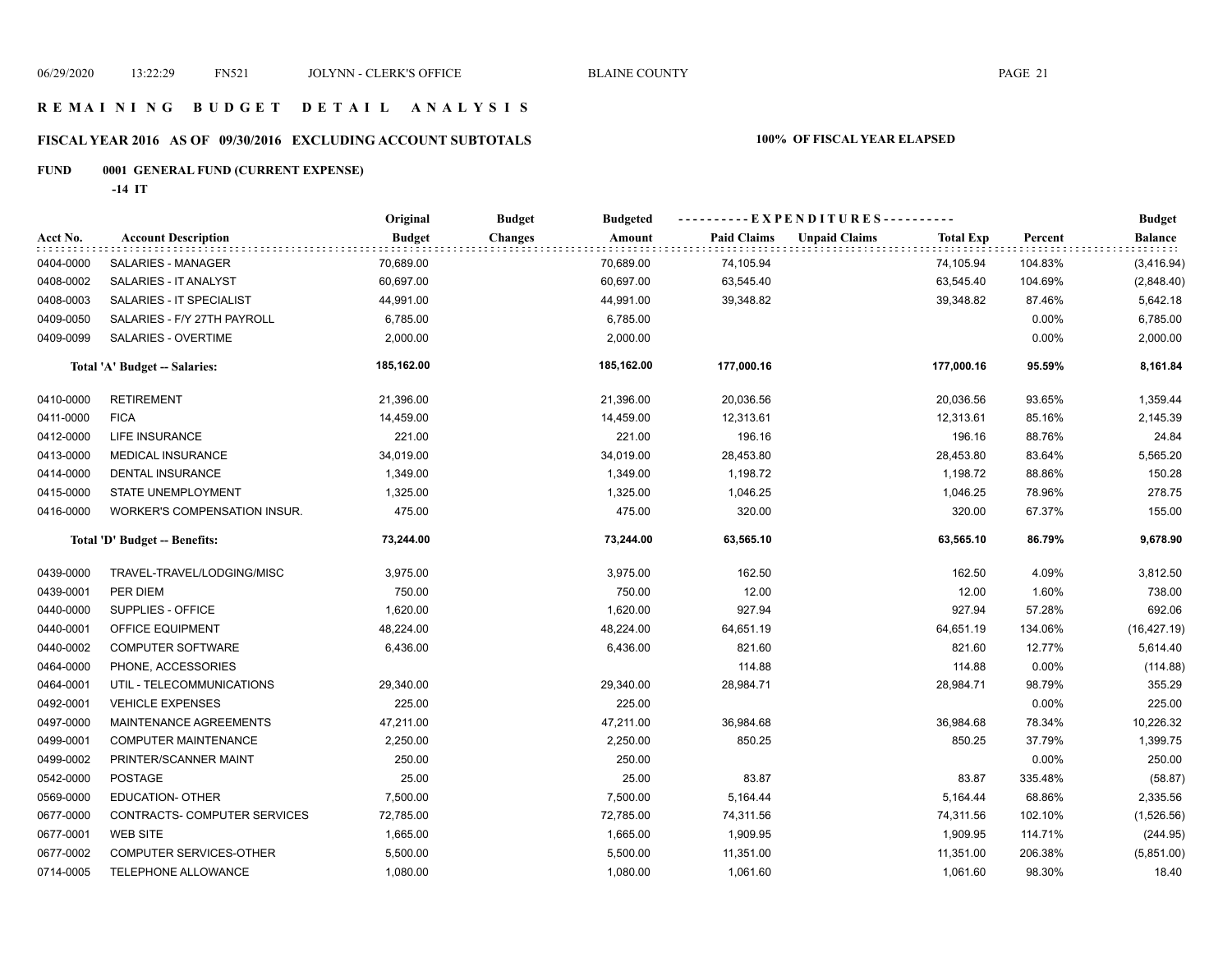## REMAINING BUDGET DETAIL ANALYSIS

### FISCAL YEAR 2016 AS OF 09/30/2016 EXCLUDING ACCOUNT SUBTOTALS

**100% OF FISCAL YEAR ELAPSED**

**FUND 0001 GENERAL FUND (CURRENT EXPENSE)**

**-14 IT**

| Acct No. | Account Description | Original Budget | Budget Changes | Budgeted Amount | Paid Claims | Unpaid Claims | Total Exp | Percent | Budget Balance |
|---|---|---|---|---|---|---|---|---|---|
| 0404-0000 | SALARIES - MANAGER | 70,689.00 | | 70,689.00 | 74,105.94 | | 74,105.94 | 104.83% | (3,416.94) |
| 0408-0002 | SALARIES - IT ANALYST | 60,697.00 | | 60,697.00 | 63,545.40 | | 63,545.40 | 104.69% | (2,848.40) |
| 0408-0003 | SALARIES - IT SPECIALIST | 44,991.00 | | 44,991.00 | 39,348.82 | | 39,348.82 | 87.46% | 5,642.18 |
| 0409-0050 | SALARIES - F/Y 27TH PAYROLL | 6,785.00 | | 6,785.00 | | | | 0.00% | 6,785.00 |
| 0409-0099 | SALARIES - OVERTIME | 2,000.00 | | 2,000.00 | | | | 0.00% | 2,000.00 |
| | **Total 'A' Budget -- Salaries:** | **185,162.00** | | **185,162.00** | **177,000.16** | | **177,000.16** | **95.59%** | **8,161.84** |
| 0410-0000 | RETIREMENT | 21,396.00 | | 21,396.00 | 20,036.56 | | 20,036.56 | 93.65% | 1,359.44 |
| 0411-0000 | FICA | 14,459.00 | | 14,459.00 | 12,313.61 | | 12,313.61 | 85.16% | 2,145.39 |
| 0412-0000 | LIFE INSURANCE | 221.00 | | 221.00 | 196.16 | | 196.16 | 88.76% | 24.84 |
| 0413-0000 | MEDICAL INSURANCE | 34,019.00 | | 34,019.00 | 28,453.80 | | 28,453.80 | 83.64% | 5,565.20 |
| 0414-0000 | DENTAL INSURANCE | 1,349.00 | | 1,349.00 | 1,198.72 | | 1,198.72 | 88.86% | 150.28 |
| 0415-0000 | STATE UNEMPLOYMENT | 1,325.00 | | 1,325.00 | 1,046.25 | | 1,046.25 | 78.96% | 278.75 |
| 0416-0000 | WORKER'S COMPENSATION INSUR. | 475.00 | | 475.00 | 320.00 | | 320.00 | 67.37% | 155.00 |
| | **Total 'D' Budget -- Benefits:** | **73,244.00** | | **73,244.00** | **63,565.10** | | **63,565.10** | **86.79%** | **9,678.90** |
| 0439-0000 | TRAVEL-TRAVEL/LODGING/MISC | 3,975.00 | | 3,975.00 | 162.50 | | 162.50 | 4.09% | 3,812.50 |
| 0439-0001 | PER DIEM | 750.00 | | 750.00 | 12.00 | | 12.00 | 1.60% | 738.00 |
| 0440-0000 | SUPPLIES - OFFICE | 1,620.00 | | 1,620.00 | 927.94 | | 927.94 | 57.28% | 692.06 |
| 0440-0001 | OFFICE EQUIPMENT | 48,224.00 | | 48,224.00 | 64,651.19 | | 64,651.19 | 134.06% | (16,427.19) |
| 0440-0002 | COMPUTER SOFTWARE | 6,436.00 | | 6,436.00 | 821.60 | | 821.60 | 12.77% | 5,614.40 |
| 0464-0000 | PHONE, ACCESSORIES | | | | 114.88 | | 114.88 | 0.00% | (114.88) |
| 0464-0001 | UTIL - TELECOMMUNICATIONS | 29,340.00 | | 29,340.00 | 28,984.71 | | 28,984.71 | 98.79% | 355.29 |
| 0492-0001 | VEHICLE EXPENSES | 225.00 | | 225.00 | | | | 0.00% | 225.00 |
| 0497-0000 | MAINTENANCE AGREEMENTS | 47,211.00 | | 47,211.00 | 36,984.68 | | 36,984.68 | 78.34% | 10,226.32 |
| 0499-0001 | COMPUTER MAINTENANCE | 2,250.00 | | 2,250.00 | 850.25 | | 850.25 | 37.79% | 1,399.75 |
| 0499-0002 | PRINTER/SCANNER MAINT | 250.00 | | 250.00 | | | | 0.00% | 250.00 |
| 0542-0000 | POSTAGE | 25.00 | | 25.00 | 83.87 | | 83.87 | 335.48% | (58.87) |
| 0569-0000 | EDUCATION- OTHER | 7,500.00 | | 7,500.00 | 5,164.44 | | 5,164.44 | 68.86% | 2,335.56 |
| 0677-0000 | CONTRACTS- COMPUTER SERVICES | 72,785.00 | | 72,785.00 | 74,311.56 | | 74,311.56 | 102.10% | (1,526.56) |
| 0677-0001 | WEB SITE | 1,665.00 | | 1,665.00 | 1,909.95 | | 1,909.95 | 114.71% | (244.95) |
| 0677-0002 | COMPUTER SERVICES-OTHER | 5,500.00 | | 5,500.00 | 11,351.00 | | 11,351.00 | 206.38% | (5,851.00) |
| 0714-0005 | TELEPHONE ALLOWANCE | 1,080.00 | | 1,080.00 | 1,061.60 | | 1,061.60 | 98.30% | 18.40 |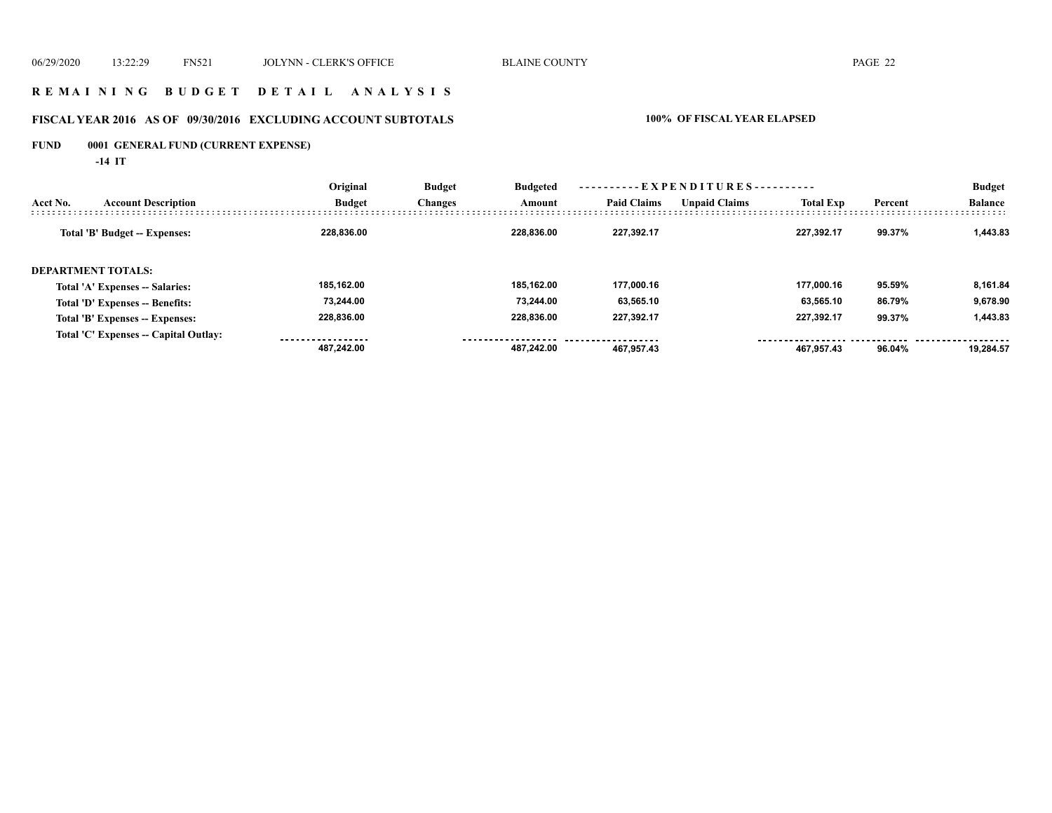## R E M A I N I N G   B U D G E T   D E T A I L   A N A L Y S I S

### FISCAL YEAR 2016 AS OF 09/30/2016 EXCLUDING ACCOUNT SUBTOTALS

**100% OF FISCAL YEAR ELAPSED**

**FUND 0001 GENERAL FUND (CURRENT EXPENSE)**

**-14 IT**

| Acct No. | Account Description | Original Budget | Budget Changes | Budgeted Amount | Paid Claims | Unpaid Claims | Total Exp | Percent | Budget Balance |
|---|---|---|---|---|---|---|---|---|---|
| | **Total 'B' Budget -- Expenses:** | 228,836.00 | | 228,836.00 | 227,392.17 | | 227,392.17 | 99.37% | 1,443.83 |
| **DEPARTMENT TOTALS:** | | | | | | | | | |
| | Total 'A' Expenses -- Salaries: | 185,162.00 | | 185,162.00 | 177,000.16 | | 177,000.16 | 95.59% | 8,161.84 |
| | Total 'D' Expenses -- Benefits: | 73,244.00 | | 73,244.00 | 63,565.10 | | 63,565.10 | 86.79% | 9,678.90 |
| | Total 'B' Expenses -- Expenses: | 228,836.00 | | 228,836.00 | 227,392.17 | | 227,392.17 | 99.37% | 1,443.83 |
| | Total 'C' Expenses -- Capital Outlay: | | | | | | | | |
| | | 487,242.00 | | 487,242.00 | 467,957.43 | | 467,957.43 | 96.04% | 19,284.57 |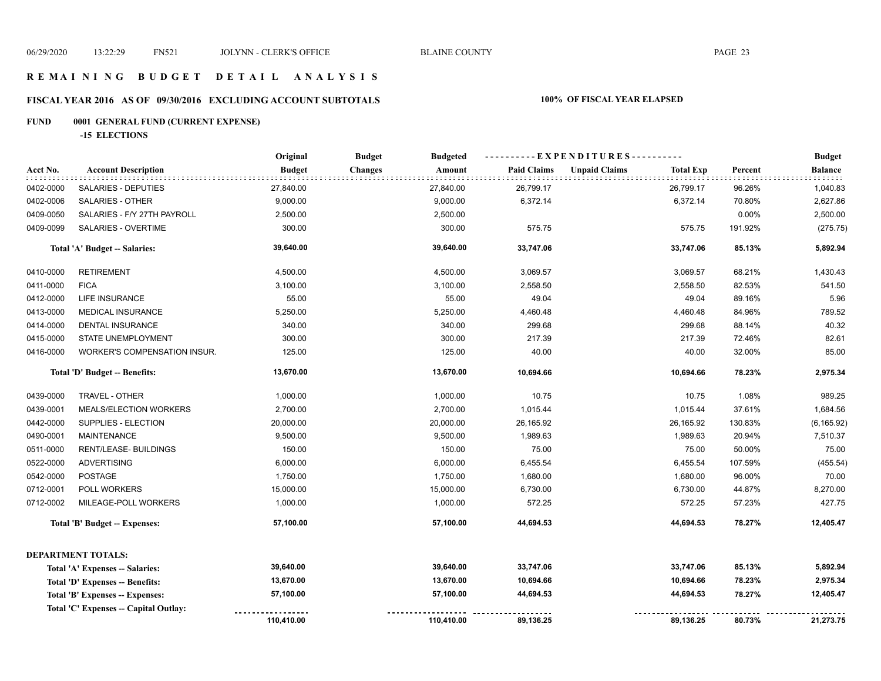# REMAINING BUDGET DETAIL ANALYSIS

## FISCAL YEAR 2016 AS OF 09/30/2016 EXCLUDING ACCOUNT SUBTOTALS

**100% OF FISCAL YEAR ELAPSED**

**FUND 0001 GENERAL FUND (CURRENT EXPENSE)**

**-15 ELECTIONS**

| Acct No. | Account Description | Original Budget | Budget Changes | Budgeted Amount | Paid Claims | Unpaid Claims | Total Exp | Percent | Budget Balance |
|---|---|---|---|---|---|---|---|---|---|
| 0402-0000 | SALARIES - DEPUTIES | 27,840.00 | | 27,840.00 | 26,799.17 | | 26,799.17 | 96.26% | 1,040.83 |
| 0402-0006 | SALARIES - OTHER | 9,000.00 | | 9,000.00 | 6,372.14 | | 6,372.14 | 70.80% | 2,627.86 |
| 0409-0050 | SALARIES - F/Y 27TH PAYROLL | 2,500.00 | | 2,500.00 | | | | 0.00% | 2,500.00 |
| 0409-0099 | SALARIES - OVERTIME | 300.00 | | 300.00 | 575.75 | | 575.75 | 191.92% | (275.75) |
| | **Total 'A' Budget -- Salaries:** | **39,640.00** | | **39,640.00** | **33,747.06** | | **33,747.06** | **85.13%** | **5,892.94** |
| 0410-0000 | RETIREMENT | 4,500.00 | | 4,500.00 | 3,069.57 | | 3,069.57 | 68.21% | 1,430.43 |
| 0411-0000 | FICA | 3,100.00 | | 3,100.00 | 2,558.50 | | 2,558.50 | 82.53% | 541.50 |
| 0412-0000 | LIFE INSURANCE | 55.00 | | 55.00 | 49.04 | | 49.04 | 89.16% | 5.96 |
| 0413-0000 | MEDICAL INSURANCE | 5,250.00 | | 5,250.00 | 4,460.48 | | 4,460.48 | 84.96% | 789.52 |
| 0414-0000 | DENTAL INSURANCE | 340.00 | | 340.00 | 299.68 | | 299.68 | 88.14% | 40.32 |
| 0415-0000 | STATE UNEMPLOYMENT | 300.00 | | 300.00 | 217.39 | | 217.39 | 72.46% | 82.61 |
| 0416-0000 | WORKER'S COMPENSATION INSUR. | 125.00 | | 125.00 | 40.00 | | 40.00 | 32.00% | 85.00 |
| | **Total 'D' Budget -- Benefits:** | **13,670.00** | | **13,670.00** | **10,694.66** | | **10,694.66** | **78.23%** | **2,975.34** |
| 0439-0000 | TRAVEL - OTHER | 1,000.00 | | 1,000.00 | 10.75 | | 10.75 | 1.08% | 989.25 |
| 0439-0001 | MEALS/ELECTION WORKERS | 2,700.00 | | 2,700.00 | 1,015.44 | | 1,015.44 | 37.61% | 1,684.56 |
| 0442-0000 | SUPPLIES - ELECTION | 20,000.00 | | 20,000.00 | 26,165.92 | | 26,165.92 | 130.83% | (6,165.92) |
| 0490-0001 | MAINTENANCE | 9,500.00 | | 9,500.00 | 1,989.63 | | 1,989.63 | 20.94% | 7,510.37 |
| 0511-0000 | RENT/LEASE- BUILDINGS | 150.00 | | 150.00 | 75.00 | | 75.00 | 50.00% | 75.00 |
| 0522-0000 | ADVERTISING | 6,000.00 | | 6,000.00 | 6,455.54 | | 6,455.54 | 107.59% | (455.54) |
| 0542-0000 | POSTAGE | 1,750.00 | | 1,750.00 | 1,680.00 | | 1,680.00 | 96.00% | 70.00 |
| 0712-0001 | POLL WORKERS | 15,000.00 | | 15,000.00 | 6,730.00 | | 6,730.00 | 44.87% | 8,270.00 |
| 0712-0002 | MILEAGE-POLL WORKERS | 1,000.00 | | 1,000.00 | 572.25 | | 572.25 | 57.23% | 427.75 |
| | **Total 'B' Budget -- Expenses:** | **57,100.00** | | **57,100.00** | **44,694.53** | | **44,694.53** | **78.27%** | **12,405.47** |

**DEPARTMENT TOTALS:**

| | Original Budget | Budget Changes | Budgeted Amount | Paid Claims | Unpaid Claims | Total Exp | Percent | Budget Balance |
|---|---|---|---|---|---|---|---|---|
| **Total 'A' Expenses -- Salaries:** | **39,640.00** | | **39,640.00** | **33,747.06** | | **33,747.06** | **85.13%** | **5,892.94** |
| **Total 'D' Expenses -- Benefits:** | **13,670.00** | | **13,670.00** | **10,694.66** | | **10,694.66** | **78.23%** | **2,975.34** |
| **Total 'B' Expenses -- Expenses:** | **57,100.00** | | **57,100.00** | **44,694.53** | | **44,694.53** | **78.27%** | **12,405.47** |
| **Total 'C' Expenses -- Capital Outlay:** | | | | | | | | |
| | **110,410.00** | | **110,410.00** | **89,136.25** | | **89,136.25** | **80.73%** | **21,273.75** |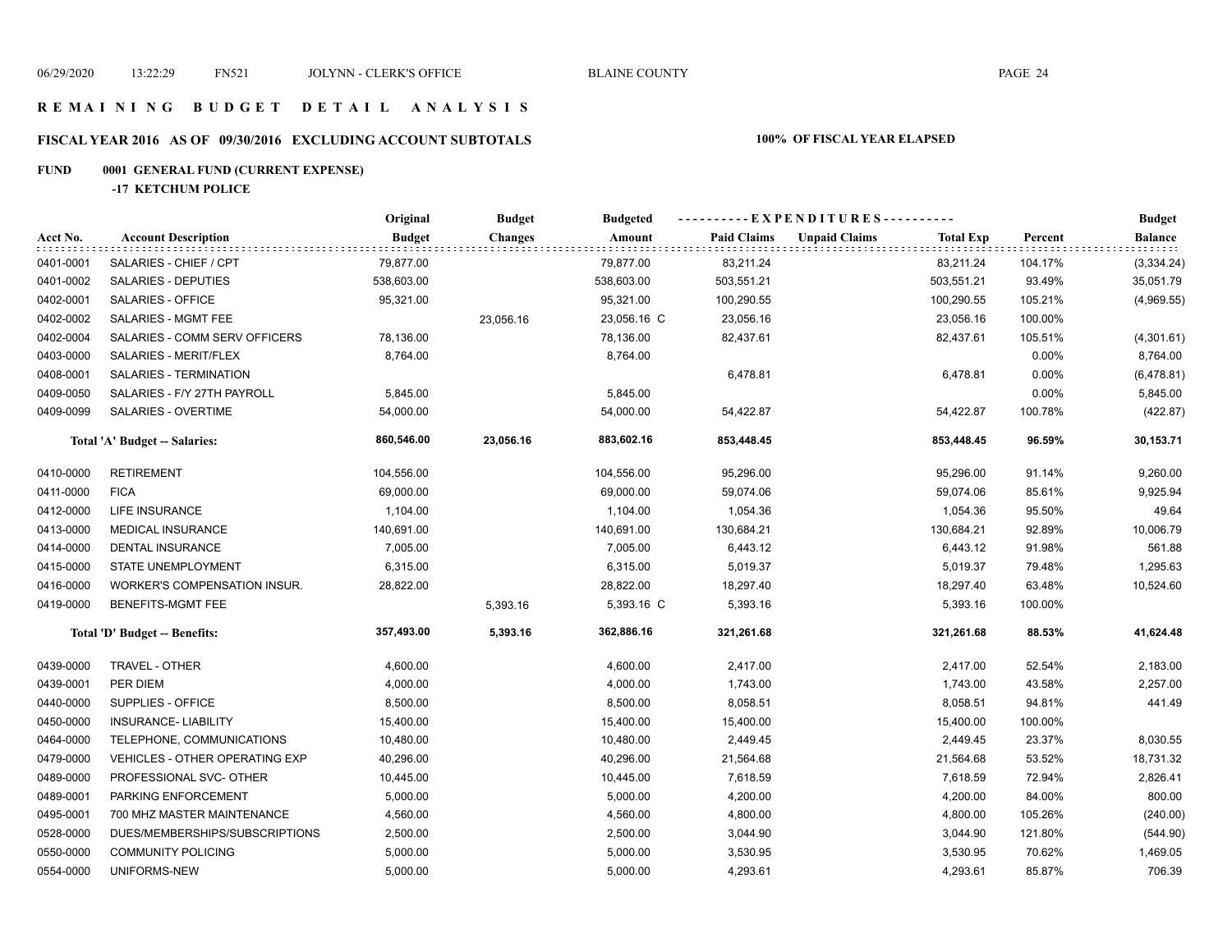# REMAINING BUDGET DETAIL ANALYSIS

## FISCAL YEAR 2016 AS OF 09/30/2016 EXCLUDING ACCOUNT SUBTOTALS

**100% OF FISCAL YEAR ELAPSED**

**FUND 0001 GENERAL FUND (CURRENT EXPENSE)**

**-17 KETCHUM POLICE**

| Acct No. | Account Description | Original Budget | Budget Changes | Budgeted Amount | Paid Claims | Unpaid Claims | Total Exp | Percent | Budget Balance |
|---|---|---|---|---|---|---|---|---|---|
| 0401-0001 | SALARIES - CHIEF / CPT | 79,877.00 | | 79,877.00 | 83,211.24 | | 83,211.24 | 104.17% | (3,334.24) |
| 0401-0002 | SALARIES - DEPUTIES | 538,603.00 | | 538,603.00 | 503,551.21 | | 503,551.21 | 93.49% | 35,051.79 |
| 0402-0001 | SALARIES - OFFICE | 95,321.00 | | 95,321.00 | 100,290.55 | | 100,290.55 | 105.21% | (4,969.55) |
| 0402-0002 | SALARIES - MGMT FEE | | 23,056.16 | 23,056.16 C | 23,056.16 | | 23,056.16 | 100.00% | |
| 0402-0004 | SALARIES - COMM SERV OFFICERS | 78,136.00 | | 78,136.00 | 82,437.61 | | 82,437.61 | 105.51% | (4,301.61) |
| 0403-0000 | SALARIES - MERIT/FLEX | 8,764.00 | | 8,764.00 | | | | 0.00% | 8,764.00 |
| 0408-0001 | SALARIES - TERMINATION | | | | 6,478.81 | | 6,478.81 | 0.00% | (6,478.81) |
| 0409-0050 | SALARIES - F/Y 27TH PAYROLL | 5,845.00 | | 5,845.00 | | | | 0.00% | 5,845.00 |
| 0409-0099 | SALARIES - OVERTIME | 54,000.00 | | 54,000.00 | 54,422.87 | | 54,422.87 | 100.78% | (422.87) |
| | **Total 'A' Budget -- Salaries:** | **860,546.00** | **23,056.16** | **883,602.16** | **853,448.45** | | **853,448.45** | **96.59%** | **30,153.71** |
| 0410-0000 | RETIREMENT | 104,556.00 | | 104,556.00 | 95,296.00 | | 95,296.00 | 91.14% | 9,260.00 |
| 0411-0000 | FICA | 69,000.00 | | 69,000.00 | 59,074.06 | | 59,074.06 | 85.61% | 9,925.94 |
| 0412-0000 | LIFE INSURANCE | 1,104.00 | | 1,104.00 | 1,054.36 | | 1,054.36 | 95.50% | 49.64 |
| 0413-0000 | MEDICAL INSURANCE | 140,691.00 | | 140,691.00 | 130,684.21 | | 130,684.21 | 92.89% | 10,006.79 |
| 0414-0000 | DENTAL INSURANCE | 7,005.00 | | 7,005.00 | 6,443.12 | | 6,443.12 | 91.98% | 561.88 |
| 0415-0000 | STATE UNEMPLOYMENT | 6,315.00 | | 6,315.00 | 5,019.37 | | 5,019.37 | 79.48% | 1,295.63 |
| 0416-0000 | WORKER'S COMPENSATION INSUR. | 28,822.00 | | 28,822.00 | 18,297.40 | | 18,297.40 | 63.48% | 10,524.60 |
| 0419-0000 | BENEFITS-MGMT FEE | | 5,393.16 | 5,393.16 C | 5,393.16 | | 5,393.16 | 100.00% | |
| | **Total 'D' Budget -- Benefits:** | **357,493.00** | **5,393.16** | **362,886.16** | **321,261.68** | | **321,261.68** | **88.53%** | **41,624.48** |
| 0439-0000 | TRAVEL - OTHER | 4,600.00 | | 4,600.00 | 2,417.00 | | 2,417.00 | 52.54% | 2,183.00 |
| 0439-0001 | PER DIEM | 4,000.00 | | 4,000.00 | 1,743.00 | | 1,743.00 | 43.58% | 2,257.00 |
| 0440-0000 | SUPPLIES - OFFICE | 8,500.00 | | 8,500.00 | 8,058.51 | | 8,058.51 | 94.81% | 441.49 |
| 0450-0000 | INSURANCE- LIABILITY | 15,400.00 | | 15,400.00 | 15,400.00 | | 15,400.00 | 100.00% | |
| 0464-0000 | TELEPHONE, COMMUNICATIONS | 10,480.00 | | 10,480.00 | 2,449.45 | | 2,449.45 | 23.37% | 8,030.55 |
| 0479-0000 | VEHICLES - OTHER OPERATING EXP | 40,296.00 | | 40,296.00 | 21,564.68 | | 21,564.68 | 53.52% | 18,731.32 |
| 0489-0000 | PROFESSIONAL SVC- OTHER | 10,445.00 | | 10,445.00 | 7,618.59 | | 7,618.59 | 72.94% | 2,826.41 |
| 0489-0001 | PARKING ENFORCEMENT | 5,000.00 | | 5,000.00 | 4,200.00 | | 4,200.00 | 84.00% | 800.00 |
| 0495-0001 | 700 MHZ MASTER MAINTENANCE | 4,560.00 | | 4,560.00 | 4,800.00 | | 4,800.00 | 105.26% | (240.00) |
| 0528-0000 | DUES/MEMBERSHIPS/SUBSCRIPTIONS | 2,500.00 | | 2,500.00 | 3,044.90 | | 3,044.90 | 121.80% | (544.90) |
| 0550-0000 | COMMUNITY POLICING | 5,000.00 | | 5,000.00 | 3,530.95 | | 3,530.95 | 70.62% | 1,469.05 |
| 0554-0000 | UNIFORMS-NEW | 5,000.00 | | 5,000.00 | 4,293.61 | | 4,293.61 | 85.87% | 706.39 |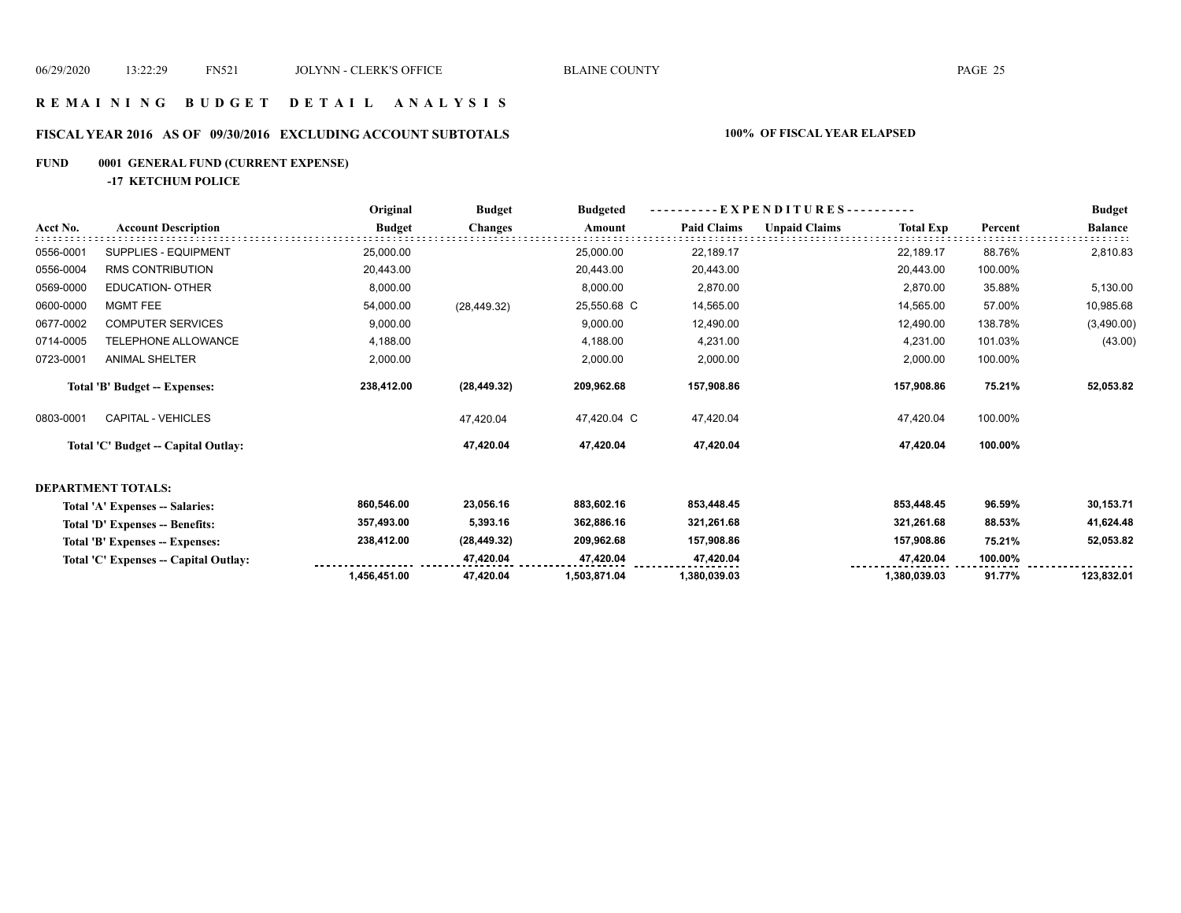# R E M A I N I N G   B U D G E T   D E T A I L   A N A L Y S I S

## FISCAL YEAR 2016   AS OF 09/30/2016   EXCLUDING ACCOUNT SUBTOTALS   100% OF FISCAL YEAR ELAPSED

**FUND   0001 GENERAL FUND (CURRENT EXPENSE)**

**-17 KETCHUM POLICE**

| Acct No. | Account Description | Original Budget | Budget Changes | Budgeted Amount | Paid Claims | Unpaid Claims | Total Exp | Percent | Budget Balance |
|---|---|---|---|---|---|---|---|---|---|
| 0556-0001 | SUPPLIES - EQUIPMENT | 25,000.00 | | 25,000.00 | 22,189.17 | | 22,189.17 | 88.76% | 2,810.83 |
| 0556-0004 | RMS CONTRIBUTION | 20,443.00 | | 20,443.00 | 20,443.00 | | 20,443.00 | 100.00% | |
| 0569-0000 | EDUCATION- OTHER | 8,000.00 | | 8,000.00 | 2,870.00 | | 2,870.00 | 35.88% | 5,130.00 |
| 0600-0000 | MGMT FEE | 54,000.00 | (28,449.32) | 25,550.68 C | 14,565.00 | | 14,565.00 | 57.00% | 10,985.68 |
| 0677-0002 | COMPUTER SERVICES | 9,000.00 | | 9,000.00 | 12,490.00 | | 12,490.00 | 138.78% | (3,490.00) |
| 0714-0005 | TELEPHONE ALLOWANCE | 4,188.00 | | 4,188.00 | 4,231.00 | | 4,231.00 | 101.03% | (43.00) |
| 0723-0001 | ANIMAL SHELTER | 2,000.00 | | 2,000.00 | 2,000.00 | | 2,000.00 | 100.00% | |
| | **Total 'B' Budget -- Expenses:** | **238,412.00** | **(28,449.32)** | **209,962.68** | **157,908.86** | | **157,908.86** | **75.21%** | **52,053.82** |
| 0803-0001 | CAPITAL - VEHICLES | | 47,420.04 | 47,420.04 C | 47,420.04 | | 47,420.04 | 100.00% | |
| | **Total 'C' Budget -- Capital Outlay:** | | **47,420.04** | **47,420.04** | **47,420.04** | | **47,420.04** | **100.00%** | |
| | **DEPARTMENT TOTALS:** | | | | | | | | |
| | **Total 'A' Expenses -- Salaries:** | **860,546.00** | **23,056.16** | **883,602.16** | **853,448.45** | | **853,448.45** | **96.59%** | **30,153.71** |
| | **Total 'D' Expenses -- Benefits:** | **357,493.00** | **5,393.16** | **362,886.16** | **321,261.68** | | **321,261.68** | **88.53%** | **41,624.48** |
| | **Total 'B' Expenses -- Expenses:** | **238,412.00** | **(28,449.32)** | **209,962.68** | **157,908.86** | | **157,908.86** | **75.21%** | **52,053.82** |
| | **Total 'C' Expenses -- Capital Outlay:** | | **47,420.04** | **47,420.04** | **47,420.04** | | **47,420.04** | **100.00%** | |
| | | **1,456,451.00** | **47,420.04** | **1,503,871.04** | **1,380,039.03** | | **1,380,039.03** | **91.77%** | **123,832.01** |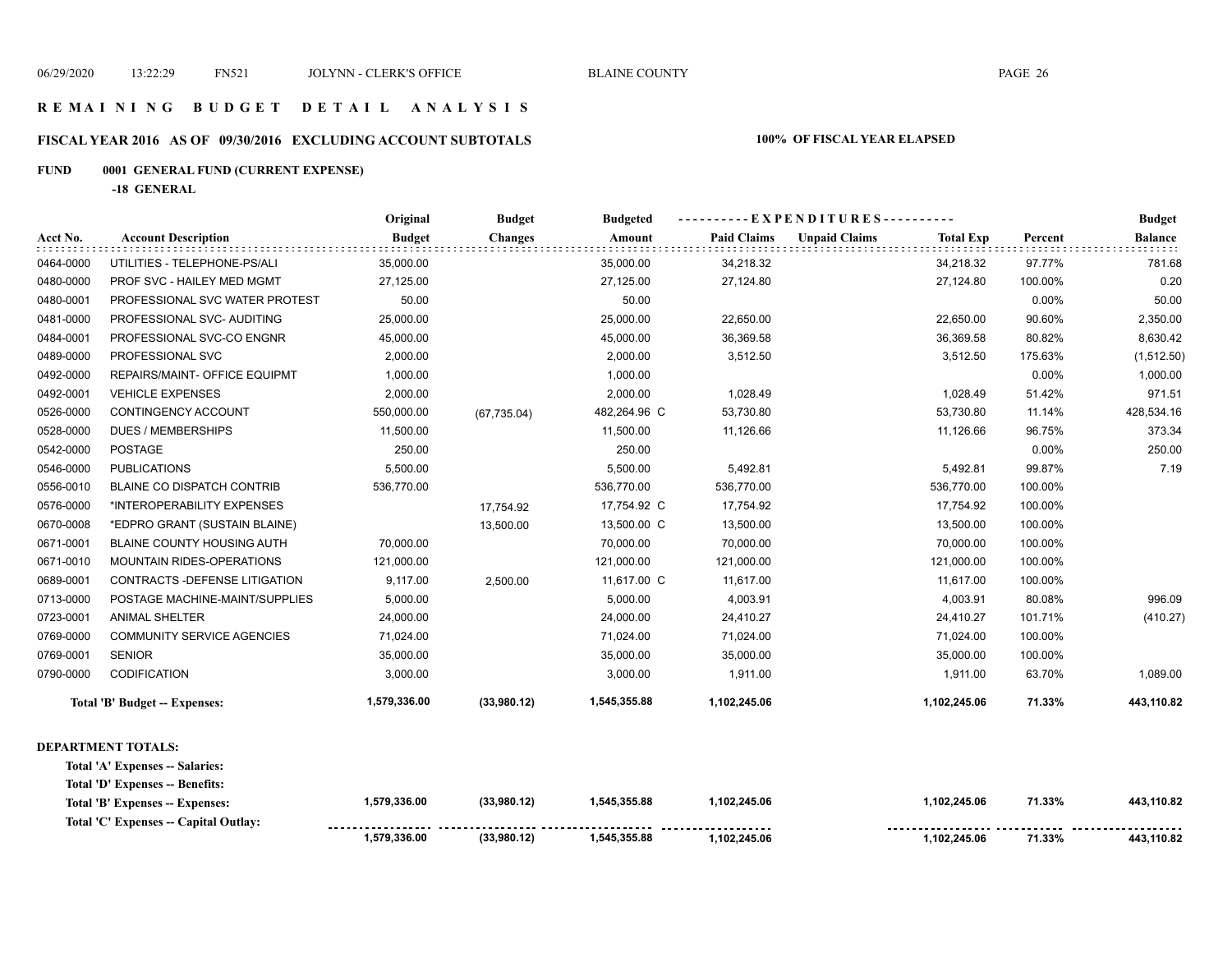# REMAINING BUDGET DETAIL ANALYSIS

## FISCAL YEAR 2016 AS OF 09/30/2016 EXCLUDING ACCOUNT SUBTOTALS

**100% OF FISCAL YEAR ELAPSED**

### FUND 0001 GENERAL FUND (CURRENT EXPENSE)

**-18 GENERAL**

| Acct No. | Account Description | Original Budget | Budget Changes | Budgeted Amount | Paid Claims | Unpaid Claims | Total Exp | Percent | Budget Balance |
|---|---|---|---|---|---|---|---|---|---|
| 0464-0000 | UTILITIES - TELEPHONE-PS/ALI | 35,000.00 | | 35,000.00 | 34,218.32 | | 34,218.32 | 97.77% | 781.68 |
| 0480-0000 | PROF SVC - HAILEY MED MGMT | 27,125.00 | | 27,125.00 | 27,124.80 | | 27,124.80 | 100.00% | 0.20 |
| 0480-0001 | PROFESSIONAL SVC WATER PROTEST | 50.00 | | 50.00 | | | | 0.00% | 50.00 |
| 0481-0000 | PROFESSIONAL SVC- AUDITING | 25,000.00 | | 25,000.00 | 22,650.00 | | 22,650.00 | 90.60% | 2,350.00 |
| 0484-0001 | PROFESSIONAL SVC-CO ENGNR | 45,000.00 | | 45,000.00 | 36,369.58 | | 36,369.58 | 80.82% | 8,630.42 |
| 0489-0000 | PROFESSIONAL SVC | 2,000.00 | | 2,000.00 | 3,512.50 | | 3,512.50 | 175.63% | (1,512.50) |
| 0492-0000 | REPAIRS/MAINT- OFFICE EQUIPMT | 1,000.00 | | 1,000.00 | | | | 0.00% | 1,000.00 |
| 0492-0001 | VEHICLE EXPENSES | 2,000.00 | | 2,000.00 | 1,028.49 | | 1,028.49 | 51.42% | 971.51 |
| 0526-0000 | CONTINGENCY ACCOUNT | 550,000.00 | (67,735.04) | 482,264.96 C | 53,730.80 | | 53,730.80 | 11.14% | 428,534.16 |
| 0528-0000 | DUES / MEMBERSHIPS | 11,500.00 | | 11,500.00 | 11,126.66 | | 11,126.66 | 96.75% | 373.34 |
| 0542-0000 | POSTAGE | 250.00 | | 250.00 | | | | 0.00% | 250.00 |
| 0546-0000 | PUBLICATIONS | 5,500.00 | | 5,500.00 | 5,492.81 | | 5,492.81 | 99.87% | 7.19 |
| 0556-0010 | BLAINE CO DISPATCH CONTRIB | 536,770.00 | | 536,770.00 | 536,770.00 | | 536,770.00 | 100.00% | |
| 0576-0000 | *INTEROPERABILITY EXPENSES | | 17,754.92 | 17,754.92 C | 17,754.92 | | 17,754.92 | 100.00% | |
| 0670-0008 | *EDPRO GRANT (SUSTAIN BLAINE) | | 13,500.00 | 13,500.00 C | 13,500.00 | | 13,500.00 | 100.00% | |
| 0671-0001 | BLAINE COUNTY HOUSING AUTH | 70,000.00 | | 70,000.00 | 70,000.00 | | 70,000.00 | 100.00% | |
| 0671-0010 | MOUNTAIN RIDES-OPERATIONS | 121,000.00 | | 121,000.00 | 121,000.00 | | 121,000.00 | 100.00% | |
| 0689-0001 | CONTRACTS -DEFENSE LITIGATION | 9,117.00 | 2,500.00 | 11,617.00 C | 11,617.00 | | 11,617.00 | 100.00% | |
| 0713-0000 | POSTAGE MACHINE-MAINT/SUPPLIES | 5,000.00 | | 5,000.00 | 4,003.91 | | 4,003.91 | 80.08% | 996.09 |
| 0723-0001 | ANIMAL SHELTER | 24,000.00 | | 24,000.00 | 24,410.27 | | 24,410.27 | 101.71% | (410.27) |
| 0769-0000 | COMMUNITY SERVICE AGENCIES | 71,024.00 | | 71,024.00 | 71,024.00 | | 71,024.00 | 100.00% | |
| 0769-0001 | SENIOR | 35,000.00 | | 35,000.00 | 35,000.00 | | 35,000.00 | 100.00% | |
| 0790-0000 | CODIFICATION | 3,000.00 | | 3,000.00 | 1,911.00 | | 1,911.00 | 63.70% | 1,089.00 |
| | **Total 'B' Budget -- Expenses:** | **1,579,336.00** | **(33,980.12)** | **1,545,355.88** | **1,102,245.06** | | **1,102,245.06** | **71.33%** | **443,110.82** |

**DEPARTMENT TOTALS:**

| | Original Budget | Budget Changes | Budgeted Amount | Paid Claims | Unpaid Claims | Total Exp | Percent | Budget Balance |
|---|---|---|---|---|---|---|---|---|
| **Total 'A' Expenses -- Salaries:** | | | | | | | | |
| **Total 'D' Expenses -- Benefits:** | | | | | | | | |
| **Total 'B' Expenses -- Expenses:** | **1,579,336.00** | **(33,980.12)** | **1,545,355.88** | **1,102,245.06** | | **1,102,245.06** | **71.33%** | **443,110.82** |
| **Total 'C' Expenses -- Capital Outlay:** | | | | | | | | |
| | **1,579,336.00** | **(33,980.12)** | **1,545,355.88** | **1,102,245.06** | | **1,102,245.06** | **71.33%** | **443,110.82** |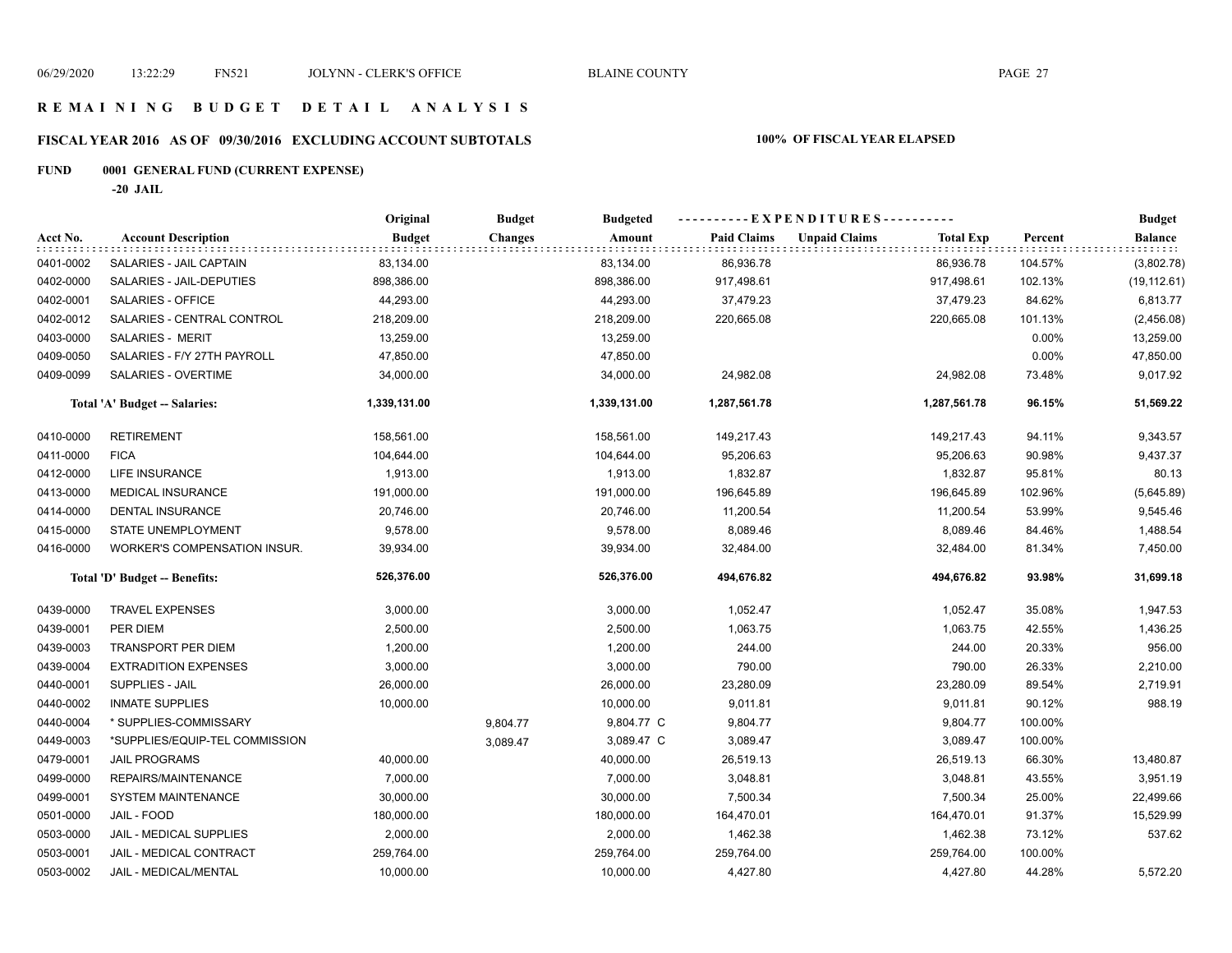# REMAINING BUDGET DETAIL ANALYSIS

## FISCAL YEAR 2016 AS OF 09/30/2016 EXCLUDING ACCOUNT SUBTOTALS

**100% OF FISCAL YEAR ELAPSED**

**FUND 0001 GENERAL FUND (CURRENT EXPENSE)**

**-20 JAIL**

| Acct No. | Account Description | Original Budget | Budget Changes | Budgeted Amount | Paid Claims | Unpaid Claims | Total Exp | Percent | Budget Balance |
|---|---|---|---|---|---|---|---|---|---|
| 0401-0002 | SALARIES - JAIL CAPTAIN | 83,134.00 | | 83,134.00 | 86,936.78 | | 86,936.78 | 104.57% | (3,802.78) |
| 0402-0000 | SALARIES - JAIL-DEPUTIES | 898,386.00 | | 898,386.00 | 917,498.61 | | 917,498.61 | 102.13% | (19,112.61) |
| 0402-0001 | SALARIES - OFFICE | 44,293.00 | | 44,293.00 | 37,479.23 | | 37,479.23 | 84.62% | 6,813.77 |
| 0402-0012 | SALARIES - CENTRAL CONTROL | 218,209.00 | | 218,209.00 | 220,665.08 | | 220,665.08 | 101.13% | (2,456.08) |
| 0403-0000 | SALARIES - MERIT | 13,259.00 | | 13,259.00 | | | | 0.00% | 13,259.00 |
| 0409-0050 | SALARIES - F/Y 27TH PAYROLL | 47,850.00 | | 47,850.00 | | | | 0.00% | 47,850.00 |
| 0409-0099 | SALARIES - OVERTIME | 34,000.00 | | 34,000.00 | 24,982.08 | | 24,982.08 | 73.48% | 9,017.92 |
| | **Total 'A' Budget -- Salaries:** | **1,339,131.00** | | **1,339,131.00** | **1,287,561.78** | | **1,287,561.78** | **96.15%** | **51,569.22** |
| 0410-0000 | RETIREMENT | 158,561.00 | | 158,561.00 | 149,217.43 | | 149,217.43 | 94.11% | 9,343.57 |
| 0411-0000 | FICA | 104,644.00 | | 104,644.00 | 95,206.63 | | 95,206.63 | 90.98% | 9,437.37 |
| 0412-0000 | LIFE INSURANCE | 1,913.00 | | 1,913.00 | 1,832.87 | | 1,832.87 | 95.81% | 80.13 |
| 0413-0000 | MEDICAL INSURANCE | 191,000.00 | | 191,000.00 | 196,645.89 | | 196,645.89 | 102.96% | (5,645.89) |
| 0414-0000 | DENTAL INSURANCE | 20,746.00 | | 20,746.00 | 11,200.54 | | 11,200.54 | 53.99% | 9,545.46 |
| 0415-0000 | STATE UNEMPLOYMENT | 9,578.00 | | 9,578.00 | 8,089.46 | | 8,089.46 | 84.46% | 1,488.54 |
| 0416-0000 | WORKER'S COMPENSATION INSUR. | 39,934.00 | | 39,934.00 | 32,484.00 | | 32,484.00 | 81.34% | 7,450.00 |
| | **Total 'D' Budget -- Benefits:** | **526,376.00** | | **526,376.00** | **494,676.82** | | **494,676.82** | **93.98%** | **31,699.18** |
| 0439-0000 | TRAVEL EXPENSES | 3,000.00 | | 3,000.00 | 1,052.47 | | 1,052.47 | 35.08% | 1,947.53 |
| 0439-0001 | PER DIEM | 2,500.00 | | 2,500.00 | 1,063.75 | | 1,063.75 | 42.55% | 1,436.25 |
| 0439-0003 | TRANSPORT PER DIEM | 1,200.00 | | 1,200.00 | 244.00 | | 244.00 | 20.33% | 956.00 |
| 0439-0004 | EXTRADITION EXPENSES | 3,000.00 | | 3,000.00 | 790.00 | | 790.00 | 26.33% | 2,210.00 |
| 0440-0001 | SUPPLIES - JAIL | 26,000.00 | | 26,000.00 | 23,280.09 | | 23,280.09 | 89.54% | 2,719.91 |
| 0440-0002 | INMATE SUPPLIES | 10,000.00 | | 10,000.00 | 9,011.81 | | 9,011.81 | 90.12% | 988.19 |
| 0440-0004 | * SUPPLIES-COMMISSARY | | 9,804.77 | 9,804.77 C | 9,804.77 | | 9,804.77 | 100.00% | |
| 0449-0003 | *SUPPLIES/EQUIP-TEL COMMISSION | | 3,089.47 | 3,089.47 C | 3,089.47 | | 3,089.47 | 100.00% | |
| 0479-0001 | JAIL PROGRAMS | 40,000.00 | | 40,000.00 | 26,519.13 | | 26,519.13 | 66.30% | 13,480.87 |
| 0499-0000 | REPAIRS/MAINTENANCE | 7,000.00 | | 7,000.00 | 3,048.81 | | 3,048.81 | 43.55% | 3,951.19 |
| 0499-0001 | SYSTEM MAINTENANCE | 30,000.00 | | 30,000.00 | 7,500.34 | | 7,500.34 | 25.00% | 22,499.66 |
| 0501-0000 | JAIL - FOOD | 180,000.00 | | 180,000.00 | 164,470.01 | | 164,470.01 | 91.37% | 15,529.99 |
| 0503-0000 | JAIL - MEDICAL SUPPLIES | 2,000.00 | | 2,000.00 | 1,462.38 | | 1,462.38 | 73.12% | 537.62 |
| 0503-0001 | JAIL - MEDICAL CONTRACT | 259,764.00 | | 259,764.00 | 259,764.00 | | 259,764.00 | 100.00% | |
| 0503-0002 | JAIL - MEDICAL/MENTAL | 10,000.00 | | 10,000.00 | 4,427.80 | | 4,427.80 | 44.28% | 5,572.20 |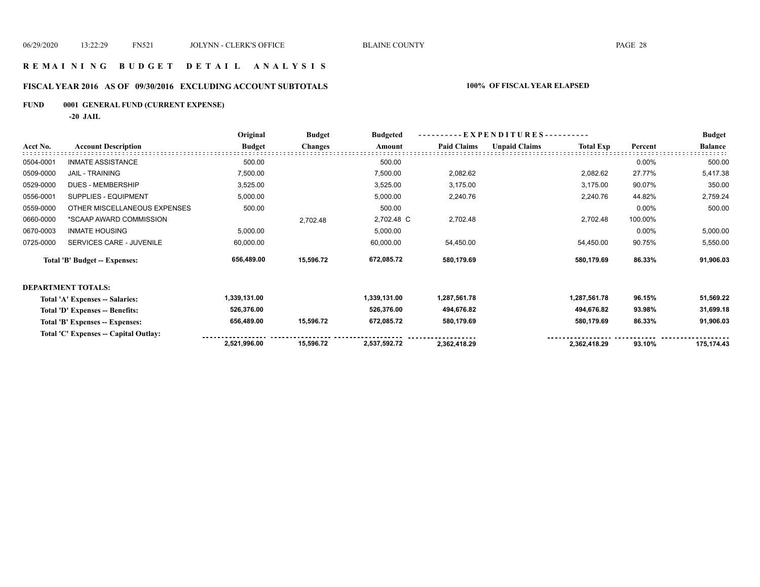# R E M A I N I N G   B U D G E T   D E T A I L   A N A L Y S I S

## FISCAL YEAR 2016 AS OF 09/30/2016 EXCLUDING ACCOUNT SUBTOTALS

**100% OF FISCAL YEAR ELAPSED**

**FUND 0001 GENERAL FUND (CURRENT EXPENSE)**

**-20 JAIL**

| Acct No. | Account Description | Original Budget | Budget Changes | Budgeted Amount | Paid Claims | Unpaid Claims | Total Exp | Percent | Budget Balance |
|---|---|---|---|---|---|---|---|---|---|
| 0504-0001 | INMATE ASSISTANCE | 500.00 | | 500.00 | | | | 0.00% | 500.00 |
| 0509-0000 | JAIL - TRAINING | 7,500.00 | | 7,500.00 | 2,082.62 | | 2,082.62 | 27.77% | 5,417.38 |
| 0529-0000 | DUES - MEMBERSHIP | 3,525.00 | | 3,525.00 | 3,175.00 | | 3,175.00 | 90.07% | 350.00 |
| 0556-0001 | SUPPLIES - EQUIPMENT | 5,000.00 | | 5,000.00 | 2,240.76 | | 2,240.76 | 44.82% | 2,759.24 |
| 0559-0000 | OTHER MISCELLANEOUS EXPENSES | 500.00 | | 500.00 | | | | 0.00% | 500.00 |
| 0660-0000 | *SCAAP AWARD COMMISSION | | 2,702.48 | 2,702.48 C | 2,702.48 | | 2,702.48 | 100.00% | |
| 0670-0003 | INMATE HOUSING | 5,000.00 | | 5,000.00 | | | | 0.00% | 5,000.00 |
| 0725-0000 | SERVICES CARE - JUVENILE | 60,000.00 | | 60,000.00 | 54,450.00 | | 54,450.00 | 90.75% | 5,550.00 |
| | **Total 'B' Budget -- Expenses:** | **656,489.00** | **15,596.72** | **672,085.72** | **580,179.69** | | **580,179.69** | **86.33%** | **91,906.03** |

**DEPARTMENT TOTALS:**

| | Original Budget | Budget Changes | Budgeted Amount | Paid Claims | Unpaid Claims | Total Exp | Percent | Budget Balance |
|---|---|---|---|---|---|---|---|---|
| **Total 'A' Expenses -- Salaries:** | **1,339,131.00** | | **1,339,131.00** | **1,287,561.78** | | **1,287,561.78** | **96.15%** | **51,569.22** |
| **Total 'D' Expenses -- Benefits:** | **526,376.00** | | **526,376.00** | **494,676.82** | | **494,676.82** | **93.98%** | **31,699.18** |
| **Total 'B' Expenses -- Expenses:** | **656,489.00** | **15,596.72** | **672,085.72** | **580,179.69** | | **580,179.69** | **86.33%** | **91,906.03** |
| **Total 'C' Expenses -- Capital Outlay:** | | | | | | | | |
| | **2,521,996.00** | **15,596.72** | **2,537,592.72** | **2,362,418.29** | | **2,362,418.29** | **93.10%** | **175,174.43** |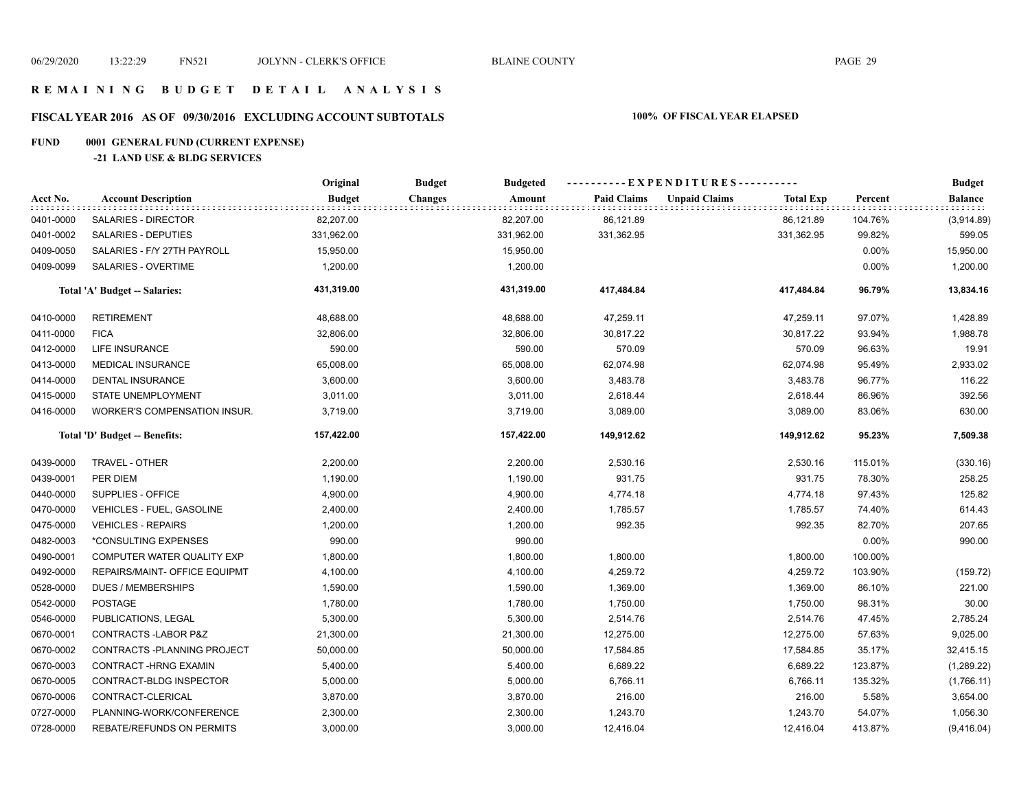# REMAINING BUDGET DETAIL ANALYSIS

## FISCAL YEAR 2016 AS OF 09/30/2016 EXCLUDING ACCOUNT SUBTOTALS

**100% OF FISCAL YEAR ELAPSED**

## FUND 0001 GENERAL FUND (CURRENT EXPENSE)

### -21 LAND USE & BLDG SERVICES

| Acct No. | Account Description | Original Budget | Budget Changes | Budgeted Amount | Paid Claims | Unpaid Claims | Total Exp | Percent | Budget Balance |
|---|---|---|---|---|---|---|---|---|---|
| 0401-0000 | SALARIES - DIRECTOR | 82,207.00 | | 82,207.00 | 86,121.89 | | 86,121.89 | 104.76% | (3,914.89) |
| 0401-0002 | SALARIES - DEPUTIES | 331,962.00 | | 331,962.00 | 331,362.95 | | 331,362.95 | 99.82% | 599.05 |
| 0409-0050 | SALARIES - F/Y 27TH PAYROLL | 15,950.00 | | 15,950.00 | | | | 0.00% | 15,950.00 |
| 0409-0099 | SALARIES - OVERTIME | 1,200.00 | | 1,200.00 | | | | 0.00% | 1,200.00 |
| | **Total 'A' Budget -- Salaries:** | **431,319.00** | | **431,319.00** | **417,484.84** | | **417,484.84** | **96.79%** | **13,834.16** |
| 0410-0000 | RETIREMENT | 48,688.00 | | 48,688.00 | 47,259.11 | | 47,259.11 | 97.07% | 1,428.89 |
| 0411-0000 | FICA | 32,806.00 | | 32,806.00 | 30,817.22 | | 30,817.22 | 93.94% | 1,988.78 |
| 0412-0000 | LIFE INSURANCE | 590.00 | | 590.00 | 570.09 | | 570.09 | 96.63% | 19.91 |
| 0413-0000 | MEDICAL INSURANCE | 65,008.00 | | 65,008.00 | 62,074.98 | | 62,074.98 | 95.49% | 2,933.02 |
| 0414-0000 | DENTAL INSURANCE | 3,600.00 | | 3,600.00 | 3,483.78 | | 3,483.78 | 96.77% | 116.22 |
| 0415-0000 | STATE UNEMPLOYMENT | 3,011.00 | | 3,011.00 | 2,618.44 | | 2,618.44 | 86.96% | 392.56 |
| 0416-0000 | WORKER'S COMPENSATION INSUR. | 3,719.00 | | 3,719.00 | 3,089.00 | | 3,089.00 | 83.06% | 630.00 |
| | **Total 'D' Budget -- Benefits:** | **157,422.00** | | **157,422.00** | **149,912.62** | | **149,912.62** | **95.23%** | **7,509.38** |
| 0439-0000 | TRAVEL - OTHER | 2,200.00 | | 2,200.00 | 2,530.16 | | 2,530.16 | 115.01% | (330.16) |
| 0439-0001 | PER DIEM | 1,190.00 | | 1,190.00 | 931.75 | | 931.75 | 78.30% | 258.25 |
| 0440-0000 | SUPPLIES - OFFICE | 4,900.00 | | 4,900.00 | 4,774.18 | | 4,774.18 | 97.43% | 125.82 |
| 0470-0000 | VEHICLES - FUEL, GASOLINE | 2,400.00 | | 2,400.00 | 1,785.57 | | 1,785.57 | 74.40% | 614.43 |
| 0475-0000 | VEHICLES - REPAIRS | 1,200.00 | | 1,200.00 | 992.35 | | 992.35 | 82.70% | 207.65 |
| 0482-0003 | *CONSULTING EXPENSES | 990.00 | | 990.00 | | | | 0.00% | 990.00 |
| 0490-0001 | COMPUTER WATER QUALITY EXP | 1,800.00 | | 1,800.00 | 1,800.00 | | 1,800.00 | 100.00% | |
| 0492-0000 | REPAIRS/MAINT- OFFICE EQUIPMT | 4,100.00 | | 4,100.00 | 4,259.72 | | 4,259.72 | 103.90% | (159.72) |
| 0528-0000 | DUES / MEMBERSHIPS | 1,590.00 | | 1,590.00 | 1,369.00 | | 1,369.00 | 86.10% | 221.00 |
| 0542-0000 | POSTAGE | 1,780.00 | | 1,780.00 | 1,750.00 | | 1,750.00 | 98.31% | 30.00 |
| 0546-0000 | PUBLICATIONS, LEGAL | 5,300.00 | | 5,300.00 | 2,514.76 | | 2,514.76 | 47.45% | 2,785.24 |
| 0670-0001 | CONTRACTS -LABOR P&Z | 21,300.00 | | 21,300.00 | 12,275.00 | | 12,275.00 | 57.63% | 9,025.00 |
| 0670-0002 | CONTRACTS -PLANNING PROJECT | 50,000.00 | | 50,000.00 | 17,584.85 | | 17,584.85 | 35.17% | 32,415.15 |
| 0670-0003 | CONTRACT -HRNG EXAMIN | 5,400.00 | | 5,400.00 | 6,689.22 | | 6,689.22 | 123.87% | (1,289.22) |
| 0670-0005 | CONTRACT-BLDG INSPECTOR | 5,000.00 | | 5,000.00 | 6,766.11 | | 6,766.11 | 135.32% | (1,766.11) |
| 0670-0006 | CONTRACT-CLERICAL | 3,870.00 | | 3,870.00 | 216.00 | | 216.00 | 5.58% | 3,654.00 |
| 0727-0000 | PLANNING-WORK/CONFERENCE | 2,300.00 | | 2,300.00 | 1,243.70 | | 1,243.70 | 54.07% | 1,056.30 |
| 0728-0000 | REBATE/REFUNDS ON PERMITS | 3,000.00 | | 3,000.00 | 12,416.04 | | 12,416.04 | 413.87% | (9,416.04) |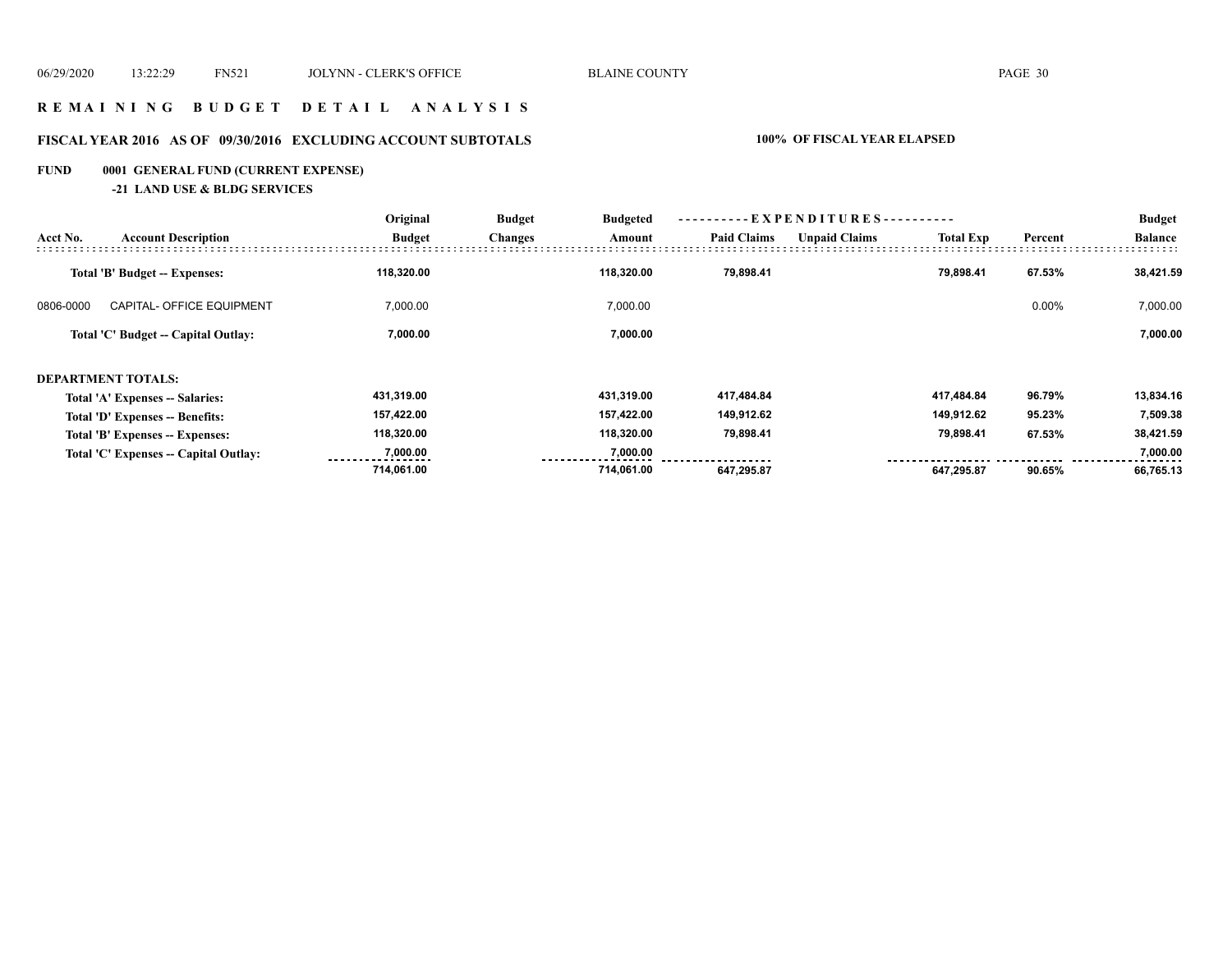# R E M A I N I N G   B U D G E T   D E T A I L   A N A L Y S I S

## FISCAL YEAR 2016   AS OF   09/30/2016   EXCLUDING ACCOUNT SUBTOTALS   100% OF FISCAL YEAR ELAPSED

**FUND   0001 GENERAL FUND (CURRENT EXPENSE)**

**-21 LAND USE & BLDG SERVICES**

| Acct No. | Account Description | Original Budget | Budget Changes | Budgeted Amount | Paid Claims | Unpaid Claims | Total Exp | Percent | Budget Balance |
|---|---|---|---|---|---|---|---|---|---|
| | **Total 'B' Budget -- Expenses:** | **118,320.00** | | **118,320.00** | **79,898.41** | | **79,898.41** | **67.53%** | **38,421.59** |
| 0806-0000 | CAPITAL- OFFICE EQUIPMENT | 7,000.00 | | 7,000.00 | | | | 0.00% | 7,000.00 |
| | **Total 'C' Budget -- Capital Outlay:** | **7,000.00** | | **7,000.00** | | | | | **7,000.00** |
| **DEPARTMENT TOTALS:** | | | | | | | | | |
| | **Total 'A' Expenses -- Salaries:** | **431,319.00** | | **431,319.00** | **417,484.84** | | **417,484.84** | **96.79%** | **13,834.16** |
| | **Total 'D' Expenses -- Benefits:** | **157,422.00** | | **157,422.00** | **149,912.62** | | **149,912.62** | **95.23%** | **7,509.38** |
| | **Total 'B' Expenses -- Expenses:** | **118,320.00** | | **118,320.00** | **79,898.41** | | **79,898.41** | **67.53%** | **38,421.59** |
| | **Total 'C' Expenses -- Capital Outlay:** | **7,000.00** | | **7,000.00** | | | | | **7,000.00** |
| | | **714,061.00** | | **714,061.00** | **647,295.87** | | **647,295.87** | **90.65%** | **66,765.13** |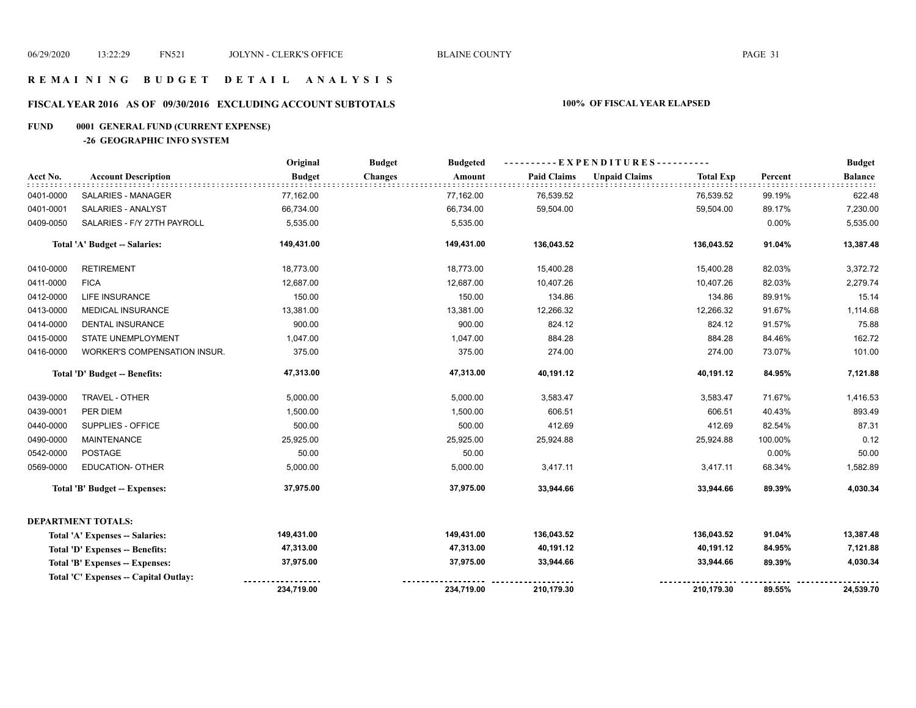# REMAINING BUDGET DETAIL ANALYSIS

## FISCAL YEAR 2016 AS OF 09/30/2016 EXCLUDING ACCOUNT SUBTOTALS — 100% OF FISCAL YEAR ELAPSED

### FUND 0001 GENERAL FUND (CURRENT EXPENSE)

#### -26 GEOGRAPHIC INFO SYSTEM

| Acct No. | Account Description | Original Budget | Budget Changes | Budgeted Amount | EXPENDITURES Paid Claims | Unpaid Claims | Total Exp | Percent | Budget Balance |
|---|---|---|---|---|---|---|---|---|---|
| 0401-0000 | SALARIES - MANAGER | 77,162.00 | | 77,162.00 | 76,539.52 | | 76,539.52 | 99.19% | 622.48 |
| 0401-0001 | SALARIES - ANALYST | 66,734.00 | | 66,734.00 | 59,504.00 | | 59,504.00 | 89.17% | 7,230.00 |
| 0409-0050 | SALARIES - F/Y 27TH PAYROLL | 5,535.00 | | 5,535.00 | | | | 0.00% | 5,535.00 |
| | **Total 'A' Budget -- Salaries:** | **149,431.00** | | **149,431.00** | **136,043.52** | | **136,043.52** | **91.04%** | **13,387.48** |
| 0410-0000 | RETIREMENT | 18,773.00 | | 18,773.00 | 15,400.28 | | 15,400.28 | 82.03% | 3,372.72 |
| 0411-0000 | FICA | 12,687.00 | | 12,687.00 | 10,407.26 | | 10,407.26 | 82.03% | 2,279.74 |
| 0412-0000 | LIFE INSURANCE | 150.00 | | 150.00 | 134.86 | | 134.86 | 89.91% | 15.14 |
| 0413-0000 | MEDICAL INSURANCE | 13,381.00 | | 13,381.00 | 12,266.32 | | 12,266.32 | 91.67% | 1,114.68 |
| 0414-0000 | DENTAL INSURANCE | 900.00 | | 900.00 | 824.12 | | 824.12 | 91.57% | 75.88 |
| 0415-0000 | STATE UNEMPLOYMENT | 1,047.00 | | 1,047.00 | 884.28 | | 884.28 | 84.46% | 162.72 |
| 0416-0000 | WORKER'S COMPENSATION INSUR. | 375.00 | | 375.00 | 274.00 | | 274.00 | 73.07% | 101.00 |
| | **Total 'D' Budget -- Benefits:** | **47,313.00** | | **47,313.00** | **40,191.12** | | **40,191.12** | **84.95%** | **7,121.88** |
| 0439-0000 | TRAVEL - OTHER | 5,000.00 | | 5,000.00 | 3,583.47 | | 3,583.47 | 71.67% | 1,416.53 |
| 0439-0001 | PER DIEM | 1,500.00 | | 1,500.00 | 606.51 | | 606.51 | 40.43% | 893.49 |
| 0440-0000 | SUPPLIES - OFFICE | 500.00 | | 500.00 | 412.69 | | 412.69 | 82.54% | 87.31 |
| 0490-0000 | MAINTENANCE | 25,925.00 | | 25,925.00 | 25,924.88 | | 25,924.88 | 100.00% | 0.12 |
| 0542-0000 | POSTAGE | 50.00 | | 50.00 | | | | 0.00% | 50.00 |
| 0569-0000 | EDUCATION- OTHER | 5,000.00 | | 5,000.00 | 3,417.11 | | 3,417.11 | 68.34% | 1,582.89 |
| | **Total 'B' Budget -- Expenses:** | **37,975.00** | | **37,975.00** | **33,944.66** | | **33,944.66** | **89.39%** | **4,030.34** |

**DEPARTMENT TOTALS:**

| | Original Budget | Budget Changes | Budgeted Amount | Paid Claims | Unpaid Claims | Total Exp | Percent | Budget Balance |
|---|---|---|---|---|---|---|---|---|
| **Total 'A' Expenses -- Salaries:** | **149,431.00** | | **149,431.00** | **136,043.52** | | **136,043.52** | **91.04%** | **13,387.48** |
| **Total 'D' Expenses -- Benefits:** | **47,313.00** | | **47,313.00** | **40,191.12** | | **40,191.12** | **84.95%** | **7,121.88** |
| **Total 'B' Expenses -- Expenses:** | **37,975.00** | | **37,975.00** | **33,944.66** | | **33,944.66** | **89.39%** | **4,030.34** |
| **Total 'C' Expenses -- Capital Outlay:** | | | | | | | | |
| | **234,719.00** | | **234,719.00** | **210,179.30** | | **210,179.30** | **89.55%** | **24,539.70** |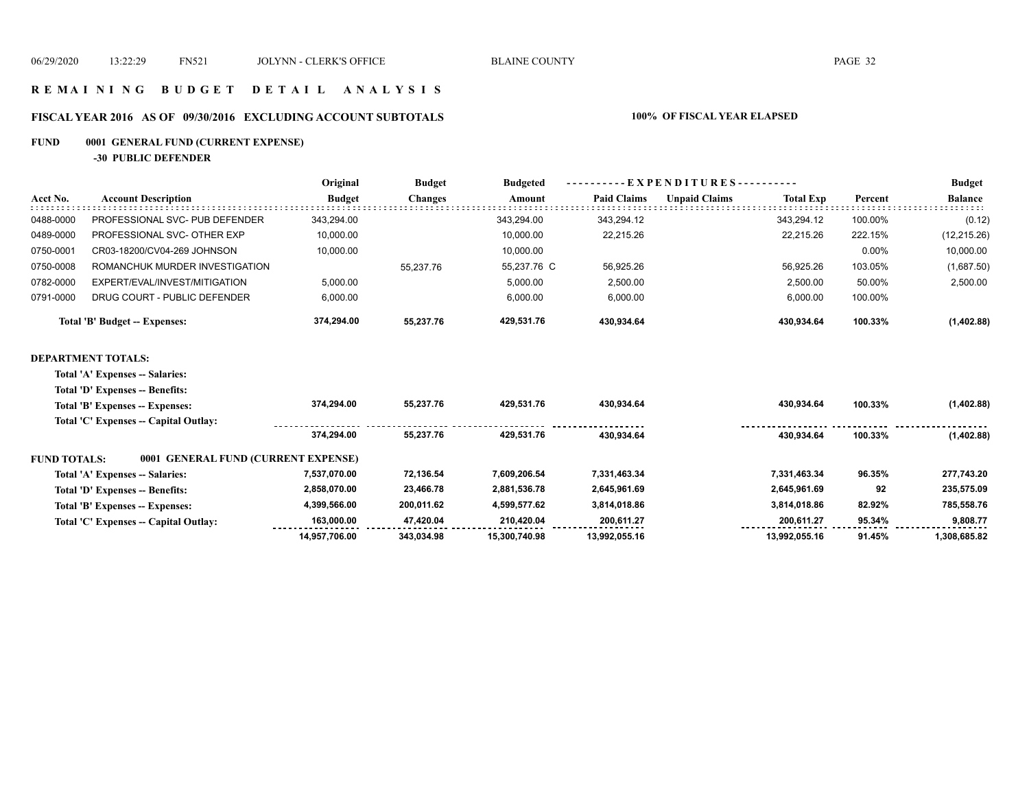# R E M A I N I N G   B U D G E T   D E T A I L   A N A L Y S I S

## FISCAL YEAR 2016   AS OF 09/30/2016   EXCLUDING ACCOUNT SUBTOTALS

**100% OF FISCAL YEAR ELAPSED**

**FUND 0001 GENERAL FUND (CURRENT EXPENSE)**

**-30 PUBLIC DEFENDER**

| Acct No. | Account Description | Original Budget | Budget Changes | Budgeted Amount | EXPENDITURES Paid Claims | Unpaid Claims | Total Exp | Percent | Budget Balance |
|---|---|---|---|---|---|---|---|---|---|
| 0488-0000 | PROFESSIONAL SVC- PUB DEFENDER | 343,294.00 | | 343,294.00 | 343,294.12 | | 343,294.12 | 100.00% | (0.12) |
| 0489-0000 | PROFESSIONAL SVC- OTHER EXP | 10,000.00 | | 10,000.00 | 22,215.26 | | 22,215.26 | 222.15% | (12,215.26) |
| 0750-0001 | CR03-18200/CV04-269 JOHNSON | 10,000.00 | | 10,000.00 | | | | 0.00% | 10,000.00 |
| 0750-0008 | ROMANCHUK MURDER INVESTIGATION | | 55,237.76 | 55,237.76 C | 56,925.26 | | 56,925.26 | 103.05% | (1,687.50) |
| 0782-0000 | EXPERT/EVAL/INVEST/MITIGATION | 5,000.00 | | 5,000.00 | 2,500.00 | | 2,500.00 | 50.00% | 2,500.00 |
| 0791-0000 | DRUG COURT - PUBLIC DEFENDER | 6,000.00 | | 6,000.00 | 6,000.00 | | 6,000.00 | 100.00% | |
| | **Total 'B' Budget -- Expenses:** | **374,294.00** | **55,237.76** | **429,531.76** | **430,934.64** | | **430,934.64** | **100.33%** | **(1,402.88)** |
| **DEPARTMENT TOTALS:** | | | | | | | | | |
| | **Total 'A' Expenses -- Salaries:** | | | | | | | | |
| | **Total 'D' Expenses -- Benefits:** | | | | | | | | |
| | **Total 'B' Expenses -- Expenses:** | **374,294.00** | **55,237.76** | **429,531.76** | **430,934.64** | | **430,934.64** | **100.33%** | **(1,402.88)** |
| | **Total 'C' Expenses -- Capital Outlay:** | | | | | | | | |
| | | **374,294.00** | **55,237.76** | **429,531.76** | **430,934.64** | | **430,934.64** | **100.33%** | **(1,402.88)** |
| **FUND TOTALS:** | **0001 GENERAL FUND (CURRENT EXPENSE)** | | | | | | | | |
| | **Total 'A' Expenses -- Salaries:** | **7,537,070.00** | **72,136.54** | **7,609,206.54** | **7,331,463.34** | | **7,331,463.34** | **96.35%** | **277,743.20** |
| | **Total 'D' Expenses -- Benefits:** | **2,858,070.00** | **23,466.78** | **2,881,536.78** | **2,645,961.69** | | **2,645,961.69** | **92** | **235,575.09** |
| | **Total 'B' Expenses -- Expenses:** | **4,399,566.00** | **200,011.62** | **4,599,577.62** | **3,814,018.86** | | **3,814,018.86** | **82.92%** | **785,558.76** |
| | **Total 'C' Expenses -- Capital Outlay:** | **163,000.00** | **47,420.04** | **210,420.04** | **200,611.27** | | **200,611.27** | **95.34%** | **9,808.77** |
| | | **14,957,706.00** | **343,034.98** | **15,300,740.98** | **13,992,055.16** | | **13,992,055.16** | **91.45%** | **1,308,685.82** |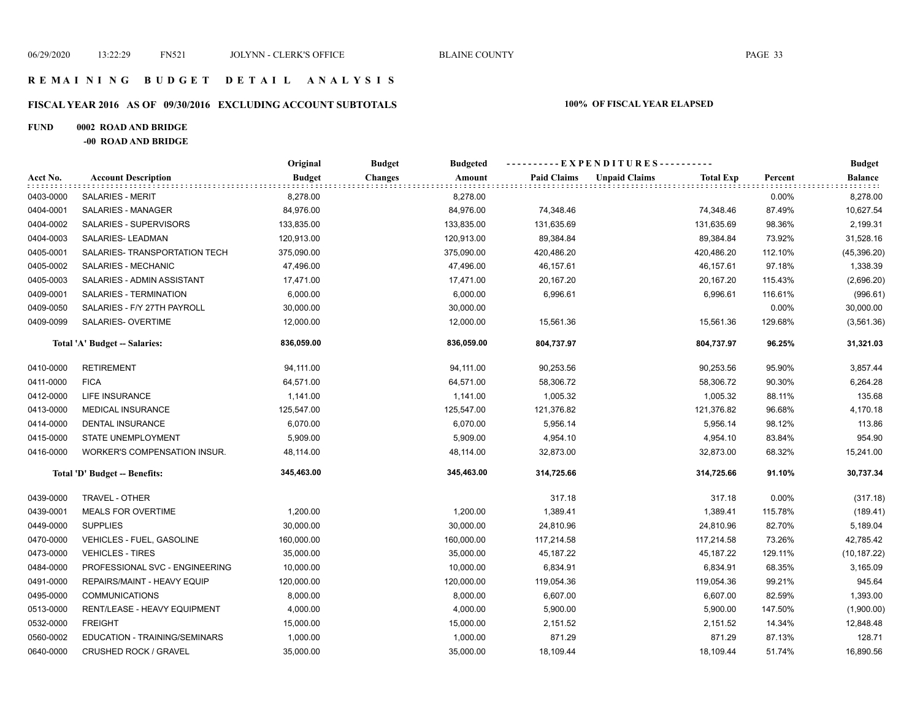# REMAINING BUDGET DETAIL ANALYSIS

## FISCAL YEAR 2016 AS OF 09/30/2016 EXCLUDING ACCOUNT SUBTOTALS

**100% OF FISCAL YEAR ELAPSED**

**FUND 0002 ROAD AND BRIDGE**

**-00 ROAD AND BRIDGE**

| Acct No. | Account Description | Original Budget | Budget Changes | Budgeted Amount | Paid Claims | Unpaid Claims | Total Exp | Percent | Budget Balance |
|---|---|---|---|---|---|---|---|---|---|
| 0403-0000 | SALARIES - MERIT | 8,278.00 | | 8,278.00 | | | | 0.00% | 8,278.00 |
| 0404-0001 | SALARIES - MANAGER | 84,976.00 | | 84,976.00 | 74,348.46 | | 74,348.46 | 87.49% | 10,627.54 |
| 0404-0002 | SALARIES - SUPERVISORS | 133,835.00 | | 133,835.00 | 131,635.69 | | 131,635.69 | 98.36% | 2,199.31 |
| 0404-0003 | SALARIES- LEADMAN | 120,913.00 | | 120,913.00 | 89,384.84 | | 89,384.84 | 73.92% | 31,528.16 |
| 0405-0001 | SALARIES- TRANSPORTATION TECH | 375,090.00 | | 375,090.00 | 420,486.20 | | 420,486.20 | 112.10% | (45,396.20) |
| 0405-0002 | SALARIES - MECHANIC | 47,496.00 | | 47,496.00 | 46,157.61 | | 46,157.61 | 97.18% | 1,338.39 |
| 0405-0003 | SALARIES - ADMIN ASSISTANT | 17,471.00 | | 17,471.00 | 20,167.20 | | 20,167.20 | 115.43% | (2,696.20) |
| 0409-0001 | SALARIES - TERMINATION | 6,000.00 | | 6,000.00 | 6,996.61 | | 6,996.61 | 116.61% | (996.61) |
| 0409-0050 | SALARIES - F/Y 27TH PAYROLL | 30,000.00 | | 30,000.00 | | | | 0.00% | 30,000.00 |
| 0409-0099 | SALARIES- OVERTIME | 12,000.00 | | 12,000.00 | 15,561.36 | | 15,561.36 | 129.68% | (3,561.36) |
| | **Total 'A' Budget -- Salaries:** | **836,059.00** | | **836,059.00** | **804,737.97** | | **804,737.97** | **96.25%** | **31,321.03** |
| 0410-0000 | RETIREMENT | 94,111.00 | | 94,111.00 | 90,253.56 | | 90,253.56 | 95.90% | 3,857.44 |
| 0411-0000 | FICA | 64,571.00 | | 64,571.00 | 58,306.72 | | 58,306.72 | 90.30% | 6,264.28 |
| 0412-0000 | LIFE INSURANCE | 1,141.00 | | 1,141.00 | 1,005.32 | | 1,005.32 | 88.11% | 135.68 |
| 0413-0000 | MEDICAL INSURANCE | 125,547.00 | | 125,547.00 | 121,376.82 | | 121,376.82 | 96.68% | 4,170.18 |
| 0414-0000 | DENTAL INSURANCE | 6,070.00 | | 6,070.00 | 5,956.14 | | 5,956.14 | 98.12% | 113.86 |
| 0415-0000 | STATE UNEMPLOYMENT | 5,909.00 | | 5,909.00 | 4,954.10 | | 4,954.10 | 83.84% | 954.90 |
| 0416-0000 | WORKER'S COMPENSATION INSUR. | 48,114.00 | | 48,114.00 | 32,873.00 | | 32,873.00 | 68.32% | 15,241.00 |
| | **Total 'D' Budget -- Benefits:** | **345,463.00** | | **345,463.00** | **314,725.66** | | **314,725.66** | **91.10%** | **30,737.34** |
| 0439-0000 | TRAVEL - OTHER | | | | 317.18 | | 317.18 | 0.00% | (317.18) |
| 0439-0001 | MEALS FOR OVERTIME | 1,200.00 | | 1,200.00 | 1,389.41 | | 1,389.41 | 115.78% | (189.41) |
| 0449-0000 | SUPPLIES | 30,000.00 | | 30,000.00 | 24,810.96 | | 24,810.96 | 82.70% | 5,189.04 |
| 0470-0000 | VEHICLES - FUEL, GASOLINE | 160,000.00 | | 160,000.00 | 117,214.58 | | 117,214.58 | 73.26% | 42,785.42 |
| 0473-0000 | VEHICLES - TIRES | 35,000.00 | | 35,000.00 | 45,187.22 | | 45,187.22 | 129.11% | (10,187.22) |
| 0484-0000 | PROFESSIONAL SVC - ENGINEERING | 10,000.00 | | 10,000.00 | 6,834.91 | | 6,834.91 | 68.35% | 3,165.09 |
| 0491-0000 | REPAIRS/MAINT - HEAVY EQUIP | 120,000.00 | | 120,000.00 | 119,054.36 | | 119,054.36 | 99.21% | 945.64 |
| 0495-0000 | COMMUNICATIONS | 8,000.00 | | 8,000.00 | 6,607.00 | | 6,607.00 | 82.59% | 1,393.00 |
| 0513-0000 | RENT/LEASE - HEAVY EQUIPMENT | 4,000.00 | | 4,000.00 | 5,900.00 | | 5,900.00 | 147.50% | (1,900.00) |
| 0532-0000 | FREIGHT | 15,000.00 | | 15,000.00 | 2,151.52 | | 2,151.52 | 14.34% | 12,848.48 |
| 0560-0002 | EDUCATION - TRAINING/SEMINARS | 1,000.00 | | 1,000.00 | 871.29 | | 871.29 | 87.13% | 128.71 |
| 0640-0000 | CRUSHED ROCK / GRAVEL | 35,000.00 | | 35,000.00 | 18,109.44 | | 18,109.44 | 51.74% | 16,890.56 |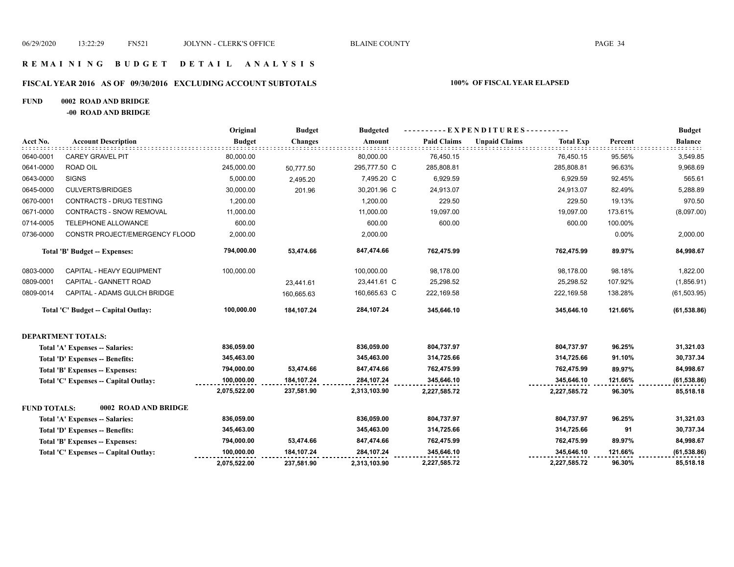# REMAINING BUDGET DETAIL ANALYSIS

## FISCAL YEAR 2016 AS OF 09/30/2016 EXCLUDING ACCOUNT SUBTOTALS — 100% OF FISCAL YEAR ELAPSED

**FUND 0002 ROAD AND BRIDGE**

**-00 ROAD AND BRIDGE**

| Acct No. | Account Description | Original Budget | Budget Changes | Budgeted Amount | Paid Claims | Unpaid Claims | Total Exp | Percent | Budget Balance |
|---|---|---|---|---|---|---|---|---|---|
| 0640-0001 | CAREY GRAVEL PIT | 80,000.00 | | 80,000.00 | 76,450.15 | | 76,450.15 | 95.56% | 3,549.85 |
| 0641-0000 | ROAD OIL | 245,000.00 | 50,777.50 | 295,777.50 C | 285,808.81 | | 285,808.81 | 96.63% | 9,968.69 |
| 0643-0000 | SIGNS | 5,000.00 | 2,495.20 | 7,495.20 C | 6,929.59 | | 6,929.59 | 92.45% | 565.61 |
| 0645-0000 | CULVERTS/BRIDGES | 30,000.00 | 201.96 | 30,201.96 C | 24,913.07 | | 24,913.07 | 82.49% | 5,288.89 |
| 0670-0001 | CONTRACTS - DRUG TESTING | 1,200.00 | | 1,200.00 | 229.50 | | 229.50 | 19.13% | 970.50 |
| 0671-0000 | CONTRACTS - SNOW REMOVAL | 11,000.00 | | 11,000.00 | 19,097.00 | | 19,097.00 | 173.61% | (8,097.00) |
| 0714-0005 | TELEPHONE ALLOWANCE | 600.00 | | 600.00 | 600.00 | | 600.00 | 100.00% | |
| 0736-0000 | CONSTR PROJECT/EMERGENCY FLOOD | 2,000.00 | | 2,000.00 | | | | 0.00% | 2,000.00 |
| | **Total 'B' Budget -- Expenses:** | **794,000.00** | **53,474.66** | **847,474.66** | **762,475.99** | | **762,475.99** | **89.97%** | **84,998.67** |
| 0803-0000 | CAPITAL - HEAVY EQUIPMENT | 100,000.00 | | 100,000.00 | 98,178.00 | | 98,178.00 | 98.18% | 1,822.00 |
| 0809-0001 | CAPITAL - GANNETT ROAD | | 23,441.61 | 23,441.61 C | 25,298.52 | | 25,298.52 | 107.92% | (1,856.91) |
| 0809-0014 | CAPITAL - ADAMS GULCH BRIDGE | | 160,665.63 | 160,665.63 C | 222,169.58 | | 222,169.58 | 138.28% | (61,503.95) |
| | **Total 'C' Budget -- Capital Outlay:** | **100,000.00** | **184,107.24** | **284,107.24** | **345,646.10** | | **345,646.10** | **121.66%** | **(61,538.86)** |

**DEPARTMENT TOTALS:**

| | Original Budget | Budget Changes | Budgeted Amount | Paid Claims | Unpaid Claims | Total Exp | Percent | Budget Balance |
|---|---|---|---|---|---|---|---|---|
| **Total 'A' Expenses -- Salaries:** | 836,059.00 | | 836,059.00 | 804,737.97 | | 804,737.97 | 96.25% | 31,321.03 |
| **Total 'D' Expenses -- Benefits:** | 345,463.00 | | 345,463.00 | 314,725.66 | | 314,725.66 | 91.10% | 30,737.34 |
| **Total 'B' Expenses -- Expenses:** | 794,000.00 | 53,474.66 | 847,474.66 | 762,475.99 | | 762,475.99 | 89.97% | 84,998.67 |
| **Total 'C' Expenses -- Capital Outlay:** | 100,000.00 | 184,107.24 | 284,107.24 | 345,646.10 | | 345,646.10 | 121.66% | (61,538.86) |
| | **2,075,522.00** | **237,581.90** | **2,313,103.90** | **2,227,585.72** | | **2,227,585.72** | **96.30%** | **85,518.18** |

**FUND TOTALS: 0002 ROAD AND BRIDGE**

| | Original Budget | Budget Changes | Budgeted Amount | Paid Claims | Unpaid Claims | Total Exp | Percent | Budget Balance |
|---|---|---|---|---|---|---|---|---|
| **Total 'A' Expenses -- Salaries:** | 836,059.00 | | 836,059.00 | 804,737.97 | | 804,737.97 | 96.25% | 31,321.03 |
| **Total 'D' Expenses -- Benefits:** | 345,463.00 | | 345,463.00 | 314,725.66 | | 314,725.66 | 91 | 30,737.34 |
| **Total 'B' Expenses -- Expenses:** | 794,000.00 | 53,474.66 | 847,474.66 | 762,475.99 | | 762,475.99 | 89.97% | 84,998.67 |
| **Total 'C' Expenses -- Capital Outlay:** | 100,000.00 | 184,107.24 | 284,107.24 | 345,646.10 | | 345,646.10 | 121.66% | (61,538.86) |
| | **2,075,522.00** | **237,581.90** | **2,313,103.90** | **2,227,585.72** | | **2,227,585.72** | **96.30%** | **85,518.18** |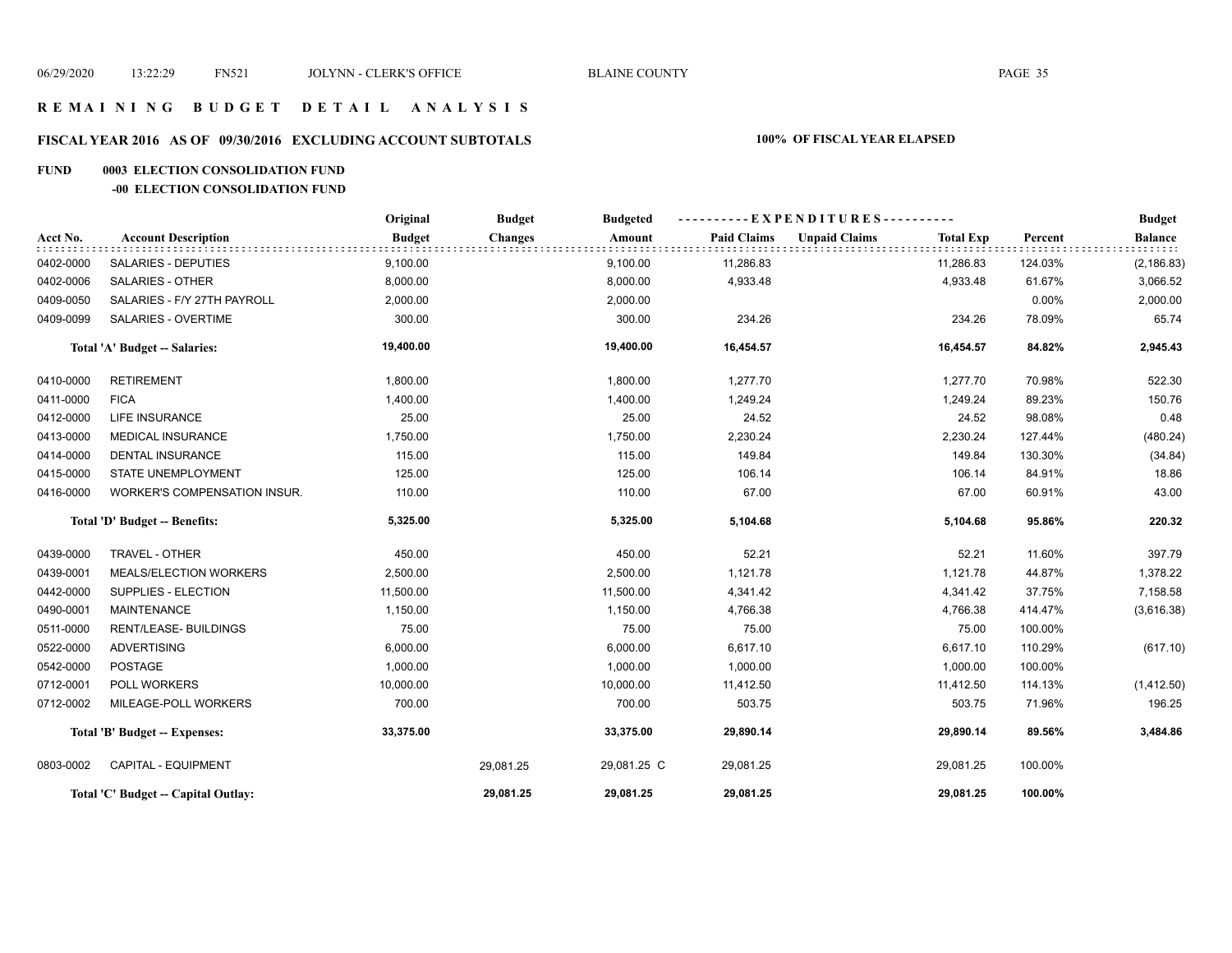# REMAINING BUDGET DETAIL ANALYSIS

## FISCAL YEAR 2016 AS OF 09/30/2016 EXCLUDING ACCOUNT SUBTOTALS — 100% OF FISCAL YEAR ELAPSED

### FUND 0003 ELECTION CONSOLIDATION FUND
#### -00 ELECTION CONSOLIDATION FUND

| Acct No. | Account Description | Original Budget | Budget Changes | Budgeted Amount | Paid Claims | Unpaid Claims | Total Exp | Percent | Budget Balance |
|---|---|---|---|---|---|---|---|---|---|
| 0402-0000 | SALARIES - DEPUTIES | 9,100.00 | | 9,100.00 | 11,286.83 | | 11,286.83 | 124.03% | (2,186.83) |
| 0402-0006 | SALARIES - OTHER | 8,000.00 | | 8,000.00 | 4,933.48 | | 4,933.48 | 61.67% | 3,066.52 |
| 0409-0050 | SALARIES - F/Y 27TH PAYROLL | 2,000.00 | | 2,000.00 | | | | 0.00% | 2,000.00 |
| 0409-0099 | SALARIES - OVERTIME | 300.00 | | 300.00 | 234.26 | | 234.26 | 78.09% | 65.74 |
| | **Total 'A' Budget -- Salaries:** | **19,400.00** | | **19,400.00** | **16,454.57** | | **16,454.57** | **84.82%** | **2,945.43** |
| 0410-0000 | RETIREMENT | 1,800.00 | | 1,800.00 | 1,277.70 | | 1,277.70 | 70.98% | 522.30 |
| 0411-0000 | FICA | 1,400.00 | | 1,400.00 | 1,249.24 | | 1,249.24 | 89.23% | 150.76 |
| 0412-0000 | LIFE INSURANCE | 25.00 | | 25.00 | 24.52 | | 24.52 | 98.08% | 0.48 |
| 0413-0000 | MEDICAL INSURANCE | 1,750.00 | | 1,750.00 | 2,230.24 | | 2,230.24 | 127.44% | (480.24) |
| 0414-0000 | DENTAL INSURANCE | 115.00 | | 115.00 | 149.84 | | 149.84 | 130.30% | (34.84) |
| 0415-0000 | STATE UNEMPLOYMENT | 125.00 | | 125.00 | 106.14 | | 106.14 | 84.91% | 18.86 |
| 0416-0000 | WORKER'S COMPENSATION INSUR. | 110.00 | | 110.00 | 67.00 | | 67.00 | 60.91% | 43.00 |
| | **Total 'D' Budget -- Benefits:** | **5,325.00** | | **5,325.00** | **5,104.68** | | **5,104.68** | **95.86%** | **220.32** |
| 0439-0000 | TRAVEL - OTHER | 450.00 | | 450.00 | 52.21 | | 52.21 | 11.60% | 397.79 |
| 0439-0001 | MEALS/ELECTION WORKERS | 2,500.00 | | 2,500.00 | 1,121.78 | | 1,121.78 | 44.87% | 1,378.22 |
| 0442-0000 | SUPPLIES - ELECTION | 11,500.00 | | 11,500.00 | 4,341.42 | | 4,341.42 | 37.75% | 7,158.58 |
| 0490-0001 | MAINTENANCE | 1,150.00 | | 1,150.00 | 4,766.38 | | 4,766.38 | 414.47% | (3,616.38) |
| 0511-0000 | RENT/LEASE- BUILDINGS | 75.00 | | 75.00 | 75.00 | | 75.00 | 100.00% | |
| 0522-0000 | ADVERTISING | 6,000.00 | | 6,000.00 | 6,617.10 | | 6,617.10 | 110.29% | (617.10) |
| 0542-0000 | POSTAGE | 1,000.00 | | 1,000.00 | 1,000.00 | | 1,000.00 | 100.00% | |
| 0712-0001 | POLL WORKERS | 10,000.00 | | 10,000.00 | 11,412.50 | | 11,412.50 | 114.13% | (1,412.50) |
| 0712-0002 | MILEAGE-POLL WORKERS | 700.00 | | 700.00 | 503.75 | | 503.75 | 71.96% | 196.25 |
| | **Total 'B' Budget -- Expenses:** | **33,375.00** | | **33,375.00** | **29,890.14** | | **29,890.14** | **89.56%** | **3,484.86** |
| 0803-0002 | CAPITAL - EQUIPMENT | | 29,081.25 | 29,081.25 C | 29,081.25 | | 29,081.25 | 100.00% | |
| | **Total 'C' Budget -- Capital Outlay:** | | **29,081.25** | **29,081.25** | **29,081.25** | | **29,081.25** | **100.00%** | |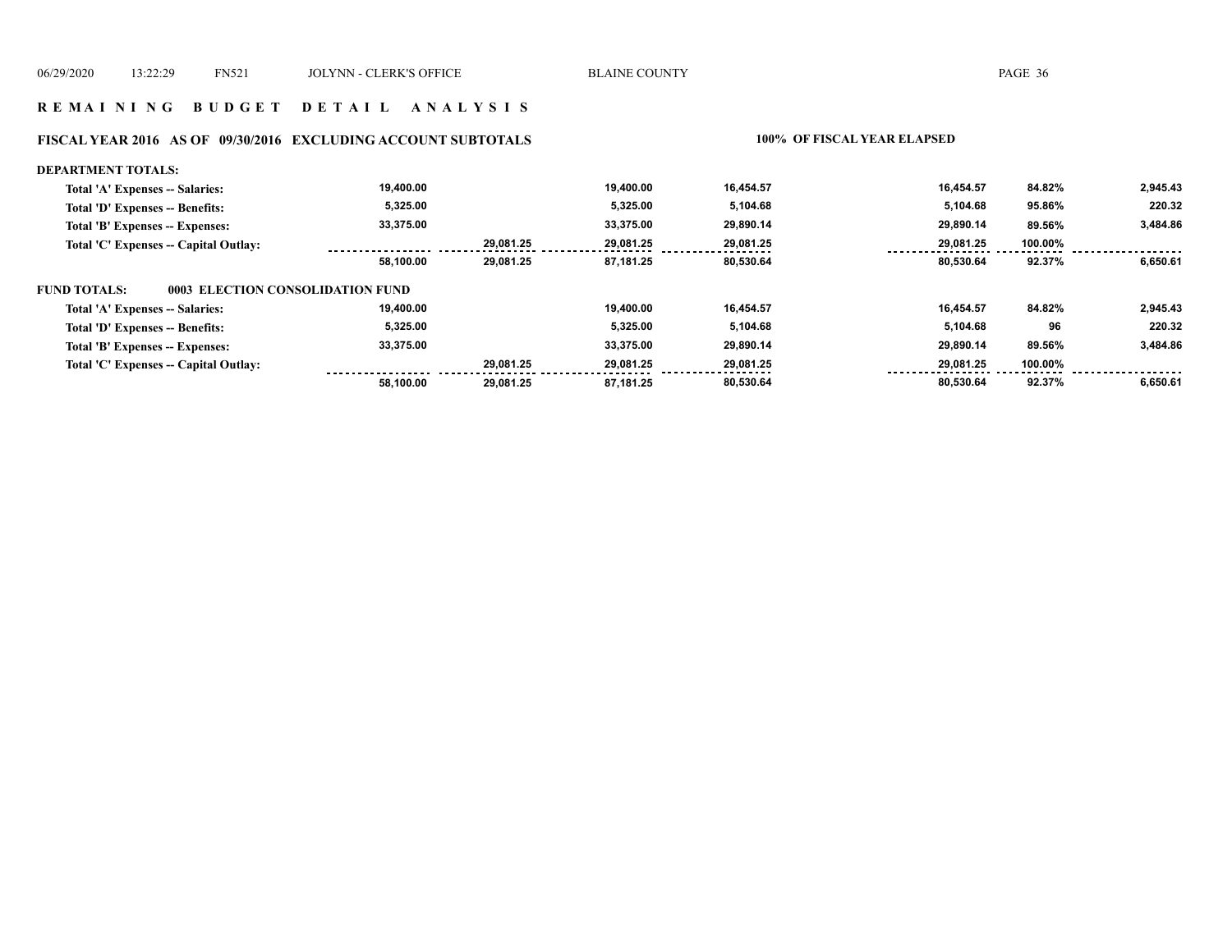## R E M A I N I N G   B U D G E T   D E T A I L   A N A L Y S I S

### FISCAL YEAR 2016 AS OF 09/30/2016 EXCLUDING ACCOUNT SUBTOTALS — 100% OF FISCAL YEAR ELAPSED

**DEPARTMENT TOTALS:**

| | | | | | | | |
|---|---|---|---|---|---|---|---|
| Total 'A' Expenses -- Salaries: | 19,400.00 | | 19,400.00 | 16,454.57 | 16,454.57 | 84.82% | 2,945.43 |
| Total 'D' Expenses -- Benefits: | 5,325.00 | | 5,325.00 | 5,104.68 | 5,104.68 | 95.86% | 220.32 |
| Total 'B' Expenses -- Expenses: | 33,375.00 | | 33,375.00 | 29,890.14 | 29,890.14 | 89.56% | 3,484.86 |
| Total 'C' Expenses -- Capital Outlay: | | 29,081.25 | 29,081.25 | 29,081.25 | 29,081.25 | 100.00% | |
| | 58,100.00 | 29,081.25 | 87,181.25 | 80,530.64 | 80,530.64 | 92.37% | 6,650.61 |

**FUND TOTALS: 0003 ELECTION CONSOLIDATION FUND**

| | | | | | | | |
|---|---|---|---|---|---|---|---|
| Total 'A' Expenses -- Salaries: | 19,400.00 | | 19,400.00 | 16,454.57 | 16,454.57 | 84.82% | 2,945.43 |
| Total 'D' Expenses -- Benefits: | 5,325.00 | | 5,325.00 | 5,104.68 | 5,104.68 | 96 | 220.32 |
| Total 'B' Expenses -- Expenses: | 33,375.00 | | 33,375.00 | 29,890.14 | 29,890.14 | 89.56% | 3,484.86 |
| Total 'C' Expenses -- Capital Outlay: | | 29,081.25 | 29,081.25 | 29,081.25 | 29,081.25 | 100.00% | |
| | 58,100.00 | 29,081.25 | 87,181.25 | 80,530.64 | 80,530.64 | 92.37% | 6,650.61 |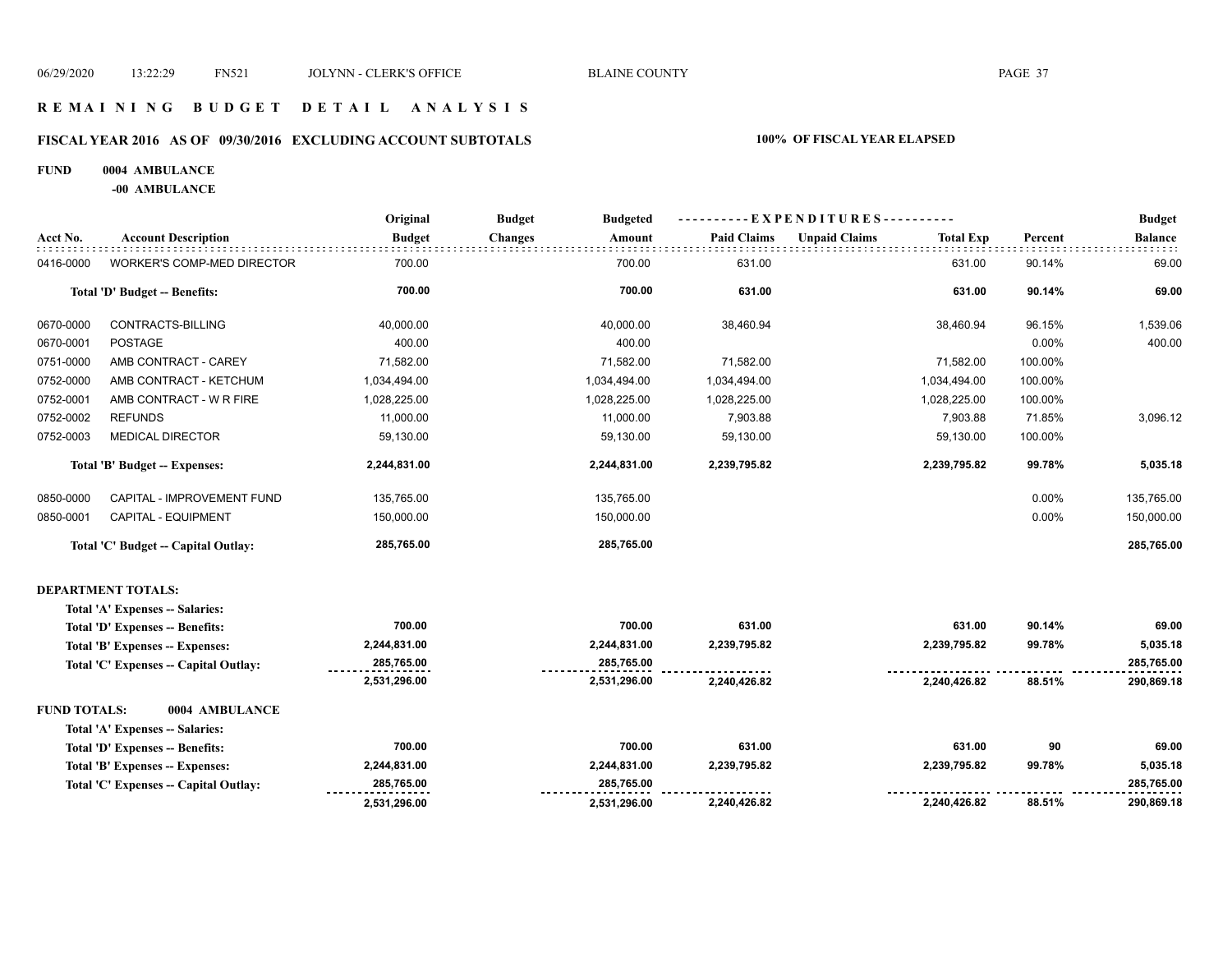# REMAINING BUDGET DETAIL ANALYSIS

## FISCAL YEAR 2016 AS OF 09/30/2016 EXCLUDING ACCOUNT SUBTOTALS — 100% OF FISCAL YEAR ELAPSED

**FUND 0004 AMBULANCE**

**-00 AMBULANCE**

| Acct No. | Account Description | Original Budget | Budget Changes | Budgeted Amount | EXPENDITURES Paid Claims | Unpaid Claims | Total Exp | Percent | Budget Balance |
|---|---|---|---|---|---|---|---|---|---|
| 0416-0000 | WORKER'S COMP-MED DIRECTOR | 700.00 | | 700.00 | 631.00 | | 631.00 | 90.14% | 69.00 |
| | **Total 'D' Budget -- Benefits:** | **700.00** | | **700.00** | **631.00** | | **631.00** | **90.14%** | **69.00** |
| 0670-0000 | CONTRACTS-BILLING | 40,000.00 | | 40,000.00 | 38,460.94 | | 38,460.94 | 96.15% | 1,539.06 |
| 0670-0001 | POSTAGE | 400.00 | | 400.00 | | | | 0.00% | 400.00 |
| 0751-0000 | AMB CONTRACT - CAREY | 71,582.00 | | 71,582.00 | 71,582.00 | | 71,582.00 | 100.00% | |
| 0752-0000 | AMB CONTRACT - KETCHUM | 1,034,494.00 | | 1,034,494.00 | 1,034,494.00 | | 1,034,494.00 | 100.00% | |
| 0752-0001 | AMB CONTRACT - W R FIRE | 1,028,225.00 | | 1,028,225.00 | 1,028,225.00 | | 1,028,225.00 | 100.00% | |
| 0752-0002 | REFUNDS | 11,000.00 | | 11,000.00 | 7,903.88 | | 7,903.88 | 71.85% | 3,096.12 |
| 0752-0003 | MEDICAL DIRECTOR | 59,130.00 | | 59,130.00 | 59,130.00 | | 59,130.00 | 100.00% | |
| | **Total 'B' Budget -- Expenses:** | **2,244,831.00** | | **2,244,831.00** | **2,239,795.82** | | **2,239,795.82** | **99.78%** | **5,035.18** |
| 0850-0000 | CAPITAL - IMPROVEMENT FUND | 135,765.00 | | 135,765.00 | | | | 0.00% | 135,765.00 |
| 0850-0001 | CAPITAL - EQUIPMENT | 150,000.00 | | 150,000.00 | | | | 0.00% | 150,000.00 |
| | **Total 'C' Budget -- Capital Outlay:** | **285,765.00** | | **285,765.00** | | | | | **285,765.00** |

**DEPARTMENT TOTALS:**

| | Original Budget | Budget Changes | Budgeted Amount | Paid Claims | Unpaid Claims | Total Exp | Percent | Budget Balance |
|---|---|---|---|---|---|---|---|---|
| **Total 'A' Expenses -- Salaries:** | | | | | | | | |
| **Total 'D' Expenses -- Benefits:** | **700.00** | | **700.00** | **631.00** | | **631.00** | **90.14%** | **69.00** |
| **Total 'B' Expenses -- Expenses:** | **2,244,831.00** | | **2,244,831.00** | **2,239,795.82** | | **2,239,795.82** | **99.78%** | **5,035.18** |
| **Total 'C' Expenses -- Capital Outlay:** | **285,765.00** | | **285,765.00** | | | | | **285,765.00** |
| | **2,531,296.00** | | **2,531,296.00** | **2,240,426.82** | | **2,240,426.82** | **88.51%** | **290,869.18** |

**FUND TOTALS: 0004 AMBULANCE**

| | Original Budget | Budget Changes | Budgeted Amount | Paid Claims | Unpaid Claims | Total Exp | Percent | Budget Balance |
|---|---|---|---|---|---|---|---|---|
| **Total 'A' Expenses -- Salaries:** | | | | | | | | |
| **Total 'D' Expenses -- Benefits:** | **700.00** | | **700.00** | **631.00** | | **631.00** | **90** | **69.00** |
| **Total 'B' Expenses -- Expenses:** | **2,244,831.00** | | **2,244,831.00** | **2,239,795.82** | | **2,239,795.82** | **99.78%** | **5,035.18** |
| **Total 'C' Expenses -- Capital Outlay:** | **285,765.00** | | **285,765.00** | | | | | **285,765.00** |
| | **2,531,296.00** | | **2,531,296.00** | **2,240,426.82** | | **2,240,426.82** | **88.51%** | **290,869.18** |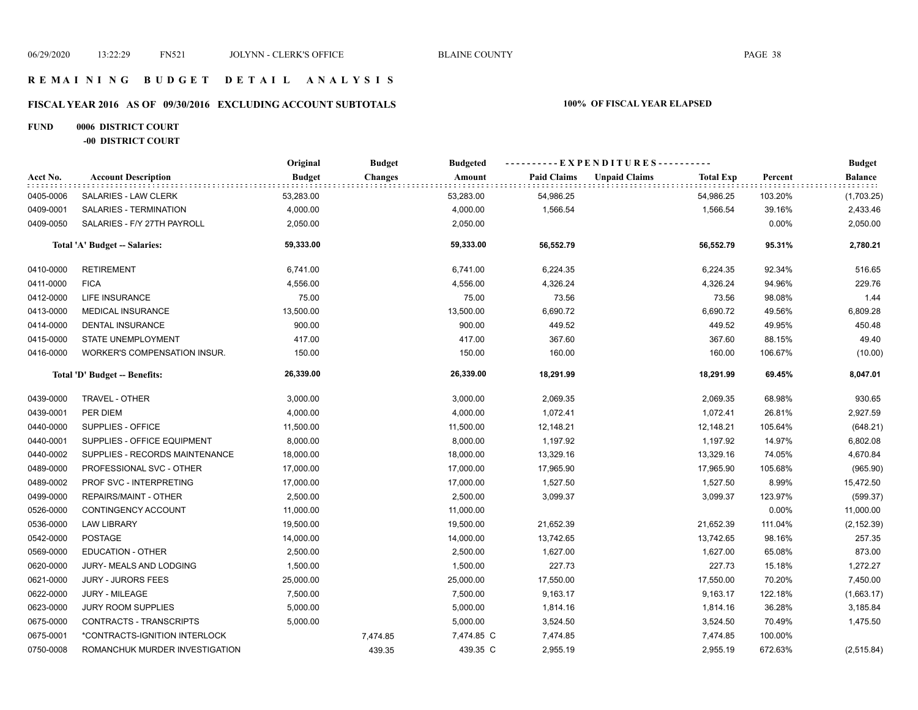# R E M A I N I N G   B U D G E T   D E T A I L   A N A L Y S I S

## FISCAL YEAR 2016 AS OF 09/30/2016 EXCLUDING ACCOUNT SUBTOTALS

**100% OF FISCAL YEAR ELAPSED**

**FUND 0006 DISTRICT COURT**

**-00 DISTRICT COURT**

| Acct No. | Account Description | Original Budget | Budget Changes | Budgeted Amount | Paid Claims | Unpaid Claims | Total Exp | Percent | Budget Balance |
|---|---|---|---|---|---|---|---|---|---|
| 0405-0006 | SALARIES - LAW CLERK | 53,283.00 | | 53,283.00 | 54,986.25 | | 54,986.25 | 103.20% | (1,703.25) |
| 0409-0001 | SALARIES - TERMINATION | 4,000.00 | | 4,000.00 | 1,566.54 | | 1,566.54 | 39.16% | 2,433.46 |
| 0409-0050 | SALARIES - F/Y 27TH PAYROLL | 2,050.00 | | 2,050.00 | | | | 0.00% | 2,050.00 |
| | **Total 'A' Budget -- Salaries:** | **59,333.00** | | **59,333.00** | **56,552.79** | | **56,552.79** | **95.31%** | **2,780.21** |
| 0410-0000 | RETIREMENT | 6,741.00 | | 6,741.00 | 6,224.35 | | 6,224.35 | 92.34% | 516.65 |
| 0411-0000 | FICA | 4,556.00 | | 4,556.00 | 4,326.24 | | 4,326.24 | 94.96% | 229.76 |
| 0412-0000 | LIFE INSURANCE | 75.00 | | 75.00 | 73.56 | | 73.56 | 98.08% | 1.44 |
| 0413-0000 | MEDICAL INSURANCE | 13,500.00 | | 13,500.00 | 6,690.72 | | 6,690.72 | 49.56% | 6,809.28 |
| 0414-0000 | DENTAL INSURANCE | 900.00 | | 900.00 | 449.52 | | 449.52 | 49.95% | 450.48 |
| 0415-0000 | STATE UNEMPLOYMENT | 417.00 | | 417.00 | 367.60 | | 367.60 | 88.15% | 49.40 |
| 0416-0000 | WORKER'S COMPENSATION INSUR. | 150.00 | | 150.00 | 160.00 | | 160.00 | 106.67% | (10.00) |
| | **Total 'D' Budget -- Benefits:** | **26,339.00** | | **26,339.00** | **18,291.99** | | **18,291.99** | **69.45%** | **8,047.01** |
| 0439-0000 | TRAVEL - OTHER | 3,000.00 | | 3,000.00 | 2,069.35 | | 2,069.35 | 68.98% | 930.65 |
| 0439-0001 | PER DIEM | 4,000.00 | | 4,000.00 | 1,072.41 | | 1,072.41 | 26.81% | 2,927.59 |
| 0440-0000 | SUPPLIES - OFFICE | 11,500.00 | | 11,500.00 | 12,148.21 | | 12,148.21 | 105.64% | (648.21) |
| 0440-0001 | SUPPLIES - OFFICE EQUIPMENT | 8,000.00 | | 8,000.00 | 1,197.92 | | 1,197.92 | 14.97% | 6,802.08 |
| 0440-0002 | SUPPLIES - RECORDS MAINTENANCE | 18,000.00 | | 18,000.00 | 13,329.16 | | 13,329.16 | 74.05% | 4,670.84 |
| 0489-0000 | PROFESSIONAL SVC - OTHER | 17,000.00 | | 17,000.00 | 17,965.90 | | 17,965.90 | 105.68% | (965.90) |
| 0489-0002 | PROF SVC - INTERPRETING | 17,000.00 | | 17,000.00 | 1,527.50 | | 1,527.50 | 8.99% | 15,472.50 |
| 0499-0000 | REPAIRS/MAINT - OTHER | 2,500.00 | | 2,500.00 | 3,099.37 | | 3,099.37 | 123.97% | (599.37) |
| 0526-0000 | CONTINGENCY ACCOUNT | 11,000.00 | | 11,000.00 | | | | 0.00% | 11,000.00 |
| 0536-0000 | LAW LIBRARY | 19,500.00 | | 19,500.00 | 21,652.39 | | 21,652.39 | 111.04% | (2,152.39) |
| 0542-0000 | POSTAGE | 14,000.00 | | 14,000.00 | 13,742.65 | | 13,742.65 | 98.16% | 257.35 |
| 0569-0000 | EDUCATION - OTHER | 2,500.00 | | 2,500.00 | 1,627.00 | | 1,627.00 | 65.08% | 873.00 |
| 0620-0000 | JURY- MEALS AND LODGING | 1,500.00 | | 1,500.00 | 227.73 | | 227.73 | 15.18% | 1,272.27 |
| 0621-0000 | JURY - JURORS FEES | 25,000.00 | | 25,000.00 | 17,550.00 | | 17,550.00 | 70.20% | 7,450.00 |
| 0622-0000 | JURY - MILEAGE | 7,500.00 | | 7,500.00 | 9,163.17 | | 9,163.17 | 122.18% | (1,663.17) |
| 0623-0000 | JURY ROOM SUPPLIES | 5,000.00 | | 5,000.00 | 1,814.16 | | 1,814.16 | 36.28% | 3,185.84 |
| 0675-0000 | CONTRACTS - TRANSCRIPTS | 5,000.00 | | 5,000.00 | 3,524.50 | | 3,524.50 | 70.49% | 1,475.50 |
| 0675-0001 | *CONTRACTS-IGNITION INTERLOCK | | 7,474.85 | 7,474.85 C | 7,474.85 | | 7,474.85 | 100.00% | |
| 0750-0008 | ROMANCHUK MURDER INVESTIGATION | | 439.35 | 439.35 C | 2,955.19 | | 2,955.19 | 672.63% | (2,515.84) |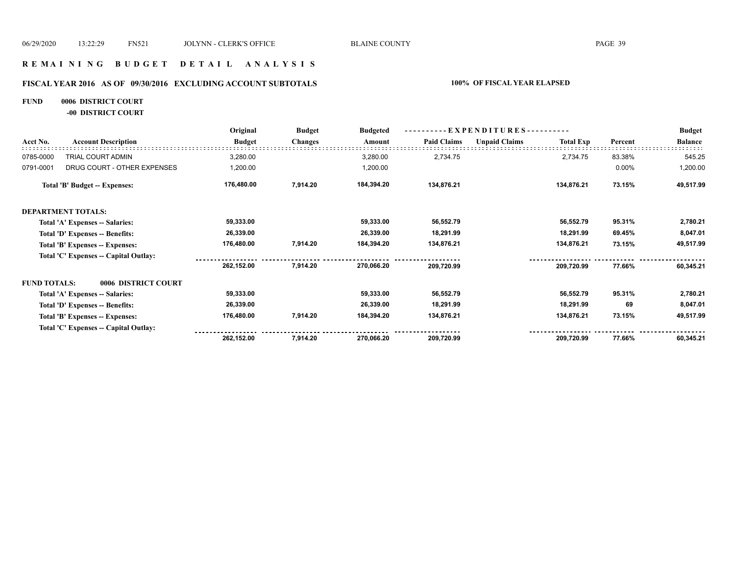## REMAINING BUDGET DETAIL ANALYSIS

### FISCAL YEAR 2016 AS OF 09/30/2016 EXCLUDING ACCOUNT SUBTOTALS — 100% OF FISCAL YEAR ELAPSED

**FUND 0006 DISTRICT COURT**

**-00 DISTRICT COURT**

| Acct No. | Account Description | Original Budget | Budget Changes | Budgeted Amount | Paid Claims | Unpaid Claims | Total Exp | Percent | Budget Balance |
|---|---|---|---|---|---|---|---|---|---|
| 0785-0000 | TRIAL COURT ADMIN | 3,280.00 | | 3,280.00 | 2,734.75 | | 2,734.75 | 83.38% | 545.25 |
| 0791-0001 | DRUG COURT - OTHER EXPENSES | 1,200.00 | | 1,200.00 | | | | 0.00% | 1,200.00 |
| | **Total 'B' Budget -- Expenses:** | **176,480.00** | **7,914.20** | **184,394.20** | **134,876.21** | | **134,876.21** | **73.15%** | **49,517.99** |
| | **DEPARTMENT TOTALS:** | | | | | | | | |
| | **Total 'A' Expenses -- Salaries:** | **59,333.00** | | **59,333.00** | **56,552.79** | | **56,552.79** | **95.31%** | **2,780.21** |
| | **Total 'D' Expenses -- Benefits:** | **26,339.00** | | **26,339.00** | **18,291.99** | | **18,291.99** | **69.45%** | **8,047.01** |
| | **Total 'B' Expenses -- Expenses:** | **176,480.00** | **7,914.20** | **184,394.20** | **134,876.21** | | **134,876.21** | **73.15%** | **49,517.99** |
| | **Total 'C' Expenses -- Capital Outlay:** | | | | | | | | |
| | | **262,152.00** | **7,914.20** | **270,066.20** | **209,720.99** | | **209,720.99** | **77.66%** | **60,345.21** |
| | **FUND TOTALS: 0006 DISTRICT COURT** | | | | | | | | |
| | **Total 'A' Expenses -- Salaries:** | **59,333.00** | | **59,333.00** | **56,552.79** | | **56,552.79** | **95.31%** | **2,780.21** |
| | **Total 'D' Expenses -- Benefits:** | **26,339.00** | | **26,339.00** | **18,291.99** | | **18,291.99** | **69** | **8,047.01** |
| | **Total 'B' Expenses -- Expenses:** | **176,480.00** | **7,914.20** | **184,394.20** | **134,876.21** | | **134,876.21** | **73.15%** | **49,517.99** |
| | **Total 'C' Expenses -- Capital Outlay:** | | | | | | | | |
| | | **262,152.00** | **7,914.20** | **270,066.20** | **209,720.99** | | **209,720.99** | **77.66%** | **60,345.21** |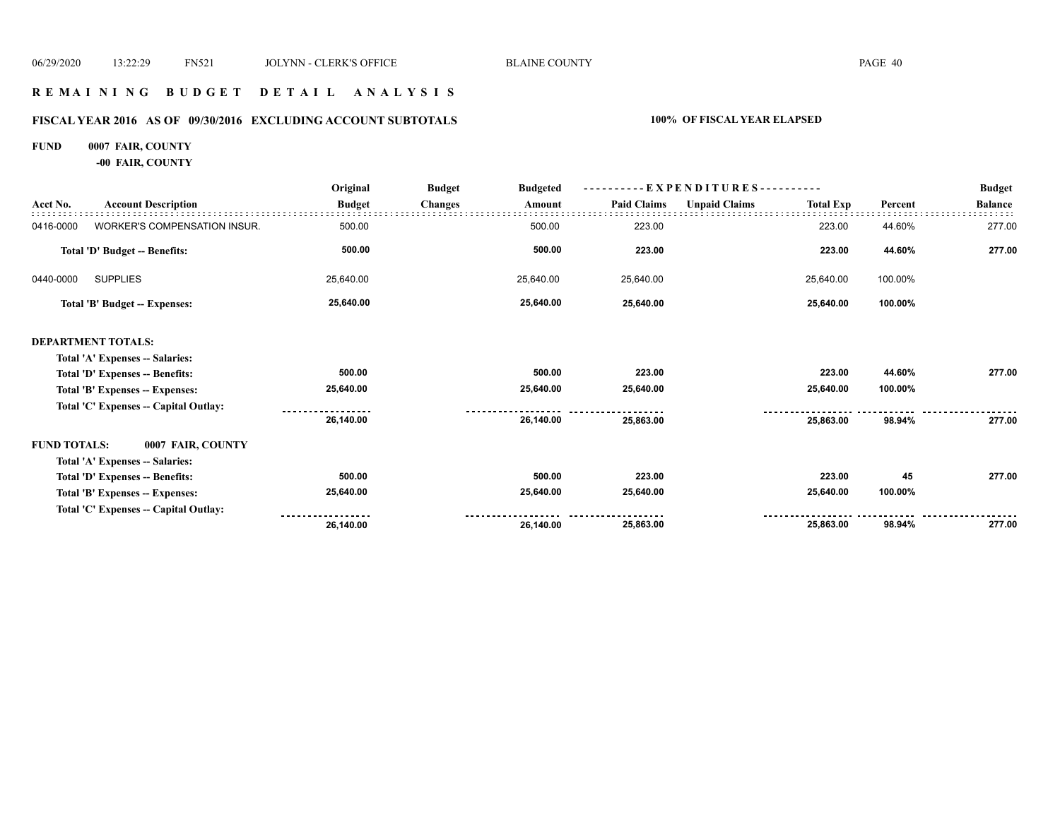# REMAINING BUDGET DETAIL ANALYSIS

## FISCAL YEAR 2016 AS OF 09/30/2016 EXCLUDING ACCOUNT SUBTOTALS

**100% OF FISCAL YEAR ELAPSED**

**FUND 0007 FAIR, COUNTY**

**-00 FAIR, COUNTY**

| Acct No. | Account Description | Original Budget | Budget Changes | Budgeted Amount | Paid Claims | Unpaid Claims | Total Exp | Percent | Budget Balance |
|---|---|---|---|---|---|---|---|---|---|
| 0416-0000 | WORKER'S COMPENSATION INSUR. | 500.00 | | 500.00 | 223.00 | | 223.00 | 44.60% | 277.00 |
| | **Total 'D' Budget -- Benefits:** | **500.00** | | **500.00** | **223.00** | | **223.00** | **44.60%** | **277.00** |
| 0440-0000 | SUPPLIES | 25,640.00 | | 25,640.00 | 25,640.00 | | 25,640.00 | 100.00% | |
| | **Total 'B' Budget -- Expenses:** | **25,640.00** | | **25,640.00** | **25,640.00** | | **25,640.00** | **100.00%** | |
| **DEPARTMENT TOTALS:** | | | | | | | | | |
| | **Total 'A' Expenses -- Salaries:** | | | | | | | | |
| | **Total 'D' Expenses -- Benefits:** | **500.00** | | **500.00** | **223.00** | | **223.00** | **44.60%** | **277.00** |
| | **Total 'B' Expenses -- Expenses:** | **25,640.00** | | **25,640.00** | **25,640.00** | | **25,640.00** | **100.00%** | |
| | **Total 'C' Expenses -- Capital Outlay:** | | | | | | | | |
| | | **26,140.00** | | **26,140.00** | **25,863.00** | | **25,863.00** | **98.94%** | **277.00** |
| **FUND TOTALS:** | **0007 FAIR, COUNTY** | | | | | | | | |
| | **Total 'A' Expenses -- Salaries:** | | | | | | | | |
| | **Total 'D' Expenses -- Benefits:** | **500.00** | | **500.00** | **223.00** | | **223.00** | **45** | **277.00** |
| | **Total 'B' Expenses -- Expenses:** | **25,640.00** | | **25,640.00** | **25,640.00** | | **25,640.00** | **100.00%** | |
| | **Total 'C' Expenses -- Capital Outlay:** | | | | | | | | |
| | | **26,140.00** | | **26,140.00** | **25,863.00** | | **25,863.00** | **98.94%** | **277.00** |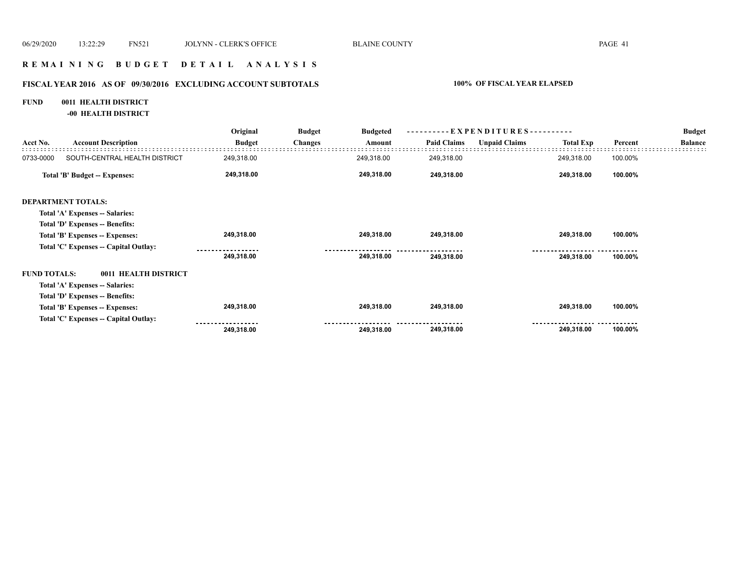# R E M A I N I N G   B U D G E T   D E T A I L   A N A L Y S I S

## FISCAL YEAR 2016 AS OF 09/30/2016 EXCLUDING ACCOUNT SUBTOTALS — 100% OF FISCAL YEAR ELAPSED

**FUND 0011 HEALTH DISTRICT**

**-00 HEALTH DISTRICT**

| Acct No. | Account Description | Original Budget | Budget Changes | Budgeted Amount | Paid Claims | Unpaid Claims | Total Exp | Percent | Budget Balance |
|---|---|---|---|---|---|---|---|---|---|
| 0733-0000 | SOUTH-CENTRAL HEALTH DISTRICT | 249,318.00 | | 249,318.00 | 249,318.00 | | 249,318.00 | 100.00% | |
| | **Total 'B' Budget -- Expenses:** | **249,318.00** | | **249,318.00** | **249,318.00** | | **249,318.00** | **100.00%** | |
| | **DEPARTMENT TOTALS:** | | | | | | | | |
| | **Total 'A' Expenses -- Salaries:** | | | | | | | | |
| | **Total 'D' Expenses -- Benefits:** | | | | | | | | |
| | **Total 'B' Expenses -- Expenses:** | **249,318.00** | | **249,318.00** | **249,318.00** | | **249,318.00** | **100.00%** | |
| | **Total 'C' Expenses -- Capital Outlay:** | | | | | | | | |
| | | **249,318.00** | | **249,318.00** | **249,318.00** | | **249,318.00** | **100.00%** | |
| | **FUND TOTALS: 0011 HEALTH DISTRICT** | | | | | | | | |
| | **Total 'A' Expenses -- Salaries:** | | | | | | | | |
| | **Total 'D' Expenses -- Benefits:** | | | | | | | | |
| | **Total 'B' Expenses -- Expenses:** | **249,318.00** | | **249,318.00** | **249,318.00** | | **249,318.00** | **100.00%** | |
| | **Total 'C' Expenses -- Capital Outlay:** | | | | | | | | |
| | | **249,318.00** | | **249,318.00** | **249,318.00** | | **249,318.00** | **100.00%** | |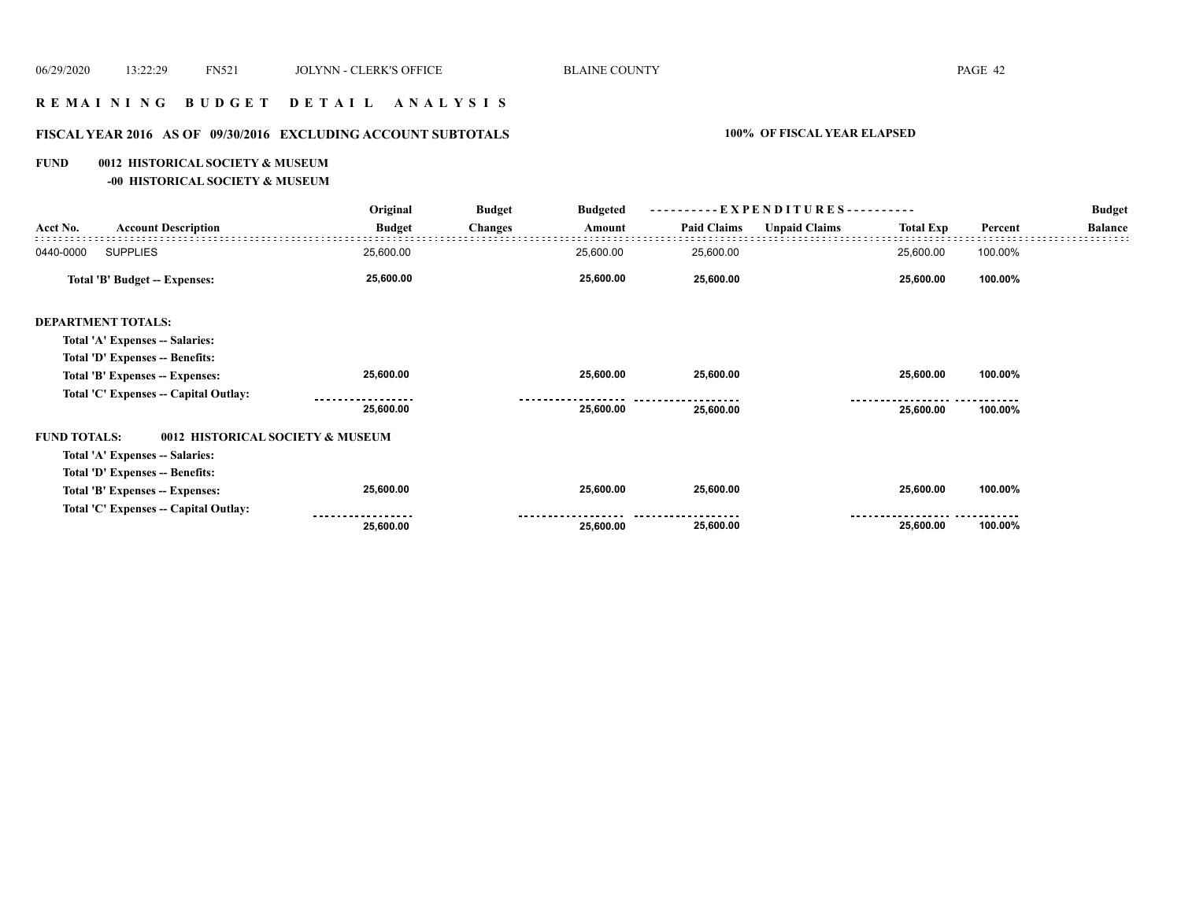# R E M A I N I N G   B U D G E T   D E T A I L   A N A L Y S I S

## FISCAL YEAR 2016 AS OF 09/30/2016 EXCLUDING ACCOUNT SUBTOTALS — 100% OF FISCAL YEAR ELAPSED

**FUND 0012 HISTORICAL SOCIETY & MUSEUM**

**-00 HISTORICAL SOCIETY & MUSEUM**

| Acct No. | Account Description | Original Budget | Budget Changes | Budgeted Amount | Paid Claims | Unpaid Claims | Total Exp | Percent | Budget Balance |
|---|---|---|---|---|---|---|---|---|---|
| 0440-0000 | SUPPLIES | 25,600.00 | | 25,600.00 | 25,600.00 | | 25,600.00 | 100.00% | |
| | **Total 'B' Budget -- Expenses:** | **25,600.00** | | **25,600.00** | **25,600.00** | | **25,600.00** | **100.00%** | |
| | **DEPARTMENT TOTALS:** | | | | | | | | |
| | **Total 'A' Expenses -- Salaries:** | | | | | | | | |
| | **Total 'D' Expenses -- Benefits:** | | | | | | | | |
| | **Total 'B' Expenses -- Expenses:** | **25,600.00** | | **25,600.00** | **25,600.00** | | **25,600.00** | **100.00%** | |
| | **Total 'C' Expenses -- Capital Outlay:** | | | | | | | | |
| | | **25,600.00** | | **25,600.00** | **25,600.00** | | **25,600.00** | **100.00%** | |
| | **FUND TOTALS: 0012 HISTORICAL SOCIETY & MUSEUM** | | | | | | | | |
| | **Total 'A' Expenses -- Salaries:** | | | | | | | | |
| | **Total 'D' Expenses -- Benefits:** | | | | | | | | |
| | **Total 'B' Expenses -- Expenses:** | **25,600.00** | | **25,600.00** | **25,600.00** | | **25,600.00** | **100.00%** | |
| | **Total 'C' Expenses -- Capital Outlay:** | | | | | | | | |
| | | **25,600.00** | | **25,600.00** | **25,600.00** | | **25,600.00** | **100.00%** | |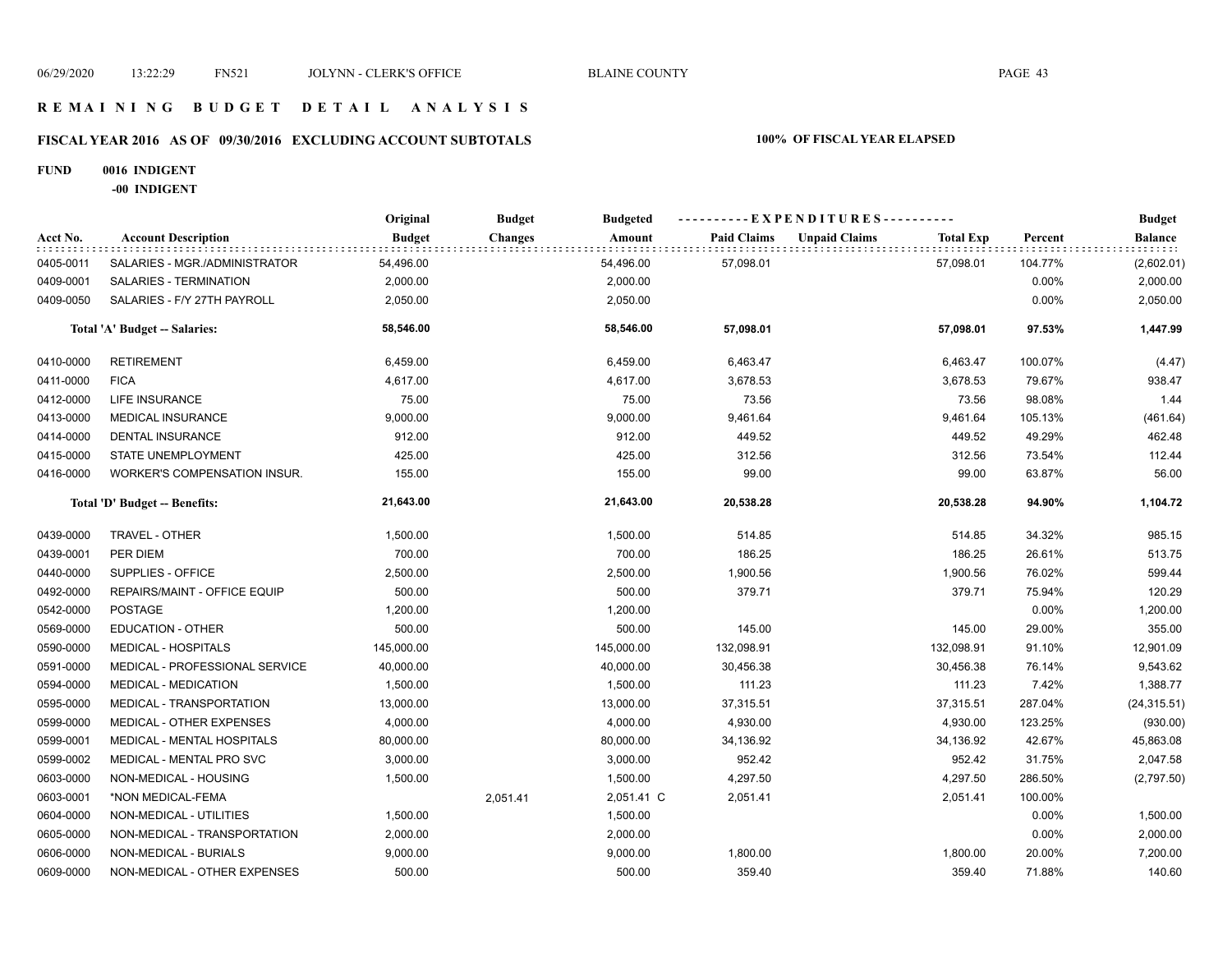# REMAINING BUDGET DETAIL ANALYSIS

## FISCAL YEAR 2016 AS OF 09/30/2016 EXCLUDING ACCOUNT SUBTOTALS

**100% OF FISCAL YEAR ELAPSED**

**FUND 0016 INDIGENT**

**-00 INDIGENT**

| Acct No. | Account Description | Original Budget | Budget Changes | Budgeted Amount | Paid Claims | Unpaid Claims | Total Exp | Percent | Budget Balance |
|---|---|---|---|---|---|---|---|---|---|
| 0405-0011 | SALARIES - MGR./ADMINISTRATOR | 54,496.00 | | 54,496.00 | 57,098.01 | | 57,098.01 | 104.77% | (2,602.01) |
| 0409-0001 | SALARIES - TERMINATION | 2,000.00 | | 2,000.00 | | | | 0.00% | 2,000.00 |
| 0409-0050 | SALARIES - F/Y 27TH PAYROLL | 2,050.00 | | 2,050.00 | | | | 0.00% | 2,050.00 |
| | **Total 'A' Budget -- Salaries:** | **58,546.00** | | **58,546.00** | **57,098.01** | | **57,098.01** | **97.53%** | **1,447.99** |
| 0410-0000 | RETIREMENT | 6,459.00 | | 6,459.00 | 6,463.47 | | 6,463.47 | 100.07% | (4.47) |
| 0411-0000 | FICA | 4,617.00 | | 4,617.00 | 3,678.53 | | 3,678.53 | 79.67% | 938.47 |
| 0412-0000 | LIFE INSURANCE | 75.00 | | 75.00 | 73.56 | | 73.56 | 98.08% | 1.44 |
| 0413-0000 | MEDICAL INSURANCE | 9,000.00 | | 9,000.00 | 9,461.64 | | 9,461.64 | 105.13% | (461.64) |
| 0414-0000 | DENTAL INSURANCE | 912.00 | | 912.00 | 449.52 | | 449.52 | 49.29% | 462.48 |
| 0415-0000 | STATE UNEMPLOYMENT | 425.00 | | 425.00 | 312.56 | | 312.56 | 73.54% | 112.44 |
| 0416-0000 | WORKER'S COMPENSATION INSUR. | 155.00 | | 155.00 | 99.00 | | 99.00 | 63.87% | 56.00 |
| | **Total 'D' Budget -- Benefits:** | **21,643.00** | | **21,643.00** | **20,538.28** | | **20,538.28** | **94.90%** | **1,104.72** |
| 0439-0000 | TRAVEL - OTHER | 1,500.00 | | 1,500.00 | 514.85 | | 514.85 | 34.32% | 985.15 |
| 0439-0001 | PER DIEM | 700.00 | | 700.00 | 186.25 | | 186.25 | 26.61% | 513.75 |
| 0440-0000 | SUPPLIES - OFFICE | 2,500.00 | | 2,500.00 | 1,900.56 | | 1,900.56 | 76.02% | 599.44 |
| 0492-0000 | REPAIRS/MAINT - OFFICE EQUIP | 500.00 | | 500.00 | 379.71 | | 379.71 | 75.94% | 120.29 |
| 0542-0000 | POSTAGE | 1,200.00 | | 1,200.00 | | | | 0.00% | 1,200.00 |
| 0569-0000 | EDUCATION - OTHER | 500.00 | | 500.00 | 145.00 | | 145.00 | 29.00% | 355.00 |
| 0590-0000 | MEDICAL - HOSPITALS | 145,000.00 | | 145,000.00 | 132,098.91 | | 132,098.91 | 91.10% | 12,901.09 |
| 0591-0000 | MEDICAL - PROFESSIONAL SERVICE | 40,000.00 | | 40,000.00 | 30,456.38 | | 30,456.38 | 76.14% | 9,543.62 |
| 0594-0000 | MEDICAL - MEDICATION | 1,500.00 | | 1,500.00 | 111.23 | | 111.23 | 7.42% | 1,388.77 |
| 0595-0000 | MEDICAL - TRANSPORTATION | 13,000.00 | | 13,000.00 | 37,315.51 | | 37,315.51 | 287.04% | (24,315.51) |
| 0599-0000 | MEDICAL - OTHER EXPENSES | 4,000.00 | | 4,000.00 | 4,930.00 | | 4,930.00 | 123.25% | (930.00) |
| 0599-0001 | MEDICAL - MENTAL HOSPITALS | 80,000.00 | | 80,000.00 | 34,136.92 | | 34,136.92 | 42.67% | 45,863.08 |
| 0599-0002 | MEDICAL - MENTAL PRO SVC | 3,000.00 | | 3,000.00 | 952.42 | | 952.42 | 31.75% | 2,047.58 |
| 0603-0000 | NON-MEDICAL - HOUSING | 1,500.00 | | 1,500.00 | 4,297.50 | | 4,297.50 | 286.50% | (2,797.50) |
| 0603-0001 | *NON MEDICAL-FEMA | | 2,051.41 | 2,051.41 C | 2,051.41 | | 2,051.41 | 100.00% | |
| 0604-0000 | NON-MEDICAL - UTILITIES | 1,500.00 | | 1,500.00 | | | | 0.00% | 1,500.00 |
| 0605-0000 | NON-MEDICAL - TRANSPORTATION | 2,000.00 | | 2,000.00 | | | | 0.00% | 2,000.00 |
| 0606-0000 | NON-MEDICAL - BURIALS | 9,000.00 | | 9,000.00 | 1,800.00 | | 1,800.00 | 20.00% | 7,200.00 |
| 0609-0000 | NON-MEDICAL - OTHER EXPENSES | 500.00 | | 500.00 | 359.40 | | 359.40 | 71.88% | 140.60 |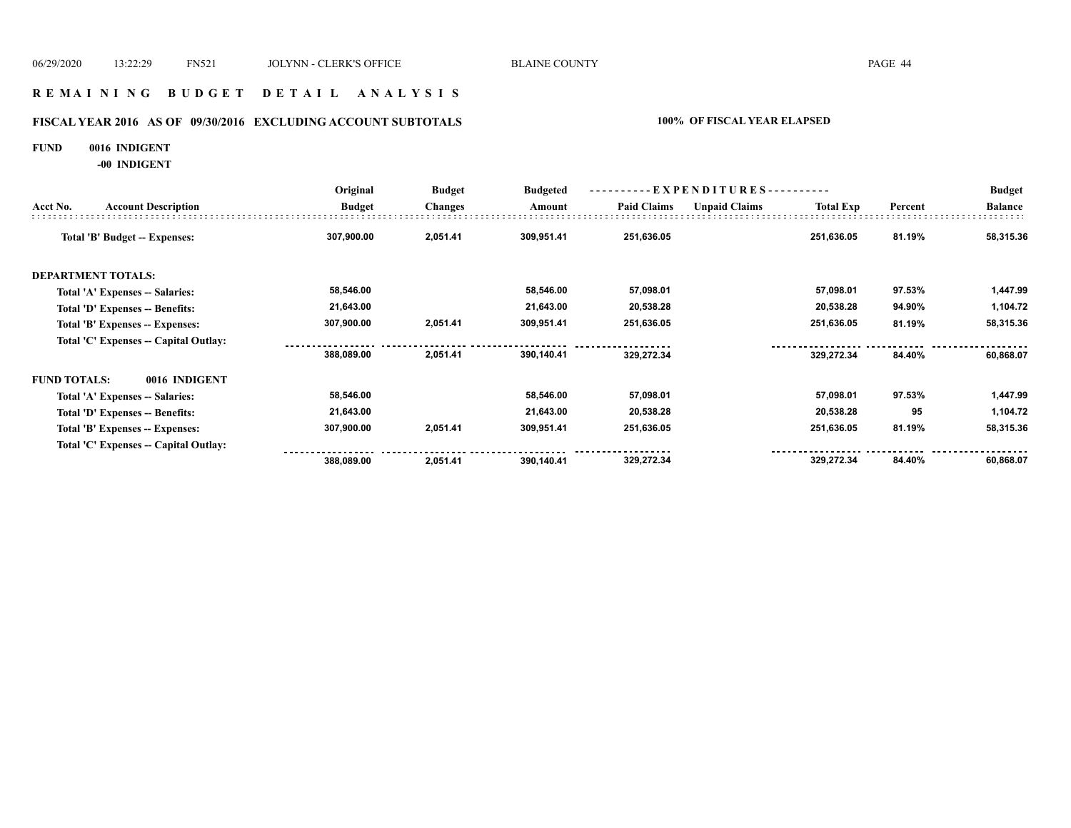06/29/2020 13:22:29 FN521 JOLYNN - CLERK'S OFFICE BLAINE COUNTY

# REMAINING BUDGET DETAIL ANALYSIS

## FISCAL YEAR 2016 AS OF 09/30/2016 EXCLUDING ACCOUNT SUBTOTALS — 100% OF FISCAL YEAR ELAPSED

**FUND 0016 INDIGENT**

**-00 INDIGENT**

| Acct No. | Account Description | Original Budget | Budget Changes | Budgeted Amount | EXPENDITURES Paid Claims | EXPENDITURES Unpaid Claims | Total Exp | Percent | Budget Balance |
|---|---|---|---|---|---|---|---|---|---|
| | **Total 'B' Budget -- Expenses:** | **307,900.00** | **2,051.41** | **309,951.41** | **251,636.05** | | **251,636.05** | **81.19%** | **58,315.36** |
| **DEPARTMENT TOTALS:** | | | | | | | | | |
| | **Total 'A' Expenses -- Salaries:** | **58,546.00** | | **58,546.00** | **57,098.01** | | **57,098.01** | **97.53%** | **1,447.99** |
| | **Total 'D' Expenses -- Benefits:** | **21,643.00** | | **21,643.00** | **20,538.28** | | **20,538.28** | **94.90%** | **1,104.72** |
| | **Total 'B' Expenses -- Expenses:** | **307,900.00** | **2,051.41** | **309,951.41** | **251,636.05** | | **251,636.05** | **81.19%** | **58,315.36** |
| | **Total 'C' Expenses -- Capital Outlay:** | | | | | | | | |
| | | **388,089.00** | **2,051.41** | **390,140.41** | **329,272.34** | | **329,272.34** | **84.40%** | **60,868.07** |
| **FUND TOTALS:** | **0016 INDIGENT** | | | | | | | | |
| | **Total 'A' Expenses -- Salaries:** | **58,546.00** | | **58,546.00** | **57,098.01** | | **57,098.01** | **97.53%** | **1,447.99** |
| | **Total 'D' Expenses -- Benefits:** | **21,643.00** | | **21,643.00** | **20,538.28** | | **20,538.28** | **95** | **1,104.72** |
| | **Total 'B' Expenses -- Expenses:** | **307,900.00** | **2,051.41** | **309,951.41** | **251,636.05** | | **251,636.05** | **81.19%** | **58,315.36** |
| | **Total 'C' Expenses -- Capital Outlay:** | | | | | | | | |
| | | **388,089.00** | **2,051.41** | **390,140.41** | **329,272.34** | | **329,272.34** | **84.40%** | **60,868.07** |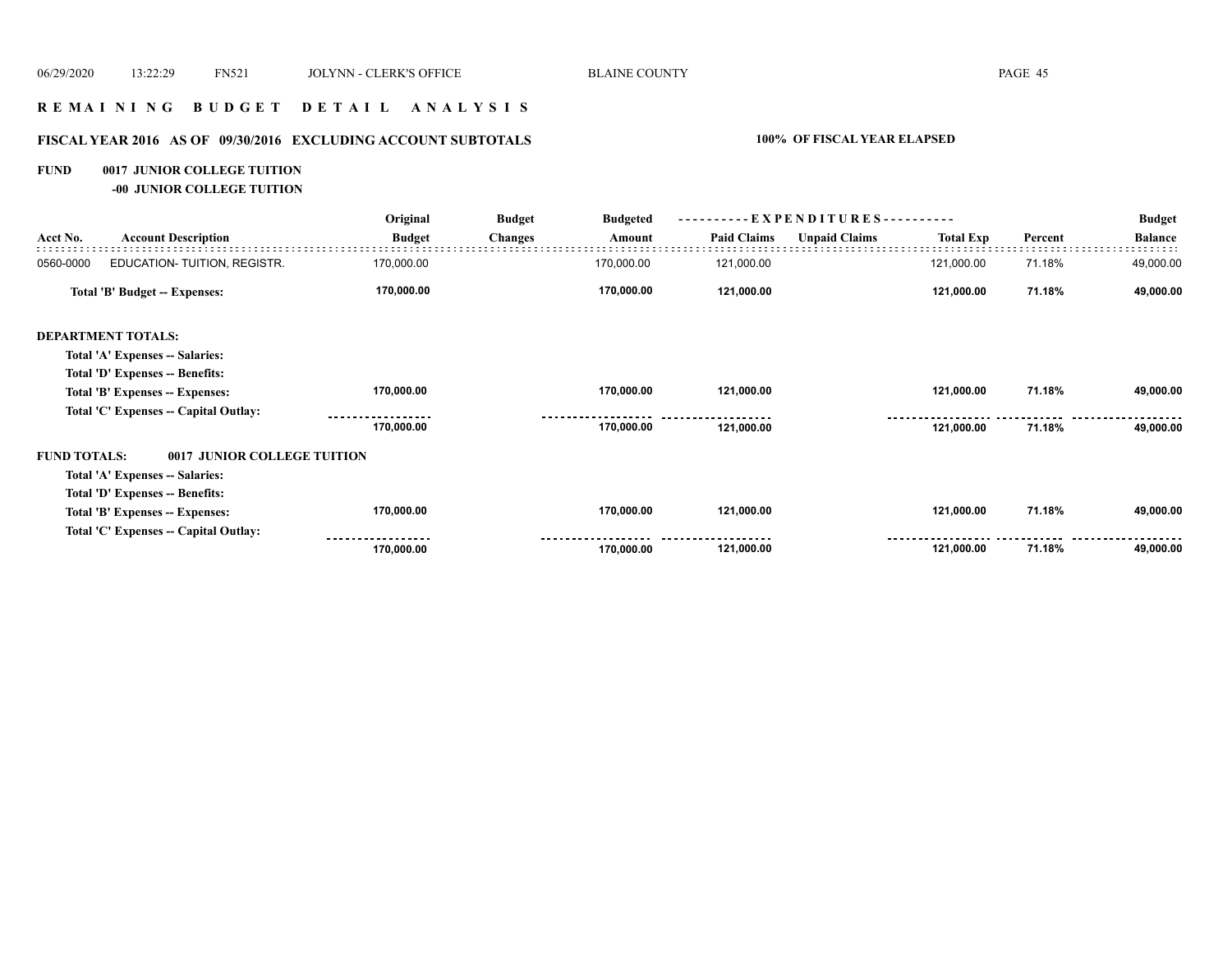## R E M A I N I N G   B U D G E T   D E T A I L   A N A L Y S I S

### FISCAL YEAR 2016 AS OF 09/30/2016 EXCLUDING ACCOUNT SUBTOTALS — 100% OF FISCAL YEAR ELAPSED

**FUND 0017 JUNIOR COLLEGE TUITION**
**-00 JUNIOR COLLEGE TUITION**

| Acct No. | Account Description | Original Budget | Budget Changes | Budgeted Amount | EXPENDITURES Paid Claims | EXPENDITURES Unpaid Claims | Total Exp | Percent | Budget Balance |
|---|---|---|---|---|---|---|---|---|---|
| 0560-0000 | EDUCATION- TUITION, REGISTR. | 170,000.00 | | 170,000.00 | 121,000.00 | | 121,000.00 | 71.18% | 49,000.00 |
| | **Total 'B' Budget -- Expenses:** | **170,000.00** | | **170,000.00** | **121,000.00** | | **121,000.00** | **71.18%** | **49,000.00** |
| **DEPARTMENT TOTALS:** | | | | | | | | | |
| | **Total 'A' Expenses -- Salaries:** | | | | | | | | |
| | **Total 'D' Expenses -- Benefits:** | | | | | | | | |
| | **Total 'B' Expenses -- Expenses:** | **170,000.00** | | **170,000.00** | **121,000.00** | | **121,000.00** | **71.18%** | **49,000.00** |
| | **Total 'C' Expenses -- Capital Outlay:** | | | | | | | | |
| | | **170,000.00** | | **170,000.00** | **121,000.00** | | **121,000.00** | **71.18%** | **49,000.00** |
| **FUND TOTALS:** | **0017 JUNIOR COLLEGE TUITION** | | | | | | | | |
| | **Total 'A' Expenses -- Salaries:** | | | | | | | | |
| | **Total 'D' Expenses -- Benefits:** | | | | | | | | |
| | **Total 'B' Expenses -- Expenses:** | **170,000.00** | | **170,000.00** | **121,000.00** | | **121,000.00** | **71.18%** | **49,000.00** |
| | **Total 'C' Expenses -- Capital Outlay:** | | | | | | | | |
| | | **170,000.00** | | **170,000.00** | **121,000.00** | | **121,000.00** | **71.18%** | **49,000.00** |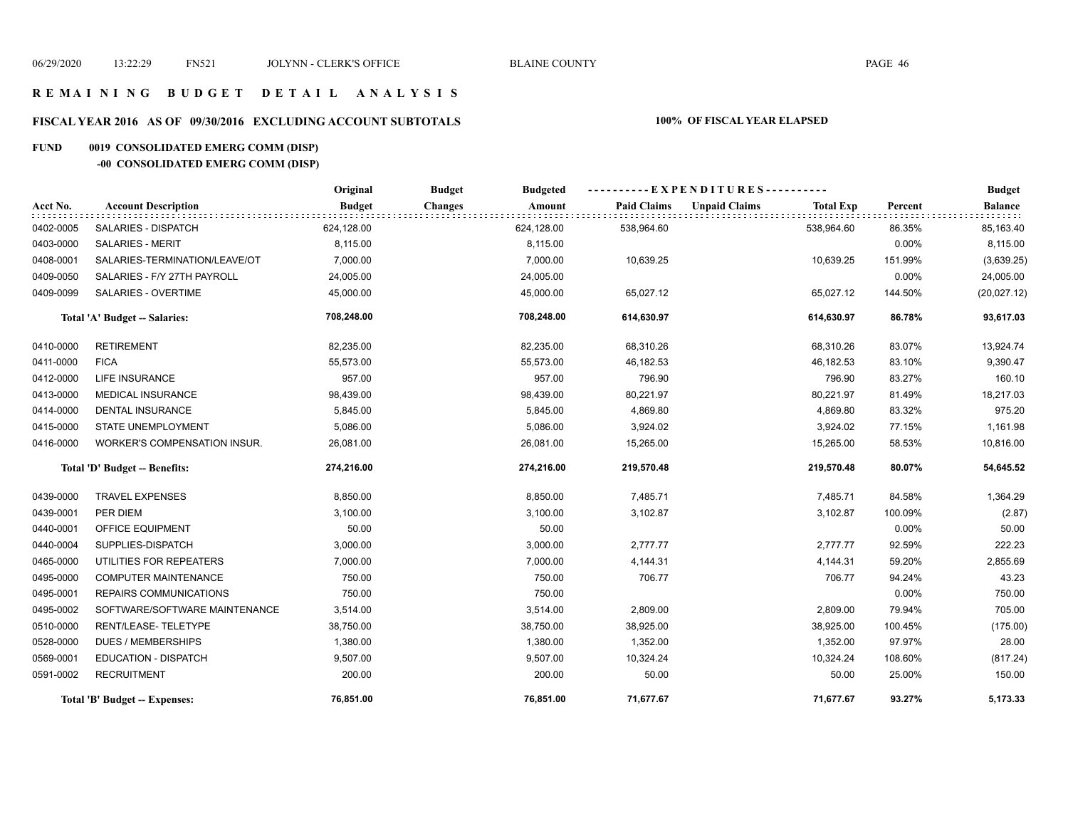# R E M A I N I N G   B U D G E T   D E T A I L   A N A L Y S I S

## FISCAL YEAR 2016 AS OF 09/30/2016 EXCLUDING ACCOUNT SUBTOTALS — 100% OF FISCAL YEAR ELAPSED

### FUND 0019 CONSOLIDATED EMERG COMM (DISP)

#### -00 CONSOLIDATED EMERG COMM (DISP)

| Acct No. | Account Description | Original Budget | Budget Changes | Budgeted Amount | Paid Claims | Unpaid Claims | Total Exp | Percent | Budget Balance |
|---|---|---|---|---|---|---|---|---|---|
| 0402-0005 | SALARIES - DISPATCH | 624,128.00 | | 624,128.00 | 538,964.60 | | 538,964.60 | 86.35% | 85,163.40 |
| 0403-0000 | SALARIES - MERIT | 8,115.00 | | 8,115.00 | | | | 0.00% | 8,115.00 |
| 0408-0001 | SALARIES-TERMINATION/LEAVE/OT | 7,000.00 | | 7,000.00 | 10,639.25 | | 10,639.25 | 151.99% | (3,639.25) |
| 0409-0050 | SALARIES - F/Y 27TH PAYROLL | 24,005.00 | | 24,005.00 | | | | 0.00% | 24,005.00 |
| 0409-0099 | SALARIES - OVERTIME | 45,000.00 | | 45,000.00 | 65,027.12 | | 65,027.12 | 144.50% | (20,027.12) |
| | **Total 'A' Budget -- Salaries:** | **708,248.00** | | **708,248.00** | **614,630.97** | | **614,630.97** | **86.78%** | **93,617.03** |
| 0410-0000 | RETIREMENT | 82,235.00 | | 82,235.00 | 68,310.26 | | 68,310.26 | 83.07% | 13,924.74 |
| 0411-0000 | FICA | 55,573.00 | | 55,573.00 | 46,182.53 | | 46,182.53 | 83.10% | 9,390.47 |
| 0412-0000 | LIFE INSURANCE | 957.00 | | 957.00 | 796.90 | | 796.90 | 83.27% | 160.10 |
| 0413-0000 | MEDICAL INSURANCE | 98,439.00 | | 98,439.00 | 80,221.97 | | 80,221.97 | 81.49% | 18,217.03 |
| 0414-0000 | DENTAL INSURANCE | 5,845.00 | | 5,845.00 | 4,869.80 | | 4,869.80 | 83.32% | 975.20 |
| 0415-0000 | STATE UNEMPLOYMENT | 5,086.00 | | 5,086.00 | 3,924.02 | | 3,924.02 | 77.15% | 1,161.98 |
| 0416-0000 | WORKER'S COMPENSATION INSUR. | 26,081.00 | | 26,081.00 | 15,265.00 | | 15,265.00 | 58.53% | 10,816.00 |
| | **Total 'D' Budget -- Benefits:** | **274,216.00** | | **274,216.00** | **219,570.48** | | **219,570.48** | **80.07%** | **54,645.52** |
| 0439-0000 | TRAVEL EXPENSES | 8,850.00 | | 8,850.00 | 7,485.71 | | 7,485.71 | 84.58% | 1,364.29 |
| 0439-0001 | PER DIEM | 3,100.00 | | 3,100.00 | 3,102.87 | | 3,102.87 | 100.09% | (2.87) |
| 0440-0001 | OFFICE EQUIPMENT | 50.00 | | 50.00 | | | | 0.00% | 50.00 |
| 0440-0004 | SUPPLIES-DISPATCH | 3,000.00 | | 3,000.00 | 2,777.77 | | 2,777.77 | 92.59% | 222.23 |
| 0465-0000 | UTILITIES FOR REPEATERS | 7,000.00 | | 7,000.00 | 4,144.31 | | 4,144.31 | 59.20% | 2,855.69 |
| 0495-0000 | COMPUTER MAINTENANCE | 750.00 | | 750.00 | 706.77 | | 706.77 | 94.24% | 43.23 |
| 0495-0001 | REPAIRS COMMUNICATIONS | 750.00 | | 750.00 | | | | 0.00% | 750.00 |
| 0495-0002 | SOFTWARE/SOFTWARE MAINTENANCE | 3,514.00 | | 3,514.00 | 2,809.00 | | 2,809.00 | 79.94% | 705.00 |
| 0510-0000 | RENT/LEASE- TELETYPE | 38,750.00 | | 38,750.00 | 38,925.00 | | 38,925.00 | 100.45% | (175.00) |
| 0528-0000 | DUES / MEMBERSHIPS | 1,380.00 | | 1,380.00 | 1,352.00 | | 1,352.00 | 97.97% | 28.00 |
| 0569-0001 | EDUCATION - DISPATCH | 9,507.00 | | 9,507.00 | 10,324.24 | | 10,324.24 | 108.60% | (817.24) |
| 0591-0002 | RECRUITMENT | 200.00 | | 200.00 | 50.00 | | 50.00 | 25.00% | 150.00 |
| | **Total 'B' Budget -- Expenses:** | **76,851.00** | | **76,851.00** | **71,677.67** | | **71,677.67** | **93.27%** | **5,173.33** |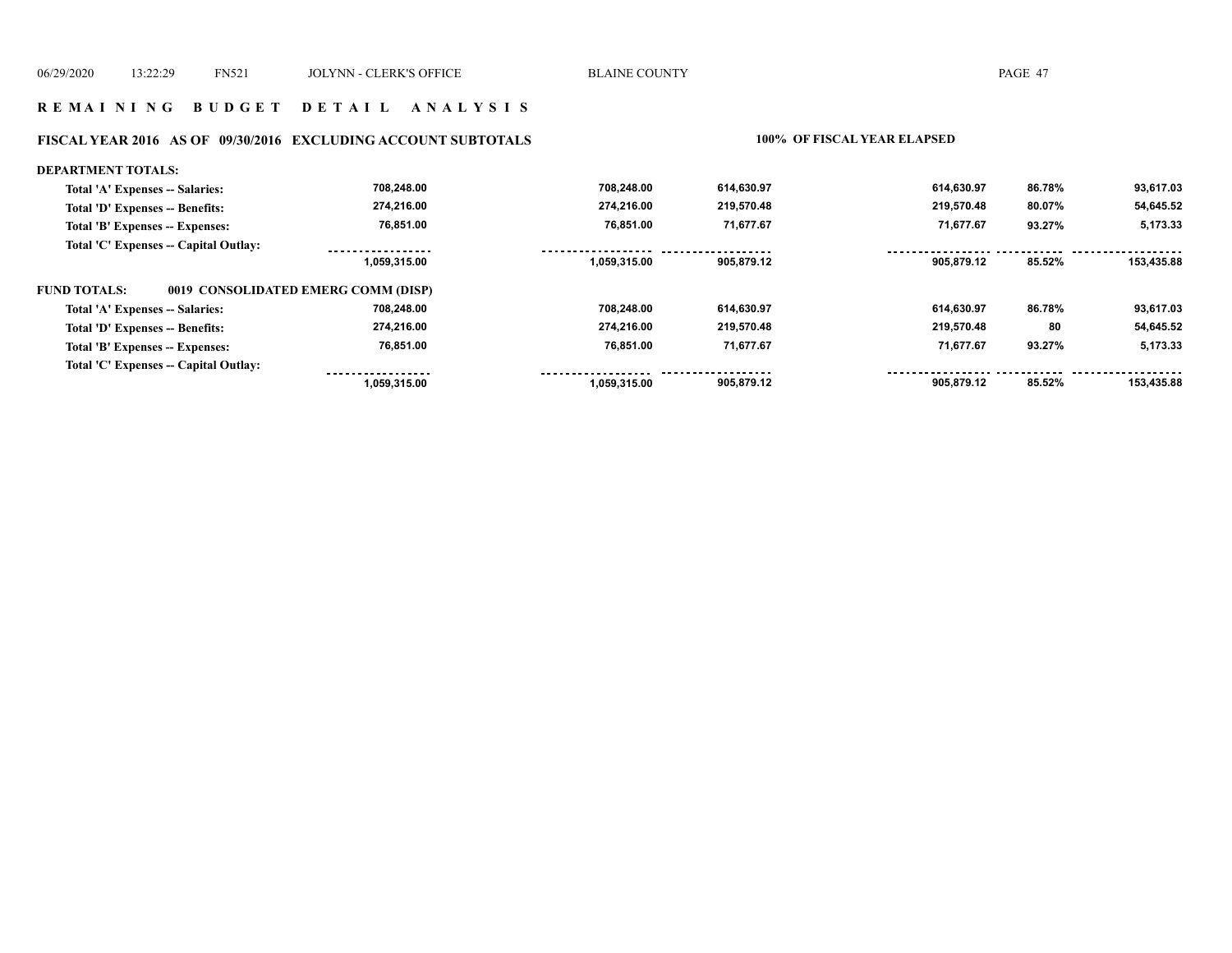# R E M A I N I N G   B U D G E T   D E T A I L   A N A L Y S I S

## FISCAL YEAR 2016   AS OF 09/30/2016   EXCLUDING ACCOUNT SUBTOTALS

**100% OF FISCAL YEAR ELAPSED**

**DEPARTMENT TOTALS:**

| | | | | | | |
|---|---|---|---|---|---|---|
| Total 'A' Expenses -- Salaries: | 708,248.00 | 708,248.00 | 614,630.97 | 614,630.97 | 86.78% | 93,617.03 |
| Total 'D' Expenses -- Benefits: | 274,216.00 | 274,216.00 | 219,570.48 | 219,570.48 | 80.07% | 54,645.52 |
| Total 'B' Expenses -- Expenses: | 76,851.00 | 76,851.00 | 71,677.67 | 71,677.67 | 93.27% | 5,173.33 |
| Total 'C' Expenses -- Capital Outlay: | | | | | | |
| | 1,059,315.00 | 1,059,315.00 | 905,879.12 | 905,879.12 | 85.52% | 153,435.88 |

**FUND TOTALS:**   **0019 CONSOLIDATED EMERG COMM (DISP)**

| | | | | | | |
|---|---|---|---|---|---|---|
| Total 'A' Expenses -- Salaries: | 708,248.00 | 708,248.00 | 614,630.97 | 614,630.97 | 86.78% | 93,617.03 |
| Total 'D' Expenses -- Benefits: | 274,216.00 | 274,216.00 | 219,570.48 | 219,570.48 | 80 | 54,645.52 |
| Total 'B' Expenses -- Expenses: | 76,851.00 | 76,851.00 | 71,677.67 | 71,677.67 | 93.27% | 5,173.33 |
| Total 'C' Expenses -- Capital Outlay: | | | | | | |
| | 1,059,315.00 | 1,059,315.00 | 905,879.12 | 905,879.12 | 85.52% | 153,435.88 |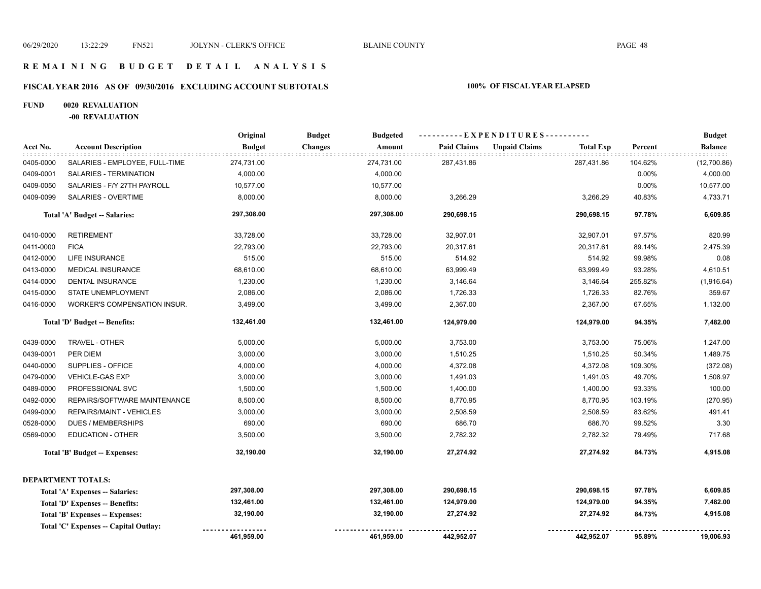# REMAINING BUDGET DETAIL ANALYSIS

## FISCAL YEAR 2016 AS OF 09/30/2016 EXCLUDING ACCOUNT SUBTOTALS

**100% OF FISCAL YEAR ELAPSED**

**FUND 0020 REVALUATION**

**-00 REVALUATION**

| Acct No. | Account Description | Original Budget | Budget Changes | Budgeted Amount | EXPENDITURES Paid Claims | Unpaid Claims | Total Exp | Percent | Budget Balance |
|---|---|---|---|---|---|---|---|---|---|
| 0405-0000 | SALARIES - EMPLOYEE, FULL-TIME | 274,731.00 | | 274,731.00 | 287,431.86 | | 287,431.86 | 104.62% | (12,700.86) |
| 0409-0001 | SALARIES - TERMINATION | 4,000.00 | | 4,000.00 | | | | 0.00% | 4,000.00 |
| 0409-0050 | SALARIES - F/Y 27TH PAYROLL | 10,577.00 | | 10,577.00 | | | | 0.00% | 10,577.00 |
| 0409-0099 | SALARIES - OVERTIME | 8,000.00 | | 8,000.00 | 3,266.29 | | 3,266.29 | 40.83% | 4,733.71 |
| | **Total 'A' Budget -- Salaries:** | **297,308.00** | | **297,308.00** | **290,698.15** | | **290,698.15** | **97.78%** | **6,609.85** |
| 0410-0000 | RETIREMENT | 33,728.00 | | 33,728.00 | 32,907.01 | | 32,907.01 | 97.57% | 820.99 |
| 0411-0000 | FICA | 22,793.00 | | 22,793.00 | 20,317.61 | | 20,317.61 | 89.14% | 2,475.39 |
| 0412-0000 | LIFE INSURANCE | 515.00 | | 515.00 | 514.92 | | 514.92 | 99.98% | 0.08 |
| 0413-0000 | MEDICAL INSURANCE | 68,610.00 | | 68,610.00 | 63,999.49 | | 63,999.49 | 93.28% | 4,610.51 |
| 0414-0000 | DENTAL INSURANCE | 1,230.00 | | 1,230.00 | 3,146.64 | | 3,146.64 | 255.82% | (1,916.64) |
| 0415-0000 | STATE UNEMPLOYMENT | 2,086.00 | | 2,086.00 | 1,726.33 | | 1,726.33 | 82.76% | 359.67 |
| 0416-0000 | WORKER'S COMPENSATION INSUR. | 3,499.00 | | 3,499.00 | 2,367.00 | | 2,367.00 | 67.65% | 1,132.00 |
| | **Total 'D' Budget -- Benefits:** | **132,461.00** | | **132,461.00** | **124,979.00** | | **124,979.00** | **94.35%** | **7,482.00** |
| 0439-0000 | TRAVEL - OTHER | 5,000.00 | | 5,000.00 | 3,753.00 | | 3,753.00 | 75.06% | 1,247.00 |
| 0439-0001 | PER DIEM | 3,000.00 | | 3,000.00 | 1,510.25 | | 1,510.25 | 50.34% | 1,489.75 |
| 0440-0000 | SUPPLIES - OFFICE | 4,000.00 | | 4,000.00 | 4,372.08 | | 4,372.08 | 109.30% | (372.08) |
| 0479-0000 | VEHICLE-GAS EXP | 3,000.00 | | 3,000.00 | 1,491.03 | | 1,491.03 | 49.70% | 1,508.97 |
| 0489-0000 | PROFESSIONAL SVC | 1,500.00 | | 1,500.00 | 1,400.00 | | 1,400.00 | 93.33% | 100.00 |
| 0492-0000 | REPAIRS/SOFTWARE MAINTENANCE | 8,500.00 | | 8,500.00 | 8,770.95 | | 8,770.95 | 103.19% | (270.95) |
| 0499-0000 | REPAIRS/MAINT - VEHICLES | 3,000.00 | | 3,000.00 | 2,508.59 | | 2,508.59 | 83.62% | 491.41 |
| 0528-0000 | DUES / MEMBERSHIPS | 690.00 | | 690.00 | 686.70 | | 686.70 | 99.52% | 3.30 |
| 0569-0000 | EDUCATION - OTHER | 3,500.00 | | 3,500.00 | 2,782.32 | | 2,782.32 | 79.49% | 717.68 |
| | **Total 'B' Budget -- Expenses:** | **32,190.00** | | **32,190.00** | **27,274.92** | | **27,274.92** | **84.73%** | **4,915.08** |

**DEPARTMENT TOTALS:**

| | Original Budget | Budget Changes | Budgeted Amount | Paid Claims | Unpaid Claims | Total Exp | Percent | Budget Balance |
|---|---|---|---|---|---|---|---|---|
| **Total 'A' Expenses -- Salaries:** | **297,308.00** | | **297,308.00** | **290,698.15** | | **290,698.15** | **97.78%** | **6,609.85** |
| **Total 'D' Expenses -- Benefits:** | **132,461.00** | | **132,461.00** | **124,979.00** | | **124,979.00** | **94.35%** | **7,482.00** |
| **Total 'B' Expenses -- Expenses:** | **32,190.00** | | **32,190.00** | **27,274.92** | | **27,274.92** | **84.73%** | **4,915.08** |
| **Total 'C' Expenses -- Capital Outlay:** | | | | | | | | |
| | **461,959.00** | | **461,959.00** | **442,952.07** | | **442,952.07** | **95.89%** | **19,006.93** |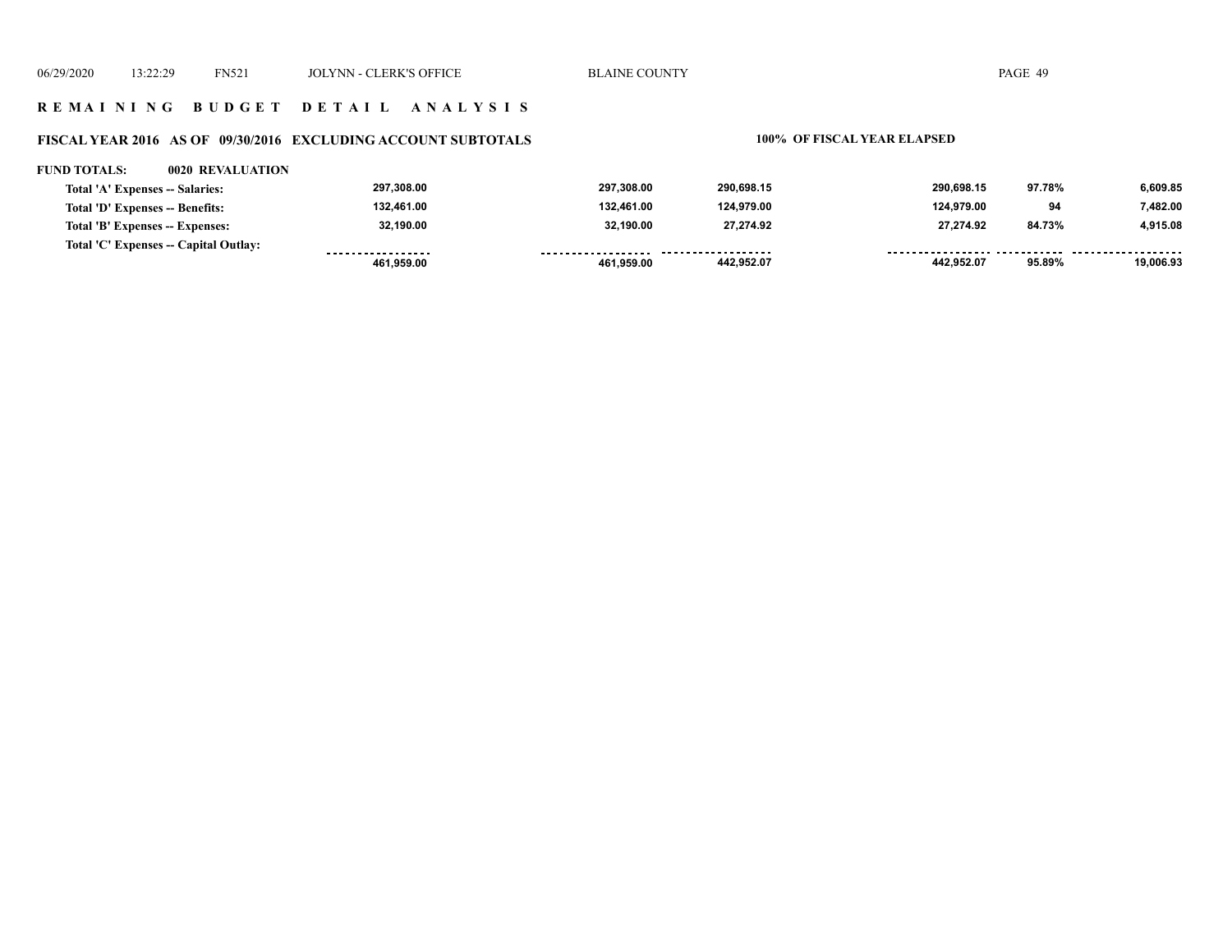## REMAINING BUDGET DETAIL ANALYSIS

### FISCAL YEAR 2016 AS OF 09/30/2016 EXCLUDING ACCOUNT SUBTOTALS

**100% OF FISCAL YEAR ELAPSED**

**FUND TOTALS: 0020 REVALUATION**

| | | | | | | |
|---|---|---|---|---|---|---|
| Total 'A' Expenses -- Salaries: | 297,308.00 | 297,308.00 | 290,698.15 | 290,698.15 | 97.78% | 6,609.85 |
| Total 'D' Expenses -- Benefits: | 132,461.00 | 132,461.00 | 124,979.00 | 124,979.00 | 94 | 7,482.00 |
| Total 'B' Expenses -- Expenses: | 32,190.00 | 32,190.00 | 27,274.92 | 27,274.92 | 84.73% | 4,915.08 |
| Total 'C' Expenses -- Capital Outlay: | | | | | | |
| | 461,959.00 | 461,959.00 | 442,952.07 | 442,952.07 | 95.89% | 19,006.93 |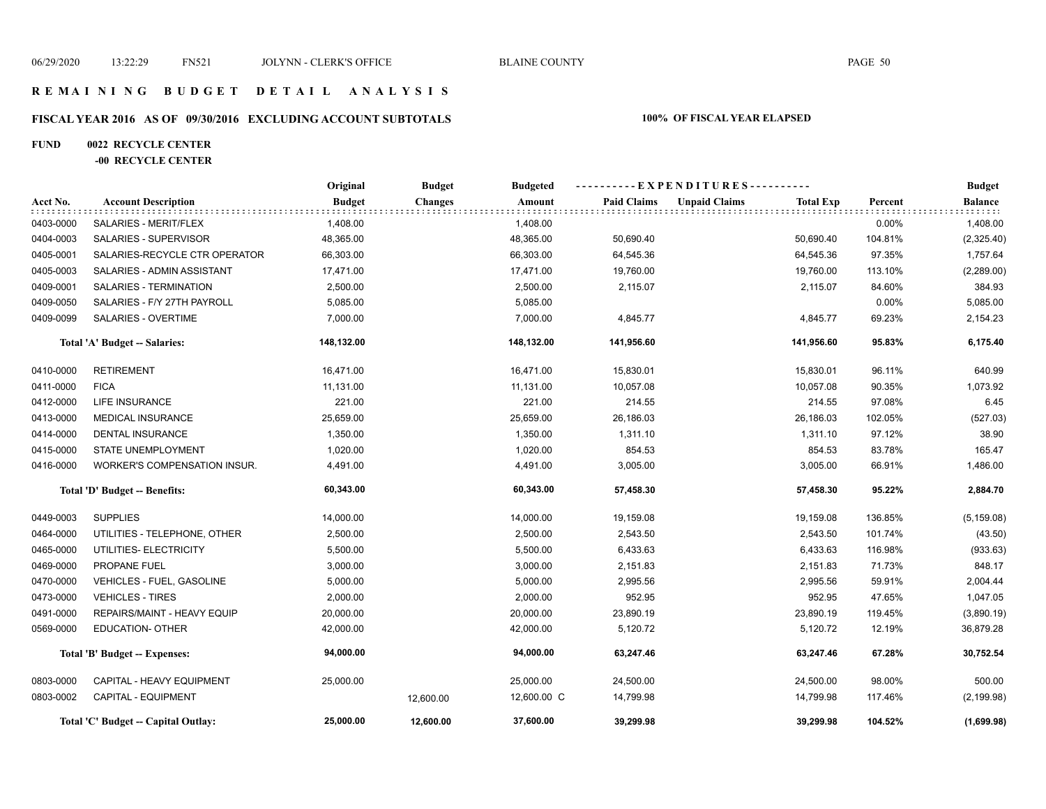# REMAINING BUDGET DETAIL ANALYSIS

## FISCAL YEAR 2016 AS OF 09/30/2016 EXCLUDING ACCOUNT SUBTOTALS

**100% OF FISCAL YEAR ELAPSED**

**FUND 0022 RECYCLE CENTER**

**-00 RECYCLE CENTER**

| Acct No. | Account Description | Original Budget | Budget Changes | Budgeted Amount | Paid Claims | Unpaid Claims | Total Exp | Percent | Budget Balance |
|---|---|---|---|---|---|---|---|---|---|
| 0403-0000 | SALARIES - MERIT/FLEX | 1,408.00 | | 1,408.00 | | | | 0.00% | 1,408.00 |
| 0404-0003 | SALARIES - SUPERVISOR | 48,365.00 | | 48,365.00 | 50,690.40 | | 50,690.40 | 104.81% | (2,325.40) |
| 0405-0001 | SALARIES-RECYCLE CTR OPERATOR | 66,303.00 | | 66,303.00 | 64,545.36 | | 64,545.36 | 97.35% | 1,757.64 |
| 0405-0003 | SALARIES - ADMIN ASSISTANT | 17,471.00 | | 17,471.00 | 19,760.00 | | 19,760.00 | 113.10% | (2,289.00) |
| 0409-0001 | SALARIES - TERMINATION | 2,500.00 | | 2,500.00 | 2,115.07 | | 2,115.07 | 84.60% | 384.93 |
| 0409-0050 | SALARIES - F/Y 27TH PAYROLL | 5,085.00 | | 5,085.00 | | | | 0.00% | 5,085.00 |
| 0409-0099 | SALARIES - OVERTIME | 7,000.00 | | 7,000.00 | 4,845.77 | | 4,845.77 | 69.23% | 2,154.23 |
| | **Total 'A' Budget -- Salaries:** | **148,132.00** | | **148,132.00** | **141,956.60** | | **141,956.60** | **95.83%** | **6,175.40** |
| 0410-0000 | RETIREMENT | 16,471.00 | | 16,471.00 | 15,830.01 | | 15,830.01 | 96.11% | 640.99 |
| 0411-0000 | FICA | 11,131.00 | | 11,131.00 | 10,057.08 | | 10,057.08 | 90.35% | 1,073.92 |
| 0412-0000 | LIFE INSURANCE | 221.00 | | 221.00 | 214.55 | | 214.55 | 97.08% | 6.45 |
| 0413-0000 | MEDICAL INSURANCE | 25,659.00 | | 25,659.00 | 26,186.03 | | 26,186.03 | 102.05% | (527.03) |
| 0414-0000 | DENTAL INSURANCE | 1,350.00 | | 1,350.00 | 1,311.10 | | 1,311.10 | 97.12% | 38.90 |
| 0415-0000 | STATE UNEMPLOYMENT | 1,020.00 | | 1,020.00 | 854.53 | | 854.53 | 83.78% | 165.47 |
| 0416-0000 | WORKER'S COMPENSATION INSUR. | 4,491.00 | | 4,491.00 | 3,005.00 | | 3,005.00 | 66.91% | 1,486.00 |
| | **Total 'D' Budget -- Benefits:** | **60,343.00** | | **60,343.00** | **57,458.30** | | **57,458.30** | **95.22%** | **2,884.70** |
| 0449-0003 | SUPPLIES | 14,000.00 | | 14,000.00 | 19,159.08 | | 19,159.08 | 136.85% | (5,159.08) |
| 0464-0000 | UTILITIES - TELEPHONE, OTHER | 2,500.00 | | 2,500.00 | 2,543.50 | | 2,543.50 | 101.74% | (43.50) |
| 0465-0000 | UTILITIES- ELECTRICITY | 5,500.00 | | 5,500.00 | 6,433.63 | | 6,433.63 | 116.98% | (933.63) |
| 0469-0000 | PROPANE FUEL | 3,000.00 | | 3,000.00 | 2,151.83 | | 2,151.83 | 71.73% | 848.17 |
| 0470-0000 | VEHICLES - FUEL, GASOLINE | 5,000.00 | | 5,000.00 | 2,995.56 | | 2,995.56 | 59.91% | 2,004.44 |
| 0473-0000 | VEHICLES - TIRES | 2,000.00 | | 2,000.00 | 952.95 | | 952.95 | 47.65% | 1,047.05 |
| 0491-0000 | REPAIRS/MAINT - HEAVY EQUIP | 20,000.00 | | 20,000.00 | 23,890.19 | | 23,890.19 | 119.45% | (3,890.19) |
| 0569-0000 | EDUCATION- OTHER | 42,000.00 | | 42,000.00 | 5,120.72 | | 5,120.72 | 12.19% | 36,879.28 |
| | **Total 'B' Budget -- Expenses:** | **94,000.00** | | **94,000.00** | **63,247.46** | | **63,247.46** | **67.28%** | **30,752.54** |
| 0803-0000 | CAPITAL - HEAVY EQUIPMENT | 25,000.00 | | 25,000.00 | 24,500.00 | | 24,500.00 | 98.00% | 500.00 |
| 0803-0002 | CAPITAL - EQUIPMENT | | 12,600.00 | 12,600.00 C | 14,799.98 | | 14,799.98 | 117.46% | (2,199.98) |
| | **Total 'C' Budget -- Capital Outlay:** | **25,000.00** | **12,600.00** | **37,600.00** | **39,299.98** | | **39,299.98** | **104.52%** | **(1,699.98)** |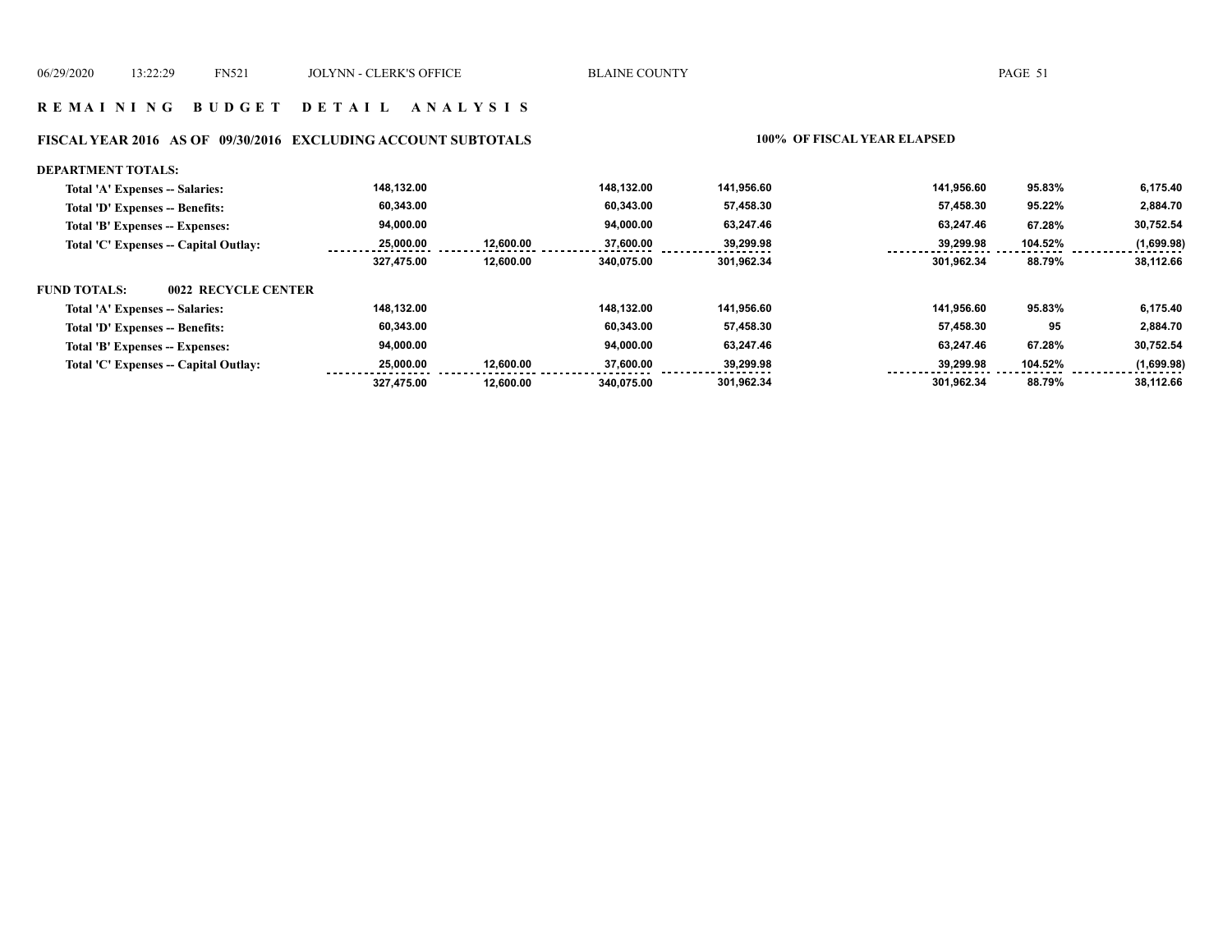## REMAINING BUDGET DETAIL ANALYSIS

### FISCAL YEAR 2016 AS OF 09/30/2016 EXCLUDING ACCOUNT SUBTOTALS

100% OF FISCAL YEAR ELAPSED

**DEPARTMENT TOTALS:**

| | | | | | | | |
|---|---|---|---|---|---|---|---|
| Total 'A' Expenses -- Salaries: | 148,132.00 | | 148,132.00 | 141,956.60 | 141,956.60 | 95.83% | 6,175.40 |
| Total 'D' Expenses -- Benefits: | 60,343.00 | | 60,343.00 | 57,458.30 | 57,458.30 | 95.22% | 2,884.70 |
| Total 'B' Expenses -- Expenses: | 94,000.00 | | 94,000.00 | 63,247.46 | 63,247.46 | 67.28% | 30,752.54 |
| Total 'C' Expenses -- Capital Outlay: | 25,000.00 | 12,600.00 | 37,600.00 | 39,299.98 | 39,299.98 | 104.52% | (1,699.98) |
| | 327,475.00 | 12,600.00 | 340,075.00 | 301,962.34 | 301,962.34 | 88.79% | 38,112.66 |

**FUND TOTALS: 0022 RECYCLE CENTER**

| | | | | | | | |
|---|---|---|---|---|---|---|---|
| Total 'A' Expenses -- Salaries: | 148,132.00 | | 148,132.00 | 141,956.60 | 141,956.60 | 95.83% | 6,175.40 |
| Total 'D' Expenses -- Benefits: | 60,343.00 | | 60,343.00 | 57,458.30 | 57,458.30 | 95 | 2,884.70 |
| Total 'B' Expenses -- Expenses: | 94,000.00 | | 94,000.00 | 63,247.46 | 63,247.46 | 67.28% | 30,752.54 |
| Total 'C' Expenses -- Capital Outlay: | 25,000.00 | 12,600.00 | 37,600.00 | 39,299.98 | 39,299.98 | 104.52% | (1,699.98) |
| | 327,475.00 | 12,600.00 | 340,075.00 | 301,962.34 | 301,962.34 | 88.79% | 38,112.66 |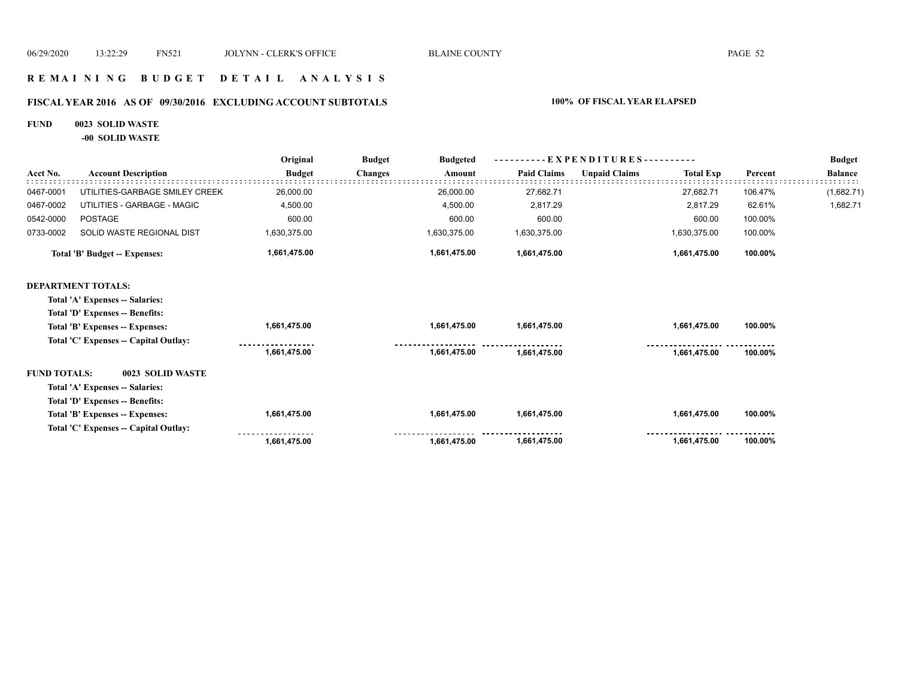# REMAINING BUDGET DETAIL ANALYSIS

## FISCAL YEAR 2016 AS OF 09/30/2016 EXCLUDING ACCOUNT SUBTOTALS

**100% OF FISCAL YEAR ELAPSED**

**FUND 0023 SOLID WASTE**

**-00 SOLID WASTE**

| Acct No. | Account Description | Original Budget | Budget Changes | Budgeted Amount | EXPENDITURES Paid Claims | Unpaid Claims | Total Exp | Percent | Budget Balance |
|---|---|---|---|---|---|---|---|---|---|
| 0467-0001 | UTILITIES-GARBAGE SMILEY CREEK | 26,000.00 | | 26,000.00 | 27,682.71 | | 27,682.71 | 106.47% | (1,682.71) |
| 0467-0002 | UTILITIES - GARBAGE - MAGIC | 4,500.00 | | 4,500.00 | 2,817.29 | | 2,817.29 | 62.61% | 1,682.71 |
| 0542-0000 | POSTAGE | 600.00 | | 600.00 | 600.00 | | 600.00 | 100.00% | |
| 0733-0002 | SOLID WASTE REGIONAL DIST | 1,630,375.00 | | 1,630,375.00 | 1,630,375.00 | | 1,630,375.00 | 100.00% | |
| | **Total 'B' Budget -- Expenses:** | **1,661,475.00** | | **1,661,475.00** | **1,661,475.00** | | **1,661,475.00** | **100.00%** | |
| **DEPARTMENT TOTALS:** | | | | | | | | | |
| | **Total 'A' Expenses -- Salaries:** | | | | | | | | |
| | **Total 'D' Expenses -- Benefits:** | | | | | | | | |
| | **Total 'B' Expenses -- Expenses:** | **1,661,475.00** | | **1,661,475.00** | **1,661,475.00** | | **1,661,475.00** | **100.00%** | |
| | **Total 'C' Expenses -- Capital Outlay:** | | | | | | | | |
| | | **1,661,475.00** | | **1,661,475.00** | **1,661,475.00** | | **1,661,475.00** | **100.00%** | |
| **FUND TOTALS:** | **0023 SOLID WASTE** | | | | | | | | |
| | **Total 'A' Expenses -- Salaries:** | | | | | | | | |
| | **Total 'D' Expenses -- Benefits:** | | | | | | | | |
| | **Total 'B' Expenses -- Expenses:** | **1,661,475.00** | | **1,661,475.00** | **1,661,475.00** | | **1,661,475.00** | **100.00%** | |
| | **Total 'C' Expenses -- Capital Outlay:** | | | | | | | | |
| | | **1,661,475.00** | | **1,661,475.00** | **1,661,475.00** | | **1,661,475.00** | **100.00%** | |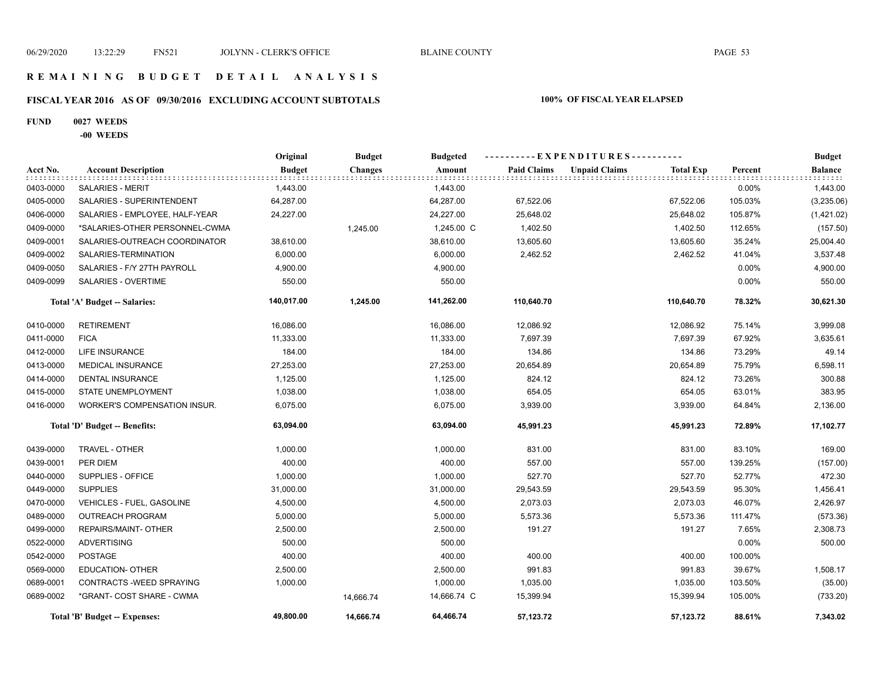# R E M A I N I N G   B U D G E T   D E T A I L   A N A L Y S I S

## FISCAL YEAR 2016 AS OF 09/30/2016 EXCLUDING ACCOUNT SUBTOTALS

**100% OF FISCAL YEAR ELAPSED**

**FUND 0027 WEEDS**

**-00 WEEDS**

| Acct No. | Account Description | Original Budget | Budget Changes | Budgeted Amount | Paid Claims | Unpaid Claims | Total Exp | Percent | Budget Balance |
|---|---|---|---|---|---|---|---|---|---|
| 0403-0000 | SALARIES - MERIT | 1,443.00 | | 1,443.00 | | | | 0.00% | 1,443.00 |
| 0405-0000 | SALARIES - SUPERINTENDENT | 64,287.00 | | 64,287.00 | 67,522.06 | | 67,522.06 | 105.03% | (3,235.06) |
| 0406-0000 | SALARIES - EMPLOYEE, HALF-YEAR | 24,227.00 | | 24,227.00 | 25,648.02 | | 25,648.02 | 105.87% | (1,421.02) |
| 0409-0000 | *SALARIES-OTHER PERSONNEL-CWMA | | 1,245.00 | 1,245.00 C | 1,402.50 | | 1,402.50 | 112.65% | (157.50) |
| 0409-0001 | SALARIES-OUTREACH COORDINATOR | 38,610.00 | | 38,610.00 | 13,605.60 | | 13,605.60 | 35.24% | 25,004.40 |
| 0409-0002 | SALARIES-TERMINATION | 6,000.00 | | 6,000.00 | 2,462.52 | | 2,462.52 | 41.04% | 3,537.48 |
| 0409-0050 | SALARIES - F/Y 27TH PAYROLL | 4,900.00 | | 4,900.00 | | | | 0.00% | 4,900.00 |
| 0409-0099 | SALARIES - OVERTIME | 550.00 | | 550.00 | | | | 0.00% | 550.00 |
| | **Total 'A' Budget -- Salaries:** | **140,017.00** | **1,245.00** | **141,262.00** | **110,640.70** | | **110,640.70** | **78.32%** | **30,621.30** |
| 0410-0000 | RETIREMENT | 16,086.00 | | 16,086.00 | 12,086.92 | | 12,086.92 | 75.14% | 3,999.08 |
| 0411-0000 | FICA | 11,333.00 | | 11,333.00 | 7,697.39 | | 7,697.39 | 67.92% | 3,635.61 |
| 0412-0000 | LIFE INSURANCE | 184.00 | | 184.00 | 134.86 | | 134.86 | 73.29% | 49.14 |
| 0413-0000 | MEDICAL INSURANCE | 27,253.00 | | 27,253.00 | 20,654.89 | | 20,654.89 | 75.79% | 6,598.11 |
| 0414-0000 | DENTAL INSURANCE | 1,125.00 | | 1,125.00 | 824.12 | | 824.12 | 73.26% | 300.88 |
| 0415-0000 | STATE UNEMPLOYMENT | 1,038.00 | | 1,038.00 | 654.05 | | 654.05 | 63.01% | 383.95 |
| 0416-0000 | WORKER'S COMPENSATION INSUR. | 6,075.00 | | 6,075.00 | 3,939.00 | | 3,939.00 | 64.84% | 2,136.00 |
| | **Total 'D' Budget -- Benefits:** | **63,094.00** | | **63,094.00** | **45,991.23** | | **45,991.23** | **72.89%** | **17,102.77** |
| 0439-0000 | TRAVEL - OTHER | 1,000.00 | | 1,000.00 | 831.00 | | 831.00 | 83.10% | 169.00 |
| 0439-0001 | PER DIEM | 400.00 | | 400.00 | 557.00 | | 557.00 | 139.25% | (157.00) |
| 0440-0000 | SUPPLIES - OFFICE | 1,000.00 | | 1,000.00 | 527.70 | | 527.70 | 52.77% | 472.30 |
| 0449-0000 | SUPPLIES | 31,000.00 | | 31,000.00 | 29,543.59 | | 29,543.59 | 95.30% | 1,456.41 |
| 0470-0000 | VEHICLES - FUEL, GASOLINE | 4,500.00 | | 4,500.00 | 2,073.03 | | 2,073.03 | 46.07% | 2,426.97 |
| 0489-0000 | OUTREACH PROGRAM | 5,000.00 | | 5,000.00 | 5,573.36 | | 5,573.36 | 111.47% | (573.36) |
| 0499-0000 | REPAIRS/MAINT- OTHER | 2,500.00 | | 2,500.00 | 191.27 | | 191.27 | 7.65% | 2,308.73 |
| 0522-0000 | ADVERTISING | 500.00 | | 500.00 | | | | 0.00% | 500.00 |
| 0542-0000 | POSTAGE | 400.00 | | 400.00 | 400.00 | | 400.00 | 100.00% | |
| 0569-0000 | EDUCATION- OTHER | 2,500.00 | | 2,500.00 | 991.83 | | 991.83 | 39.67% | 1,508.17 |
| 0689-0001 | CONTRACTS -WEED SPRAYING | 1,000.00 | | 1,000.00 | 1,035.00 | | 1,035.00 | 103.50% | (35.00) |
| 0689-0002 | *GRANT- COST SHARE - CWMA | | 14,666.74 | 14,666.74 C | 15,399.94 | | 15,399.94 | 105.00% | (733.20) |
| | **Total 'B' Budget -- Expenses:** | **49,800.00** | **14,666.74** | **64,466.74** | **57,123.72** | | **57,123.72** | **88.61%** | **7,343.02** |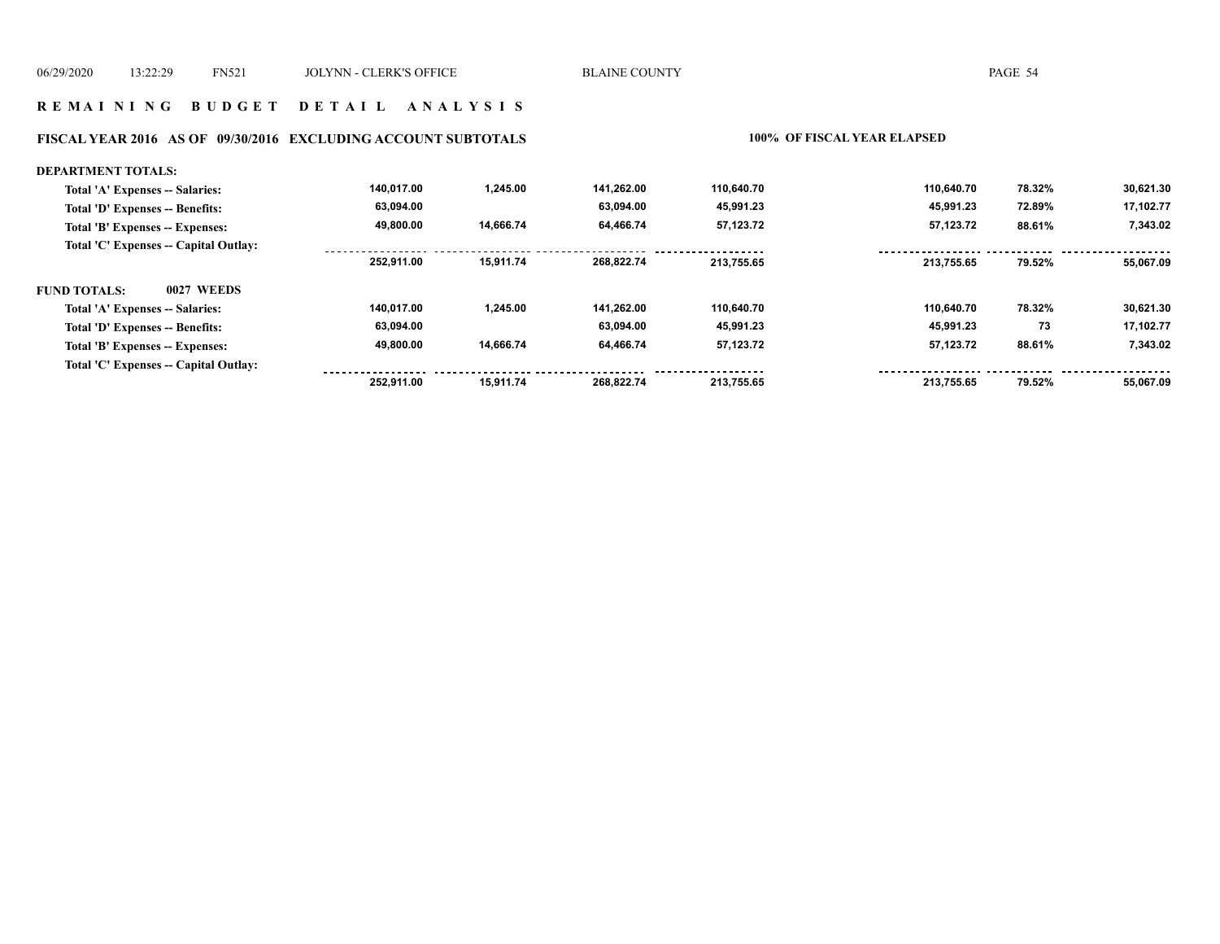# R E M A I N I N G   B U D G E T   D E T A I L   A N A L Y S I S

## FISCAL YEAR 2016   AS OF   09/30/2016   EXCLUDING ACCOUNT SUBTOTALS

**100% OF FISCAL YEAR ELAPSED**

**DEPARTMENT TOTALS:**

| | | | | | | | |
|---|---|---|---|---|---|---|---|
| Total 'A' Expenses -- Salaries: | 140,017.00 | 1,245.00 | 141,262.00 | 110,640.70 | 110,640.70 | 78.32% | 30,621.30 |
| Total 'D' Expenses -- Benefits: | 63,094.00 | | 63,094.00 | 45,991.23 | 45,991.23 | 72.89% | 17,102.77 |
| Total 'B' Expenses -- Expenses: | 49,800.00 | 14,666.74 | 64,466.74 | 57,123.72 | 57,123.72 | 88.61% | 7,343.02 |
| Total 'C' Expenses -- Capital Outlay: | | | | | | | |
| | 252,911.00 | 15,911.74 | 268,822.74 | 213,755.65 | 213,755.65 | 79.52% | 55,067.09 |

**FUND TOTALS: 0027 WEEDS**

| | | | | | | | |
|---|---|---|---|---|---|---|---|
| Total 'A' Expenses -- Salaries: | 140,017.00 | 1,245.00 | 141,262.00 | 110,640.70 | 110,640.70 | 78.32% | 30,621.30 |
| Total 'D' Expenses -- Benefits: | 63,094.00 | | 63,094.00 | 45,991.23 | 45,991.23 | 73 | 17,102.77 |
| Total 'B' Expenses -- Expenses: | 49,800.00 | 14,666.74 | 64,466.74 | 57,123.72 | 57,123.72 | 88.61% | 7,343.02 |
| Total 'C' Expenses -- Capital Outlay: | | | | | | | |
| | 252,911.00 | 15,911.74 | 268,822.74 | 213,755.65 | 213,755.65 | 79.52% | 55,067.09 |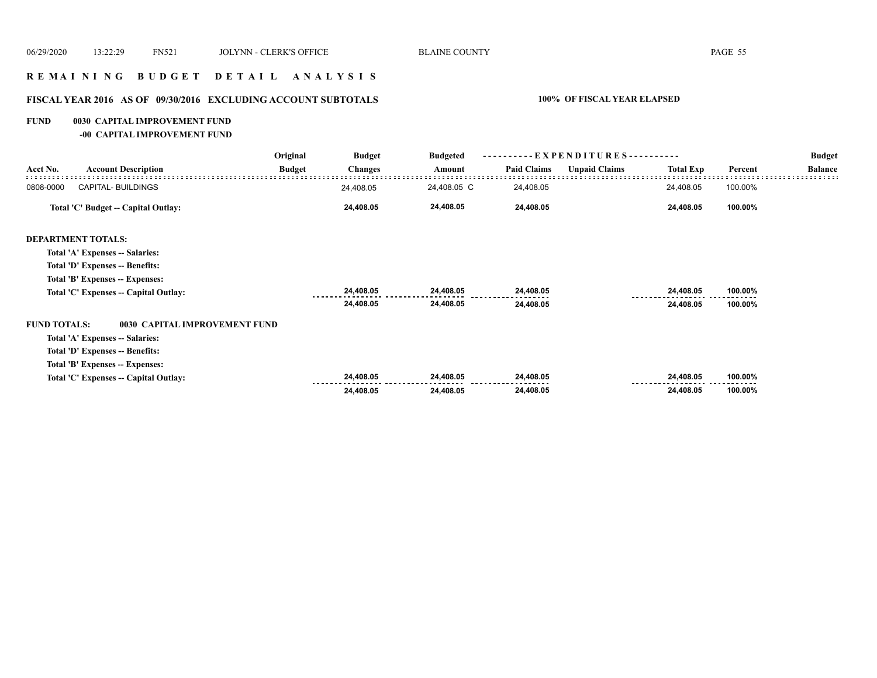## R E M A I N I N G   B U D G E T   D E T A I L   A N A L Y S I S

### FISCAL YEAR 2016 AS OF 09/30/2016 EXCLUDING ACCOUNT SUBTOTALS — 100% OF FISCAL YEAR ELAPSED

**FUND 0030 CAPITAL IMPROVEMENT FUND**
**-00 CAPITAL IMPROVEMENT FUND**

| Acct No. | Account Description | Original Budget | Budget Changes | Budgeted Amount | EXPENDITURES Paid Claims | Unpaid Claims | Total Exp | Percent | Budget Balance |
|---|---|---|---|---|---|---|---|---|---|
| 0808-0000 | CAPITAL- BUILDINGS | | 24,408.05 | 24,408.05 C | 24,408.05 | | 24,408.05 | 100.00% | |
| | **Total 'C' Budget -- Capital Outlay:** | | **24,408.05** | **24,408.05** | **24,408.05** | | **24,408.05** | **100.00%** | |
| | **DEPARTMENT TOTALS:** | | | | | | | | |
| | **Total 'A' Expenses -- Salaries:** | | | | | | | | |
| | **Total 'D' Expenses -- Benefits:** | | | | | | | | |
| | **Total 'B' Expenses -- Expenses:** | | | | | | | | |
| | **Total 'C' Expenses -- Capital Outlay:** | | **24,408.05** | **24,408.05** | **24,408.05** | | **24,408.05** | **100.00%** | |
| | | | **24,408.05** | **24,408.05** | **24,408.05** | | **24,408.05** | **100.00%** | |
| | **FUND TOTALS: 0030 CAPITAL IMPROVEMENT FUND** | | | | | | | | |
| | **Total 'A' Expenses -- Salaries:** | | | | | | | | |
| | **Total 'D' Expenses -- Benefits:** | | | | | | | | |
| | **Total 'B' Expenses -- Expenses:** | | | | | | | | |
| | **Total 'C' Expenses -- Capital Outlay:** | | **24,408.05** | **24,408.05** | **24,408.05** | | **24,408.05** | **100.00%** | |
| | | | **24,408.05** | **24,408.05** | **24,408.05** | | **24,408.05** | **100.00%** | |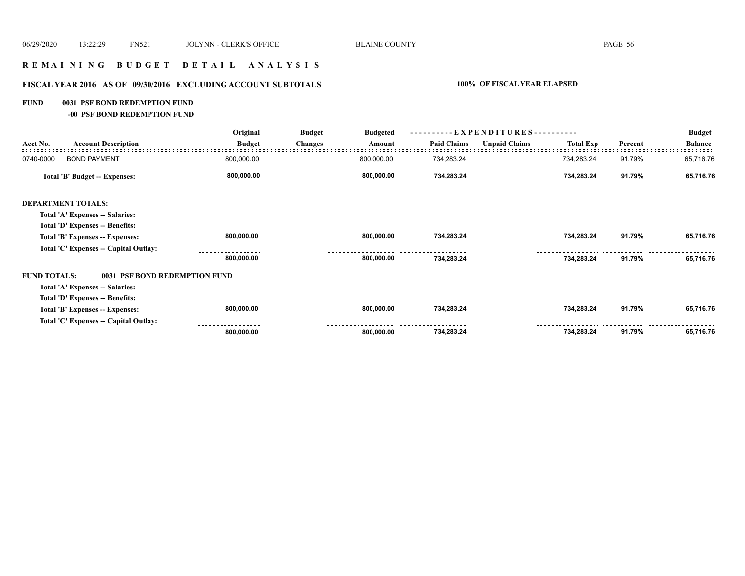# R E M A I N I N G   B U D G E T   D E T A I L   A N A L Y S I S

## FISCAL YEAR 2016 AS OF 09/30/2016 EXCLUDING ACCOUNT SUBTOTALS

**100% OF FISCAL YEAR ELAPSED**

**FUND 0031 PSF BOND REDEMPTION FUND**

**-00 PSF BOND REDEMPTION FUND**

| Acct No. | Account Description | Original Budget | Budget Changes | Budgeted Amount | Paid Claims | Unpaid Claims | Total Exp | Percent | Budget Balance |
|---|---|---|---|---|---|---|---|---|---|
| 0740-0000 | BOND PAYMENT | 800,000.00 | | 800,000.00 | 734,283.24 | | 734,283.24 | 91.79% | 65,716.76 |
| | **Total 'B' Budget -- Expenses:** | **800,000.00** | | **800,000.00** | **734,283.24** | | **734,283.24** | **91.79%** | **65,716.76** |
| **DEPARTMENT TOTALS:** | | | | | | | | | |
| | **Total 'A' Expenses -- Salaries:** | | | | | | | | |
| | **Total 'D' Expenses -- Benefits:** | | | | | | | | |
| | **Total 'B' Expenses -- Expenses:** | **800,000.00** | | **800,000.00** | **734,283.24** | | **734,283.24** | **91.79%** | **65,716.76** |
| | **Total 'C' Expenses -- Capital Outlay:** | | | | | | | | |
| | | **800,000.00** | | **800,000.00** | **734,283.24** | | **734,283.24** | **91.79%** | **65,716.76** |
| **FUND TOTALS:** | **0031 PSF BOND REDEMPTION FUND** | | | | | | | | |
| | **Total 'A' Expenses -- Salaries:** | | | | | | | | |
| | **Total 'D' Expenses -- Benefits:** | | | | | | | | |
| | **Total 'B' Expenses -- Expenses:** | **800,000.00** | | **800,000.00** | **734,283.24** | | **734,283.24** | **91.79%** | **65,716.76** |
| | **Total 'C' Expenses -- Capital Outlay:** | | | | | | | | |
| | | **800,000.00** | | **800,000.00** | **734,283.24** | | **734,283.24** | **91.79%** | **65,716.76** |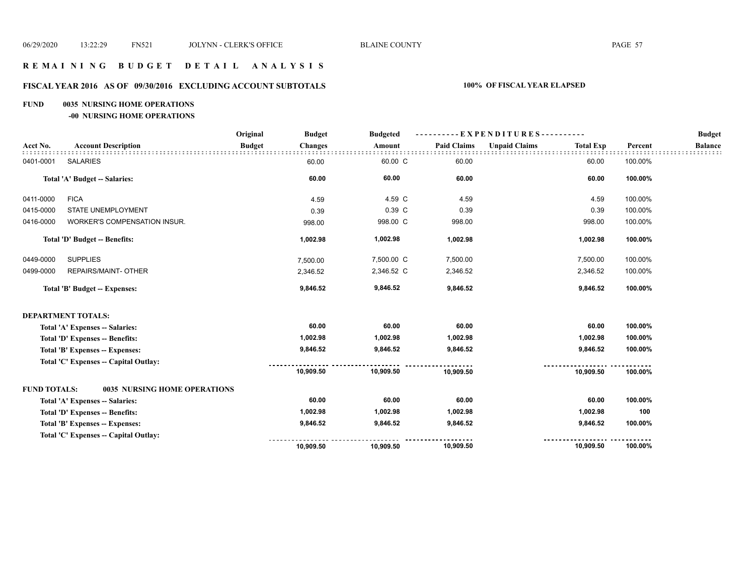# REMAINING BUDGET DETAIL ANALYSIS

## FISCAL YEAR 2016 AS OF 09/30/2016 EXCLUDING ACCOUNT SUBTOTALS — 100% OF FISCAL YEAR ELAPSED

### FUND 0035 NURSING HOME OPERATIONS

#### -00 NURSING HOME OPERATIONS

| Acct No. | Account Description | Original Budget | Budget Changes | Budgeted Amount | Paid Claims | Unpaid Claims | Total Exp | Percent | Budget Balance |
|---|---|---|---|---|---|---|---|---|---|
| 0401-0001 | SALARIES | | 60.00 | 60.00 C | 60.00 | | 60.00 | 100.00% | |
| | **Total 'A' Budget -- Salaries:** | | **60.00** | **60.00** | **60.00** | | **60.00** | **100.00%** | |
| 0411-0000 | FICA | | 4.59 | 4.59 C | 4.59 | | 4.59 | 100.00% | |
| 0415-0000 | STATE UNEMPLOYMENT | | 0.39 | 0.39 C | 0.39 | | 0.39 | 100.00% | |
| 0416-0000 | WORKER'S COMPENSATION INSUR. | | 998.00 | 998.00 C | 998.00 | | 998.00 | 100.00% | |
| | **Total 'D' Budget -- Benefits:** | | **1,002.98** | **1,002.98** | **1,002.98** | | **1,002.98** | **100.00%** | |
| 0449-0000 | SUPPLIES | | 7,500.00 | 7,500.00 C | 7,500.00 | | 7,500.00 | 100.00% | |
| 0499-0000 | REPAIRS/MAINT- OTHER | | 2,346.52 | 2,346.52 C | 2,346.52 | | 2,346.52 | 100.00% | |
| | **Total 'B' Budget -- Expenses:** | | **9,846.52** | **9,846.52** | **9,846.52** | | **9,846.52** | **100.00%** | |

**DEPARTMENT TOTALS:**

| | Original Budget | Budget Changes | Budgeted Amount | Paid Claims | Unpaid Claims | Total Exp | Percent | Budget Balance |
|---|---|---|---|---|---|---|---|---|
| **Total 'A' Expenses -- Salaries:** | | **60.00** | **60.00** | **60.00** | | **60.00** | **100.00%** | |
| **Total 'D' Expenses -- Benefits:** | | **1,002.98** | **1,002.98** | **1,002.98** | | **1,002.98** | **100.00%** | |
| **Total 'B' Expenses -- Expenses:** | | **9,846.52** | **9,846.52** | **9,846.52** | | **9,846.52** | **100.00%** | |
| **Total 'C' Expenses -- Capital Outlay:** | | | | | | | | |
| | | **10,909.50** | **10,909.50** | **10,909.50** | | **10,909.50** | **100.00%** | |

**FUND TOTALS: 0035 NURSING HOME OPERATIONS**

| | Original Budget | Budget Changes | Budgeted Amount | Paid Claims | Unpaid Claims | Total Exp | Percent | Budget Balance |
|---|---|---|---|---|---|---|---|---|
| **Total 'A' Expenses -- Salaries:** | | **60.00** | **60.00** | **60.00** | | **60.00** | **100.00%** | |
| **Total 'D' Expenses -- Benefits:** | | **1,002.98** | **1,002.98** | **1,002.98** | | **1,002.98** | **100** | |
| **Total 'B' Expenses -- Expenses:** | | **9,846.52** | **9,846.52** | **9,846.52** | | **9,846.52** | **100.00%** | |
| **Total 'C' Expenses -- Capital Outlay:** | | | | | | | | |
| | | **10,909.50** | **10,909.50** | **10,909.50** | | **10,909.50** | **100.00%** | |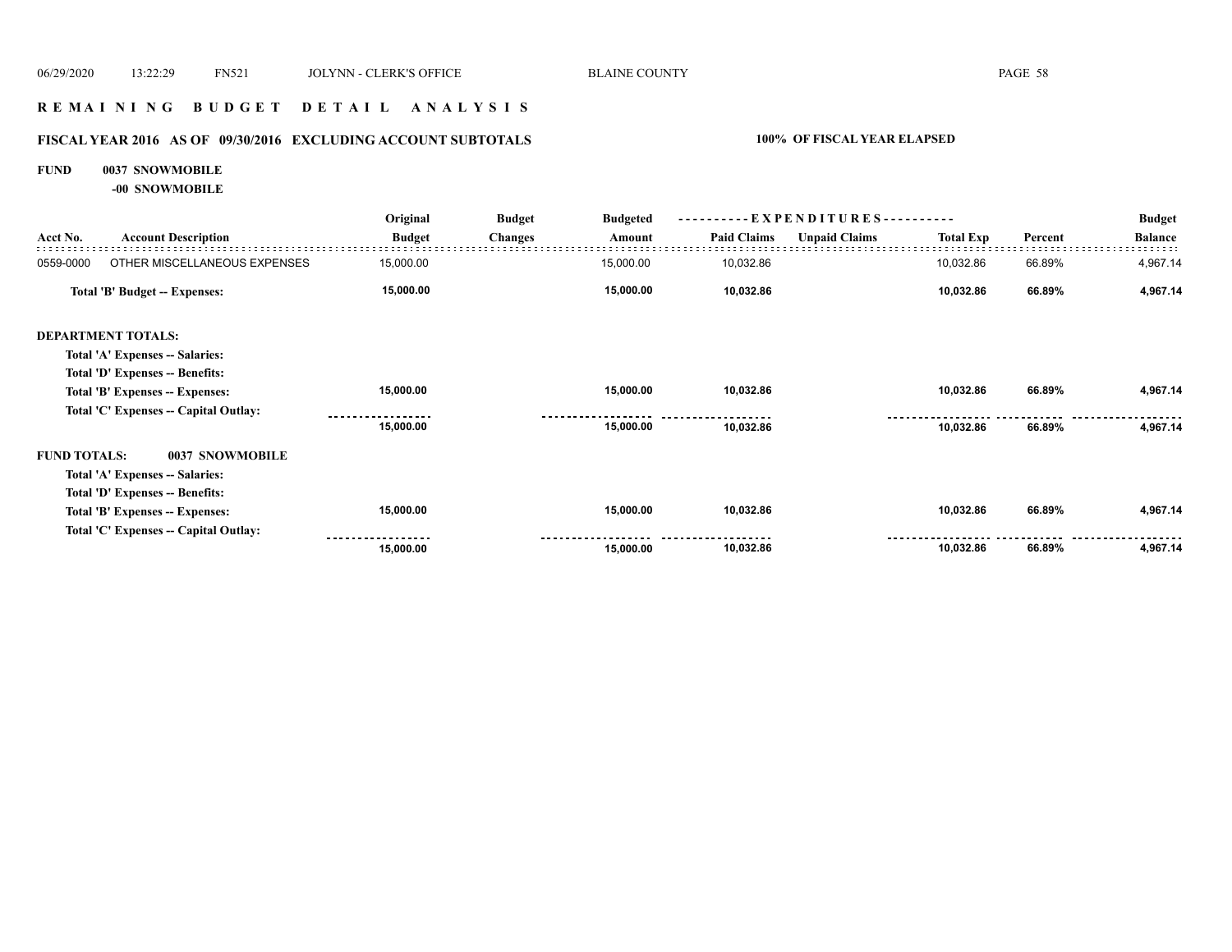## R E M A I N I N G   B U D G E T   D E T A I L   A N A L Y S I S

### FISCAL YEAR 2016   AS OF 09/30/2016   EXCLUDING ACCOUNT SUBTOTALS

**100% OF FISCAL YEAR ELAPSED**

**FUND 0037 SNOWMOBILE**

**-00 SNOWMOBILE**

| Acct No. | Account Description | Original Budget | Budget Changes | Budgeted Amount | Paid Claims | Unpaid Claims | Total Exp | Percent | Budget Balance |
|---|---|---|---|---|---|---|---|---|---|
| 0559-0000 | OTHER MISCELLANEOUS EXPENSES | 15,000.00 | | 15,000.00 | 10,032.86 | | 10,032.86 | 66.89% | 4,967.14 |
| | **Total 'B' Budget -- Expenses:** | **15,000.00** | | **15,000.00** | **10,032.86** | | **10,032.86** | **66.89%** | **4,967.14** |
| **DEPARTMENT TOTALS:** | | | | | | | | | |
| | **Total 'A' Expenses -- Salaries:** | | | | | | | | |
| | **Total 'D' Expenses -- Benefits:** | | | | | | | | |
| | **Total 'B' Expenses -- Expenses:** | **15,000.00** | | **15,000.00** | **10,032.86** | | **10,032.86** | **66.89%** | **4,967.14** |
| | **Total 'C' Expenses -- Capital Outlay:** | | | | | | | | |
| | | **15,000.00** | | **15,000.00** | **10,032.86** | | **10,032.86** | **66.89%** | **4,967.14** |
| **FUND TOTALS:** | **0037 SNOWMOBILE** | | | | | | | | |
| | **Total 'A' Expenses -- Salaries:** | | | | | | | | |
| | **Total 'D' Expenses -- Benefits:** | | | | | | | | |
| | **Total 'B' Expenses -- Expenses:** | **15,000.00** | | **15,000.00** | **10,032.86** | | **10,032.86** | **66.89%** | **4,967.14** |
| | **Total 'C' Expenses -- Capital Outlay:** | | | | | | | | |
| | | **15,000.00** | | **15,000.00** | **10,032.86** | | **10,032.86** | **66.89%** | **4,967.14** |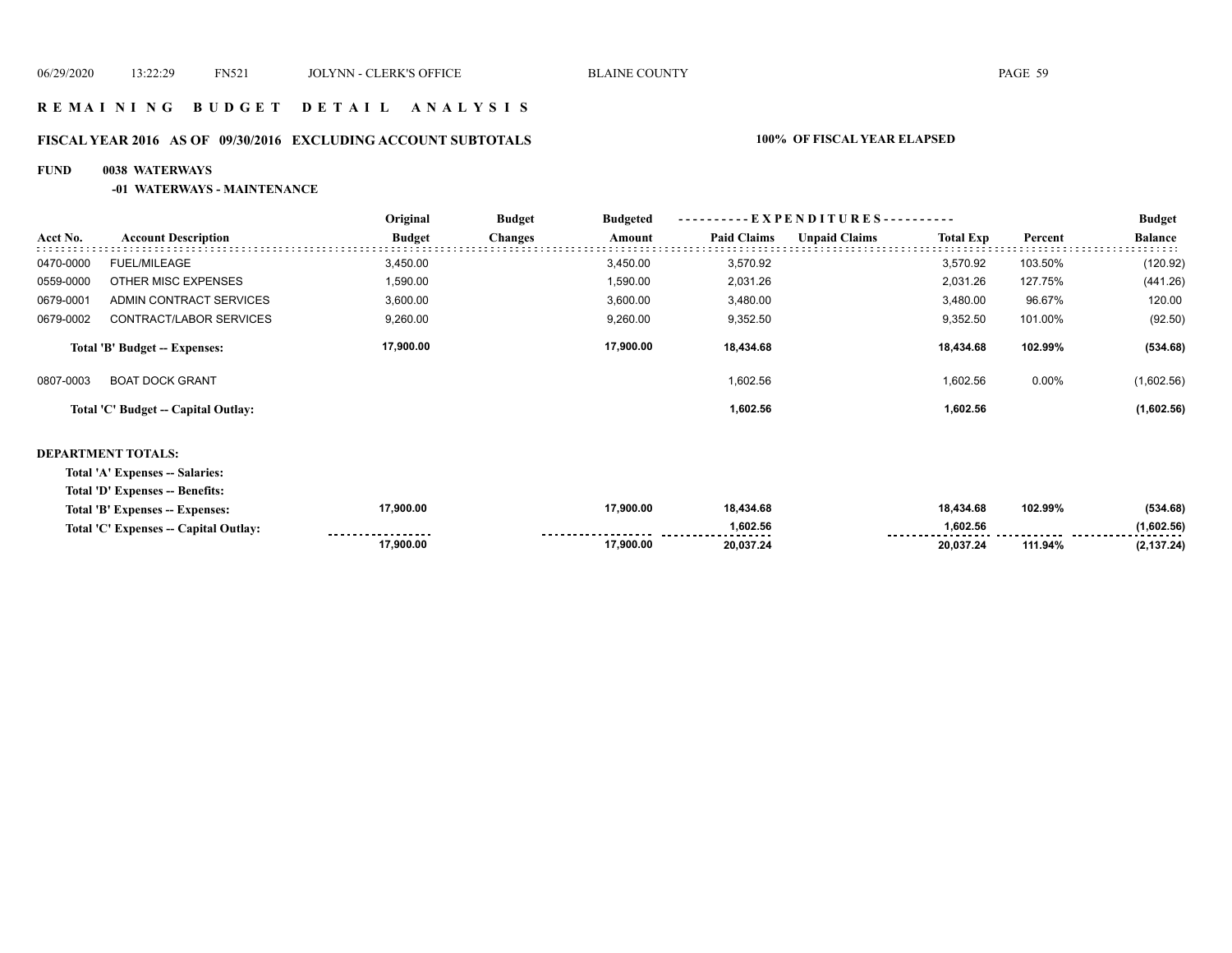# R E M A I N I N G  B U D G E T  D E T A I L  A N A L Y S I S

## FISCAL YEAR 2016  AS OF 09/30/2016  EXCLUDING ACCOUNT SUBTOTALS    100% OF FISCAL YEAR ELAPSED

**FUND 0038 WATERWAYS**

**-01 WATERWAYS - MAINTENANCE**

| Acct No. | Account Description | Original Budget | Budget Changes | Budgeted Amount | Paid Claims | Unpaid Claims | Total Exp | Percent | Budget Balance |
|---|---|---|---|---|---|---|---|---|---|
| 0470-0000 | FUEL/MILEAGE | 3,450.00 | | 3,450.00 | 3,570.92 | | 3,570.92 | 103.50% | (120.92) |
| 0559-0000 | OTHER MISC EXPENSES | 1,590.00 | | 1,590.00 | 2,031.26 | | 2,031.26 | 127.75% | (441.26) |
| 0679-0001 | ADMIN CONTRACT SERVICES | 3,600.00 | | 3,600.00 | 3,480.00 | | 3,480.00 | 96.67% | 120.00 |
| 0679-0002 | CONTRACT/LABOR SERVICES | 9,260.00 | | 9,260.00 | 9,352.50 | | 9,352.50 | 101.00% | (92.50) |
| | **Total 'B' Budget -- Expenses:** | **17,900.00** | | **17,900.00** | **18,434.68** | | **18,434.68** | **102.99%** | **(534.68)** |
| 0807-0003 | BOAT DOCK GRANT | | | | 1,602.56 | | 1,602.56 | 0.00% | (1,602.56) |
| | **Total 'C' Budget -- Capital Outlay:** | | | | **1,602.56** | | **1,602.56** | | **(1,602.56)** |

**DEPARTMENT TOTALS:**

| | Original Budget | Budget Changes | Budgeted Amount | Paid Claims | Unpaid Claims | Total Exp | Percent | Budget Balance |
|---|---|---|---|---|---|---|---|---|
| **Total 'A' Expenses -- Salaries:** | | | | | | | | |
| **Total 'D' Expenses -- Benefits:** | | | | | | | | |
| **Total 'B' Expenses -- Expenses:** | **17,900.00** | | **17,900.00** | **18,434.68** | | **18,434.68** | **102.99%** | **(534.68)** |
| **Total 'C' Expenses -- Capital Outlay:** | | | | **1,602.56** | | **1,602.56** | | **(1,602.56)** |
| | **17,900.00** | | **17,900.00** | **20,037.24** | | **20,037.24** | **111.94%** | **(2,137.24)** |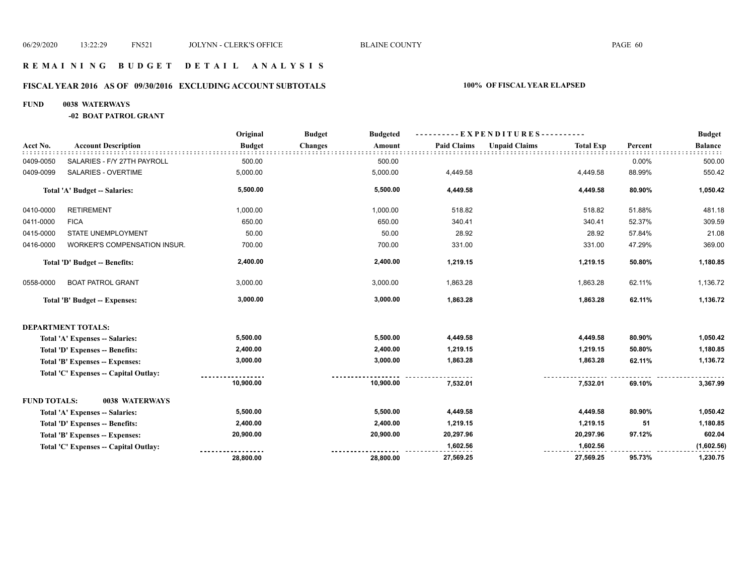# R E M A I N I N G   B U D G E T   D E T A I L   A N A L Y S I S

## FISCAL YEAR 2016   AS OF 09/30/2016   EXCLUDING ACCOUNT SUBTOTALS   100% OF FISCAL YEAR ELAPSED

**FUND 0038 WATERWAYS**

**-02 BOAT PATROL GRANT**

| Acct No. | Account Description | Original Budget | Budget Changes | Budgeted Amount | Paid Claims | Unpaid Claims | Total Exp | Percent | Budget Balance |
|---|---|---|---|---|---|---|---|---|---|
| 0409-0050 | SALARIES - F/Y 27TH PAYROLL | 500.00 | | 500.00 | | | | 0.00% | 500.00 |
| 0409-0099 | SALARIES - OVERTIME | 5,000.00 | | 5,000.00 | 4,449.58 | | 4,449.58 | 88.99% | 550.42 |
| | **Total 'A' Budget -- Salaries:** | **5,500.00** | | **5,500.00** | **4,449.58** | | **4,449.58** | **80.90%** | **1,050.42** |
| 0410-0000 | RETIREMENT | 1,000.00 | | 1,000.00 | 518.82 | | 518.82 | 51.88% | 481.18 |
| 0411-0000 | FICA | 650.00 | | 650.00 | 340.41 | | 340.41 | 52.37% | 309.59 |
| 0415-0000 | STATE UNEMPLOYMENT | 50.00 | | 50.00 | 28.92 | | 28.92 | 57.84% | 21.08 |
| 0416-0000 | WORKER'S COMPENSATION INSUR. | 700.00 | | 700.00 | 331.00 | | 331.00 | 47.29% | 369.00 |
| | **Total 'D' Budget -- Benefits:** | **2,400.00** | | **2,400.00** | **1,219.15** | | **1,219.15** | **50.80%** | **1,180.85** |
| 0558-0000 | BOAT PATROL GRANT | 3,000.00 | | 3,000.00 | 1,863.28 | | 1,863.28 | 62.11% | 1,136.72 |
| | **Total 'B' Budget -- Expenses:** | **3,000.00** | | **3,000.00** | **1,863.28** | | **1,863.28** | **62.11%** | **1,136.72** |
| **DEPARTMENT TOTALS:** | | | | | | | | | |
| | **Total 'A' Expenses -- Salaries:** | **5,500.00** | | **5,500.00** | **4,449.58** | | **4,449.58** | **80.90%** | **1,050.42** |
| | **Total 'D' Expenses -- Benefits:** | **2,400.00** | | **2,400.00** | **1,219.15** | | **1,219.15** | **50.80%** | **1,180.85** |
| | **Total 'B' Expenses -- Expenses:** | **3,000.00** | | **3,000.00** | **1,863.28** | | **1,863.28** | **62.11%** | **1,136.72** |
| | **Total 'C' Expenses -- Capital Outlay:** | | | | | | | | |
| | | **10,900.00** | | **10,900.00** | **7,532.01** | | **7,532.01** | **69.10%** | **3,367.99** |
| **FUND TOTALS:** | **0038 WATERWAYS** | | | | | | | | |
| | **Total 'A' Expenses -- Salaries:** | **5,500.00** | | **5,500.00** | **4,449.58** | | **4,449.58** | **80.90%** | **1,050.42** |
| | **Total 'D' Expenses -- Benefits:** | **2,400.00** | | **2,400.00** | **1,219.15** | | **1,219.15** | **51** | **1,180.85** |
| | **Total 'B' Expenses -- Expenses:** | **20,900.00** | | **20,900.00** | **20,297.96** | | **20,297.96** | **97.12%** | **602.04** |
| | **Total 'C' Expenses -- Capital Outlay:** | | | | **1,602.56** | | **1,602.56** | | **(1,602.56)** |
| | | **28,800.00** | | **28,800.00** | **27,569.25** | | **27,569.25** | **95.73%** | **1,230.75** |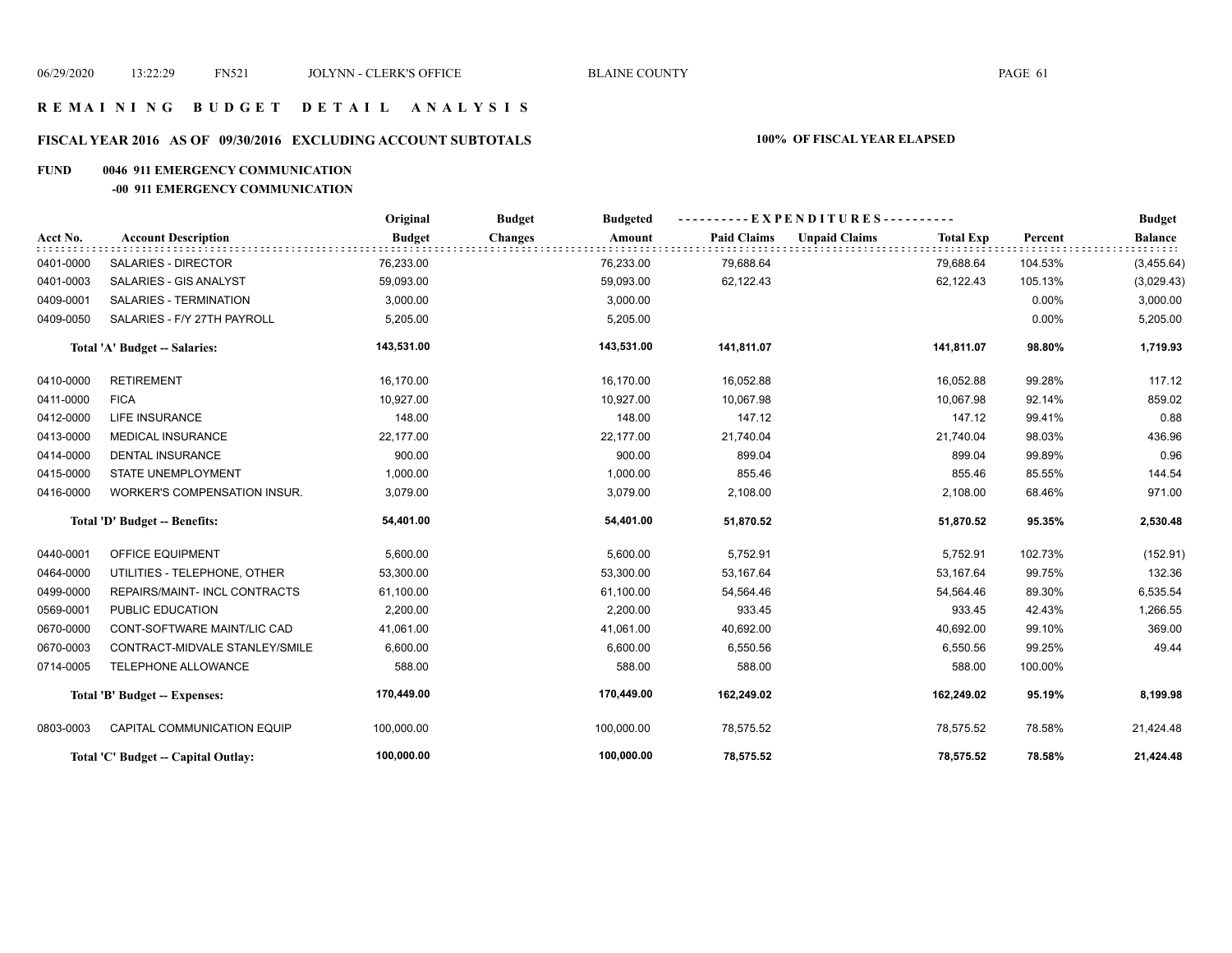# REMAINING BUDGET DETAIL ANALYSIS

## FISCAL YEAR 2016 AS OF 09/30/2016 EXCLUDING ACCOUNT SUBTOTALS — 100% OF FISCAL YEAR ELAPSED

### FUND 0046 911 EMERGENCY COMMUNICATION

#### -00 911 EMERGENCY COMMUNICATION

| Acct No. | Account Description | Original Budget | Budget Changes | Budgeted Amount | Paid Claims | Unpaid Claims | Total Exp | Percent | Budget Balance |
|---|---|---|---|---|---|---|---|---|---|
| 0401-0000 | SALARIES - DIRECTOR | 76,233.00 | | 76,233.00 | 79,688.64 | | 79,688.64 | 104.53% | (3,455.64) |
| 0401-0003 | SALARIES - GIS ANALYST | 59,093.00 | | 59,093.00 | 62,122.43 | | 62,122.43 | 105.13% | (3,029.43) |
| 0409-0001 | SALARIES - TERMINATION | 3,000.00 | | 3,000.00 | | | | 0.00% | 3,000.00 |
| 0409-0050 | SALARIES - F/Y 27TH PAYROLL | 5,205.00 | | 5,205.00 | | | | 0.00% | 5,205.00 |
| | **Total 'A' Budget -- Salaries:** | **143,531.00** | | **143,531.00** | **141,811.07** | | **141,811.07** | **98.80%** | **1,719.93** |
| 0410-0000 | RETIREMENT | 16,170.00 | | 16,170.00 | 16,052.88 | | 16,052.88 | 99.28% | 117.12 |
| 0411-0000 | FICA | 10,927.00 | | 10,927.00 | 10,067.98 | | 10,067.98 | 92.14% | 859.02 |
| 0412-0000 | LIFE INSURANCE | 148.00 | | 148.00 | 147.12 | | 147.12 | 99.41% | 0.88 |
| 0413-0000 | MEDICAL INSURANCE | 22,177.00 | | 22,177.00 | 21,740.04 | | 21,740.04 | 98.03% | 436.96 |
| 0414-0000 | DENTAL INSURANCE | 900.00 | | 900.00 | 899.04 | | 899.04 | 99.89% | 0.96 |
| 0415-0000 | STATE UNEMPLOYMENT | 1,000.00 | | 1,000.00 | 855.46 | | 855.46 | 85.55% | 144.54 |
| 0416-0000 | WORKER'S COMPENSATION INSUR. | 3,079.00 | | 3,079.00 | 2,108.00 | | 2,108.00 | 68.46% | 971.00 |
| | **Total 'D' Budget -- Benefits:** | **54,401.00** | | **54,401.00** | **51,870.52** | | **51,870.52** | **95.35%** | **2,530.48** |
| 0440-0001 | OFFICE EQUIPMENT | 5,600.00 | | 5,600.00 | 5,752.91 | | 5,752.91 | 102.73% | (152.91) |
| 0464-0000 | UTILITIES - TELEPHONE, OTHER | 53,300.00 | | 53,300.00 | 53,167.64 | | 53,167.64 | 99.75% | 132.36 |
| 0499-0000 | REPAIRS/MAINT- INCL CONTRACTS | 61,100.00 | | 61,100.00 | 54,564.46 | | 54,564.46 | 89.30% | 6,535.54 |
| 0569-0001 | PUBLIC EDUCATION | 2,200.00 | | 2,200.00 | 933.45 | | 933.45 | 42.43% | 1,266.55 |
| 0670-0000 | CONT-SOFTWARE MAINT/LIC CAD | 41,061.00 | | 41,061.00 | 40,692.00 | | 40,692.00 | 99.10% | 369.00 |
| 0670-0003 | CONTRACT-MIDVALE STANLEY/SMILE | 6,600.00 | | 6,600.00 | 6,550.56 | | 6,550.56 | 99.25% | 49.44 |
| 0714-0005 | TELEPHONE ALLOWANCE | 588.00 | | 588.00 | 588.00 | | 588.00 | 100.00% | |
| | **Total 'B' Budget -- Expenses:** | **170,449.00** | | **170,449.00** | **162,249.02** | | **162,249.02** | **95.19%** | **8,199.98** |
| 0803-0003 | CAPITAL COMMUNICATION EQUIP | 100,000.00 | | 100,000.00 | 78,575.52 | | 78,575.52 | 78.58% | 21,424.48 |
| | **Total 'C' Budget -- Capital Outlay:** | **100,000.00** | | **100,000.00** | **78,575.52** | | **78,575.52** | **78.58%** | **21,424.48** |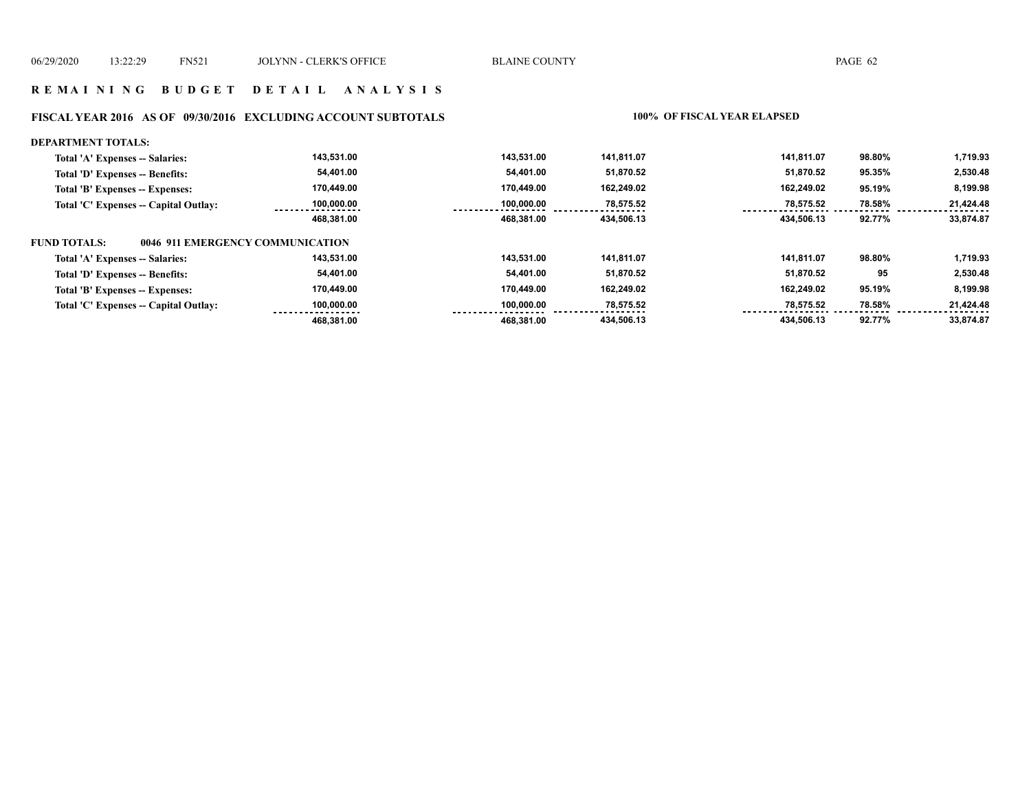## R E M A I N I N G   B U D G E T   D E T A I L   A N A L Y S I S

### FISCAL YEAR 2016   AS OF  09/30/2016   EXCLUDING ACCOUNT SUBTOTALS                    100%  OF FISCAL YEAR ELAPSED

**DEPARTMENT TOTALS:**

| | | | | | | |
|---|---|---|---|---|---|---|
| Total 'A' Expenses -- Salaries: | 143,531.00 | 143,531.00 | 141,811.07 | 141,811.07 | 98.80% | 1,719.93 |
| Total 'D' Expenses -- Benefits: | 54,401.00 | 54,401.00 | 51,870.52 | 51,870.52 | 95.35% | 2,530.48 |
| Total 'B' Expenses -- Expenses: | 170,449.00 | 170,449.00 | 162,249.02 | 162,249.02 | 95.19% | 8,199.98 |
| Total 'C' Expenses -- Capital Outlay: | 100,000.00 | 100,000.00 | 78,575.52 | 78,575.52 | 78.58% | 21,424.48 |
| | 468,381.00 | 468,381.00 | 434,506.13 | 434,506.13 | 92.77% | 33,874.87 |

**FUND TOTALS:**          **0046 911 EMERGENCY COMMUNICATION**

| | | | | | | |
|---|---|---|---|---|---|---|
| Total 'A' Expenses -- Salaries: | 143,531.00 | 143,531.00 | 141,811.07 | 141,811.07 | 98.80% | 1,719.93 |
| Total 'D' Expenses -- Benefits: | 54,401.00 | 54,401.00 | 51,870.52 | 51,870.52 | 95 | 2,530.48 |
| Total 'B' Expenses -- Expenses: | 170,449.00 | 170,449.00 | 162,249.02 | 162,249.02 | 95.19% | 8,199.98 |
| Total 'C' Expenses -- Capital Outlay: | 100,000.00 | 100,000.00 | 78,575.52 | 78,575.52 | 78.58% | 21,424.48 |
| | 468,381.00 | 468,381.00 | 434,506.13 | 434,506.13 | 92.77% | 33,874.87 |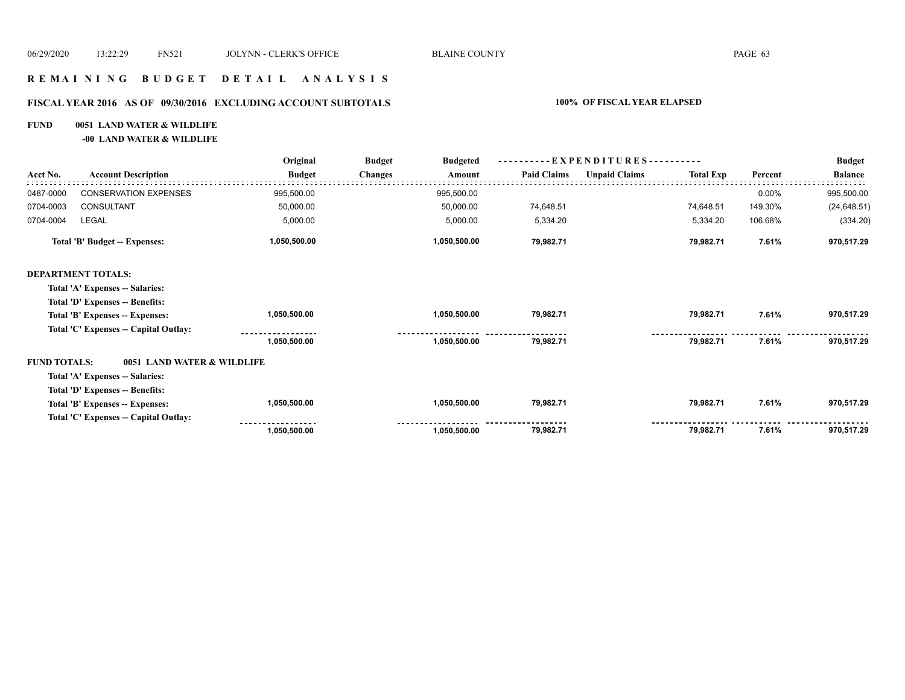## REMAINING BUDGET DETAIL ANALYSIS

### FISCAL YEAR 2016 AS OF 09/30/2016 EXCLUDING ACCOUNT SUBTOTALS — 100% OF FISCAL YEAR ELAPSED

**FUND 0051 LAND WATER & WILDLIFE**
**-00 LAND WATER & WILDLIFE**

| Acct No. | Account Description | Original Budget | Budget Changes | Budgeted Amount | Paid Claims | Unpaid Claims | Total Exp | Percent | Budget Balance |
|---|---|---|---|---|---|---|---|---|---|
| 0487-0000 | CONSERVATION EXPENSES | 995,500.00 | | 995,500.00 | | | | 0.00% | 995,500.00 |
| 0704-0003 | CONSULTANT | 50,000.00 | | 50,000.00 | 74,648.51 | | 74,648.51 | 149.30% | (24,648.51) |
| 0704-0004 | LEGAL | 5,000.00 | | 5,000.00 | 5,334.20 | | 5,334.20 | 106.68% | (334.20) |
| | **Total 'B' Budget -- Expenses:** | **1,050,500.00** | | **1,050,500.00** | **79,982.71** | | **79,982.71** | **7.61%** | **970,517.29** |
| **DEPARTMENT TOTALS:** | | | | | | | | | |
| | **Total 'A' Expenses -- Salaries:** | | | | | | | | |
| | **Total 'D' Expenses -- Benefits:** | | | | | | | | |
| | **Total 'B' Expenses -- Expenses:** | **1,050,500.00** | | **1,050,500.00** | **79,982.71** | | **79,982.71** | **7.61%** | **970,517.29** |
| | **Total 'C' Expenses -- Capital Outlay:** | | | | | | | | |
| | | **1,050,500.00** | | **1,050,500.00** | **79,982.71** | | **79,982.71** | **7.61%** | **970,517.29** |
| **FUND TOTALS:** | **0051 LAND WATER & WILDLIFE** | | | | | | | | |
| | **Total 'A' Expenses -- Salaries:** | | | | | | | | |
| | **Total 'D' Expenses -- Benefits:** | | | | | | | | |
| | **Total 'B' Expenses -- Expenses:** | **1,050,500.00** | | **1,050,500.00** | **79,982.71** | | **79,982.71** | **7.61%** | **970,517.29** |
| | **Total 'C' Expenses -- Capital Outlay:** | | | | | | | | |
| | | **1,050,500.00** | | **1,050,500.00** | **79,982.71** | | **79,982.71** | **7.61%** | **970,517.29** |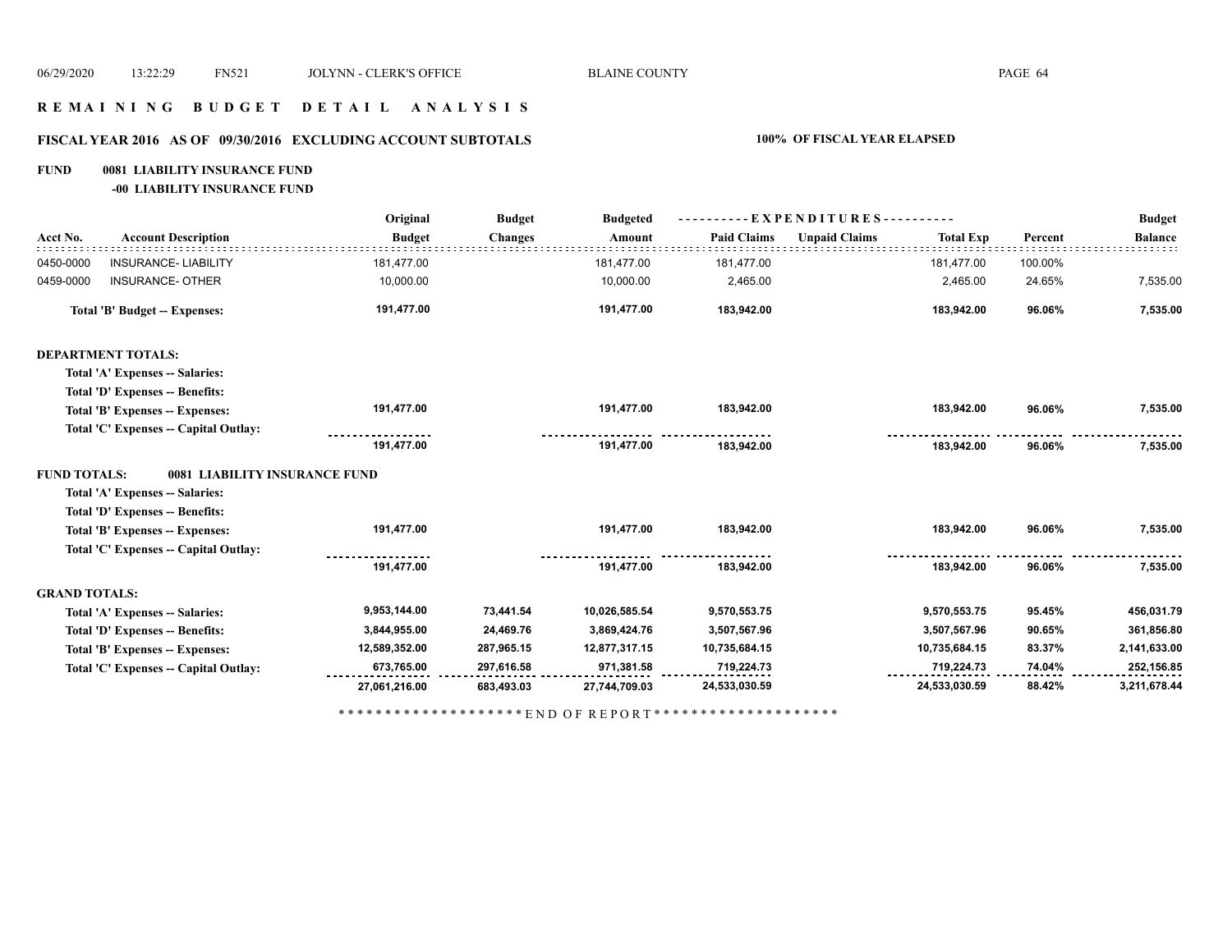# R E M A I N I N G B U D G E T D E T A I L A N A L Y S I S

## FISCAL YEAR 2016 AS OF 09/30/2016 EXCLUDING ACCOUNT SUBTOTALS

**100% OF FISCAL YEAR ELAPSED**

**FUND 0081 LIABILITY INSURANCE FUND**
**-00 LIABILITY INSURANCE FUND**

| Acct No. | Account Description | Original Budget | Budget Changes | Budgeted Amount | Paid Claims | Unpaid Claims | Total Exp | Percent | Budget Balance |
|---|---|---|---|---|---|---|---|---|---|
| 0450-0000 | INSURANCE- LIABILITY | 181,477.00 | | 181,477.00 | 181,477.00 | | 181,477.00 | 100.00% | |
| 0459-0000 | INSURANCE- OTHER | 10,000.00 | | 10,000.00 | 2,465.00 | | 2,465.00 | 24.65% | 7,535.00 |
| | **Total 'B' Budget -- Expenses:** | **191,477.00** | | **191,477.00** | **183,942.00** | | **183,942.00** | **96.06%** | **7,535.00** |
| **DEPARTMENT TOTALS:** | | | | | | | | | |
| | **Total 'A' Expenses -- Salaries:** | | | | | | | | |
| | **Total 'D' Expenses -- Benefits:** | | | | | | | | |
| | **Total 'B' Expenses -- Expenses:** | **191,477.00** | | **191,477.00** | **183,942.00** | | **183,942.00** | **96.06%** | **7,535.00** |
| | **Total 'C' Expenses -- Capital Outlay:** | | | | | | | | |
| | | **191,477.00** | | **191,477.00** | **183,942.00** | | **183,942.00** | **96.06%** | **7,535.00** |
| **FUND TOTALS:** | **0081 LIABILITY INSURANCE FUND** | | | | | | | | |
| | **Total 'A' Expenses -- Salaries:** | | | | | | | | |
| | **Total 'D' Expenses -- Benefits:** | | | | | | | | |
| | **Total 'B' Expenses -- Expenses:** | **191,477.00** | | **191,477.00** | **183,942.00** | | **183,942.00** | **96.06%** | **7,535.00** |
| | **Total 'C' Expenses -- Capital Outlay:** | | | | | | | | |
| | | **191,477.00** | | **191,477.00** | **183,942.00** | | **183,942.00** | **96.06%** | **7,535.00** |
| **GRAND TOTALS:** | | | | | | | | | |
| | **Total 'A' Expenses -- Salaries:** | **9,953,144.00** | **73,441.54** | **10,026,585.54** | **9,570,553.75** | | **9,570,553.75** | **95.45%** | **456,031.79** |
| | **Total 'D' Expenses -- Benefits:** | **3,844,955.00** | **24,469.76** | **3,869,424.76** | **3,507,567.96** | | **3,507,567.96** | **90.65%** | **361,856.80** |
| | **Total 'B' Expenses -- Expenses:** | **12,589,352.00** | **287,965.15** | **12,877,317.15** | **10,735,684.15** | | **10,735,684.15** | **83.37%** | **2,141,633.00** |
| | **Total 'C' Expenses -- Capital Outlay:** | **673,765.00** | **297,616.58** | **971,381.58** | **719,224.73** | | **719,224.73** | **74.04%** | **252,156.85** |
| | | **27,061,216.00** | **683,493.03** | **27,744,709.03** | **24,533,030.59** | | **24,533,030.59** | **88.42%** | **3,211,678.44** |

******************** END OF REPORT ********************